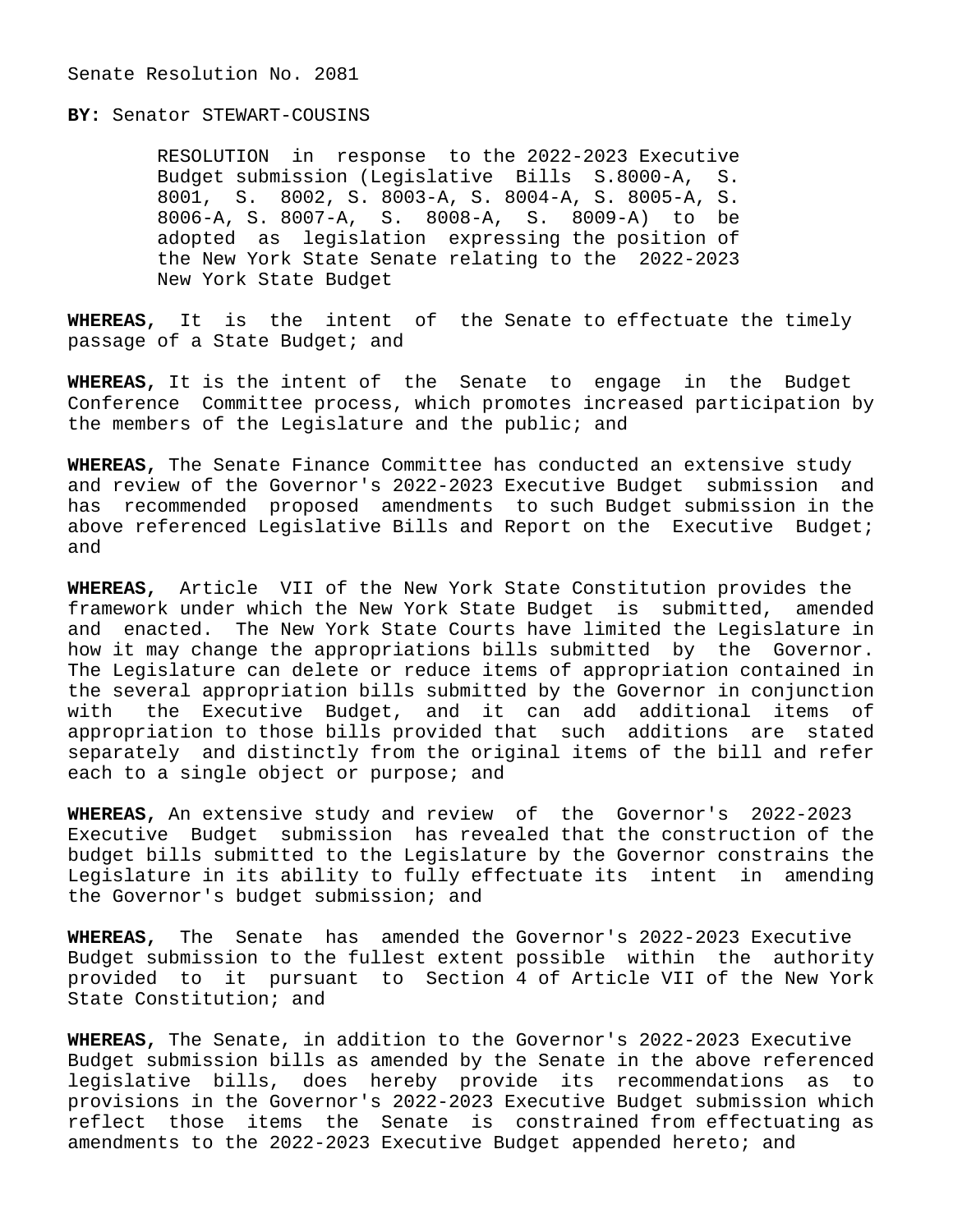Senate Resolution No. 2081

**BY:** Senator STEWART-COUSINS

RESOLUTION in response to the 2022-2023 Executive Budget submission (Legislative Bills S.8000-A, S. 8001, S. 8002, S. 8003-A, S. 8004-A, S. 8005-A, S. 8006-A, S. 8007-A, S. 8008-A, S. 8009-A) to be adopted as legislation expressing the position of the New York State Senate relating to the 2022-2023 New York State Budget

**WHEREAS,** It is the intent of the Senate to effectuate the timely passage of a State Budget; and

**WHEREAS,** It is the intent of the Senate to engage in the Budget Conference Committee process, which promotes increased participation by the members of the Legislature and the public; and

**WHEREAS,** The Senate Finance Committee has conducted an extensive study and review of the Governor's 2022-2023 Executive Budget submission and has recommended proposed amendments to such Budget submission in the above referenced Legislative Bills and Report on the Executive Budget; and

**WHEREAS,** Article VII of the New York State Constitution provides the framework under which the New York State Budget is submitted, amended and enacted. The New York State Courts have limited the Legislature in how it may change the appropriations bills submitted by the Governor. The Legislature can delete or reduce items of appropriation contained in the several appropriation bills submitted by the Governor in conjunction with the Executive Budget, and it can add additional items of appropriation to those bills provided that such additions are stated separately and distinctly from the original items of the bill and refer each to a single object or purpose; and

**WHEREAS,** An extensive study and review of the Governor's 2022-2023 Executive Budget submission has revealed that the construction of the budget bills submitted to the Legislature by the Governor constrains the Legislature in its ability to fully effectuate its intent in amending the Governor's budget submission; and

**WHEREAS,** The Senate has amended the Governor's 2022-2023 Executive Budget submission to the fullest extent possible within the authority provided to it pursuant to Section 4 of Article VII of the New York State Constitution; and

**WHEREAS,** The Senate, in addition to the Governor's 2022-2023 Executive Budget submission bills as amended by the Senate in the above referenced legislative bills, does hereby provide its recommendations as to provisions in the Governor's 2022-2023 Executive Budget submission which reflect those items the Senate is constrained from effectuating as amendments to the 2022-2023 Executive Budget appended hereto; and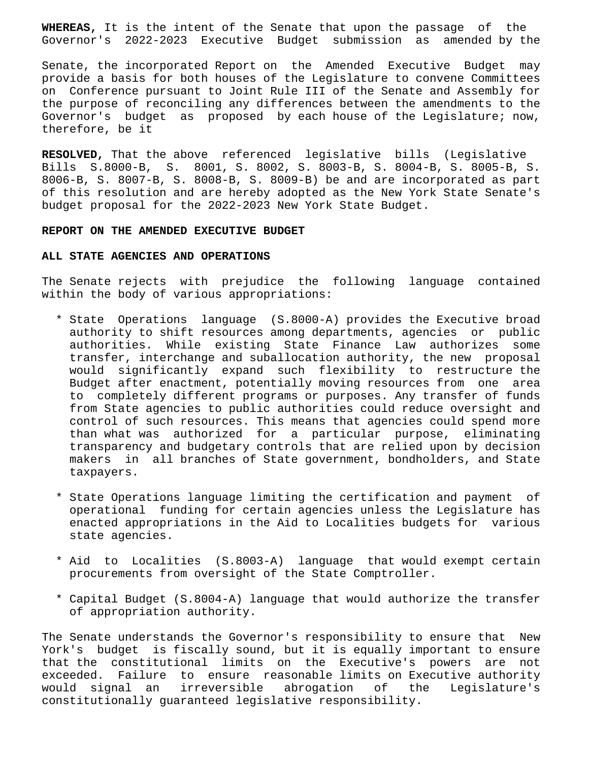**WHEREAS,** It is the intent of the Senate that upon the passage of the Governor's 2022-2023 Executive Budget submission as amended by the Senate, the incorporated Report on the Amended Executive Budget may provide a basis for both houses of the Legislature to convene Committees on Conference pursuant to Joint Rule III of the Senate and Assembly for the purpose of reconciling any differences between the amendments to the Governor's budget as proposed by each house of the Legislature; now, therefore, be it

**RESOLVED,** That the above referenced legislative bills (Legislative Bills S.8000-B, S. 8001, S. 8002, S. 8003-B, S. 8004-B, S. 8005-B, S. 8006-B, S. 8007-B, S. 8008-B, S. 8009-B) be and are incorporated as part of this resolution and are hereby adopted as the New York State Senate's budget proposal for the 2022-2023 New York State Budget.

**REPORT ON THE AMENDED EXECUTIVE BUDGET**

**ALL STATE AGENCIES AND OPERATIONS**

The Senate rejects with prejudice the following language contained within the body of various appropriations:

* State Operations language (S.8000-A) provides the Executive broad authority to shift resources among departments, agencies or public authorities. While existing State Finance Law authorizes some transfer, interchange and suballocation authority, the new proposal would significantly expand such flexibility to restructure the Budget after enactment, potentially moving resources from one area to completely different programs or purposes. Any transfer of funds from State agencies to public authorities could reduce oversight and control of such resources. This means that agencies could spend more than what was authorized for a particular purpose, eliminating transparency and budgetary controls that are relied upon by decision makers in all branches of State government, bondholders, and State taxpayers.

* State Operations language limiting the certification and payment of operational funding for certain agencies unless the Legislature has enacted appropriations in the Aid to Localities budgets for various state agencies.

* Aid to Localities (S.8003-A) language that would exempt certain procurements from oversight of the State Comptroller.

* Capital Budget (S.8004-A) language that would authorize the transfer of appropriation authority.

The Senate understands the Governor's responsibility to ensure that New York's budget is fiscally sound, but it is equally important to ensure that the constitutional limits on the Executive's powers are not exceeded. Failure to ensure reasonable limits on Executive authority would signal an irreversible abrogation of the Legislature's constitutionally guaranteed legislative responsibility.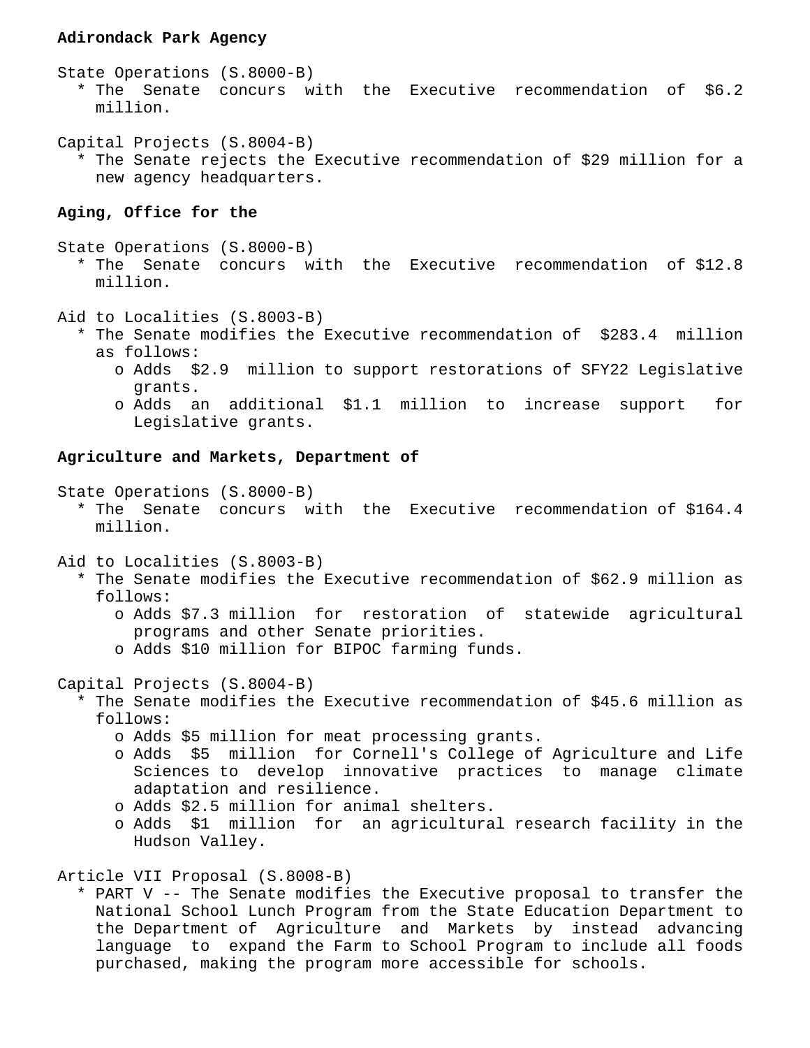**Adirondack Park Agency**

State Operations (S.8000-B)

* The Senate concurs with the Executive recommendation of $6.2 million.

Capital Projects (S.8004-B)

* The Senate rejects the Executive recommendation of $29 million for a new agency headquarters.

**Aging, Office for the**

State Operations (S.8000-B)

* The Senate concurs with the Executive recommendation of $12.8 million.

Aid to Localities (S.8003-B)

* The Senate modifies the Executive recommendation of $283.4 million as follows:
  - Adds $2.9 million to support restorations of SFY22 Legislative grants.
  - Adds an additional $1.1 million to increase support for Legislative grants.

**Agriculture and Markets, Department of**

State Operations (S.8000-B)

* The Senate concurs with the Executive recommendation of $164.4 million.

Aid to Localities (S.8003-B)

* The Senate modifies the Executive recommendation of $62.9 million as follows:
  - Adds $7.3 million for restoration of statewide agricultural programs and other Senate priorities.
  - Adds $10 million for BIPOC farming funds.

Capital Projects (S.8004-B)

* The Senate modifies the Executive recommendation of $45.6 million as follows:
  - Adds $5 million for meat processing grants.
  - Adds $5 million for Cornell's College of Agriculture and Life Sciences to develop innovative practices to manage climate adaptation and resilience.
  - Adds $2.5 million for animal shelters.
  - Adds $1 million for an agricultural research facility in the Hudson Valley.

Article VII Proposal (S.8008-B)

* PART V -- The Senate modifies the Executive proposal to transfer the National School Lunch Program from the State Education Department to the Department of Agriculture and Markets by instead advancing language to expand the Farm to School Program to include all foods purchased, making the program more accessible for schools.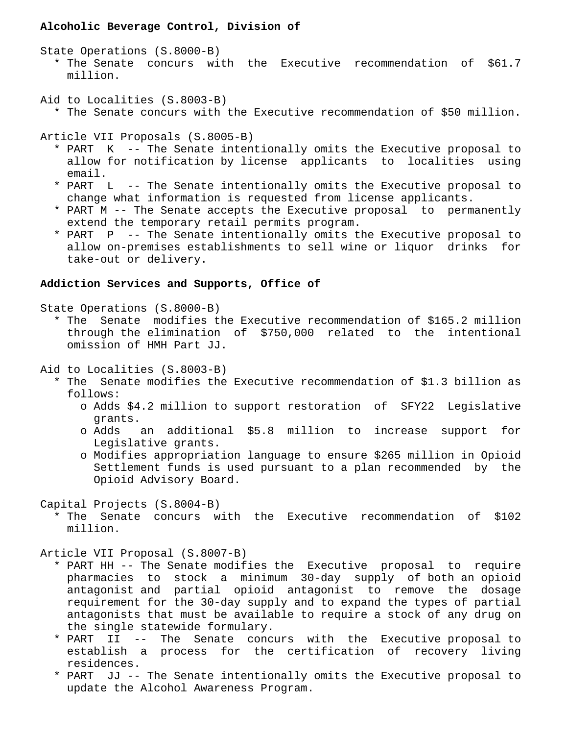**Alcoholic Beverage Control, Division of**

State Operations (S.8000-B)

* The Senate concurs with the Executive recommendation of $61.7 million.

Aid to Localities (S.8003-B)

* The Senate concurs with the Executive recommendation of $50 million.

Article VII Proposals (S.8005-B)

* PART K -- The Senate intentionally omits the Executive proposal to allow for notification by license applicants to localities using email.
* PART L -- The Senate intentionally omits the Executive proposal to change what information is requested from license applicants.
* PART M -- The Senate accepts the Executive proposal to permanently extend the temporary retail permits program.
* PART P -- The Senate intentionally omits the Executive proposal to allow on-premises establishments to sell wine or liquor drinks for take-out or delivery.

**Addiction Services and Supports, Office of**

State Operations (S.8000-B)

* The Senate modifies the Executive recommendation of $165.2 million through the elimination of $750,000 related to the intentional omission of HMH Part JJ.

Aid to Localities (S.8003-B)

* The Senate modifies the Executive recommendation of $1.3 billion as follows:
  * Adds $4.2 million to support restoration of SFY22 Legislative grants.
  * Adds an additional $5.8 million to increase support for Legislative grants.
  * Modifies appropriation language to ensure $265 million in Opioid Settlement funds is used pursuant to a plan recommended by the Opioid Advisory Board.

Capital Projects (S.8004-B)

* The Senate concurs with the Executive recommendation of $102 million.

Article VII Proposal (S.8007-B)

* PART HH -- The Senate modifies the Executive proposal to require pharmacies to stock a minimum 30-day supply of both an opioid antagonist and partial opioid antagonist to remove the dosage requirement for the 30-day supply and to expand the types of partial antagonists that must be available to require a stock of any drug on the single statewide formulary.
* PART II -- The Senate concurs with the Executive proposal to establish a process for the certification of recovery living residences.
* PART JJ -- The Senate intentionally omits the Executive proposal to update the Alcohol Awareness Program.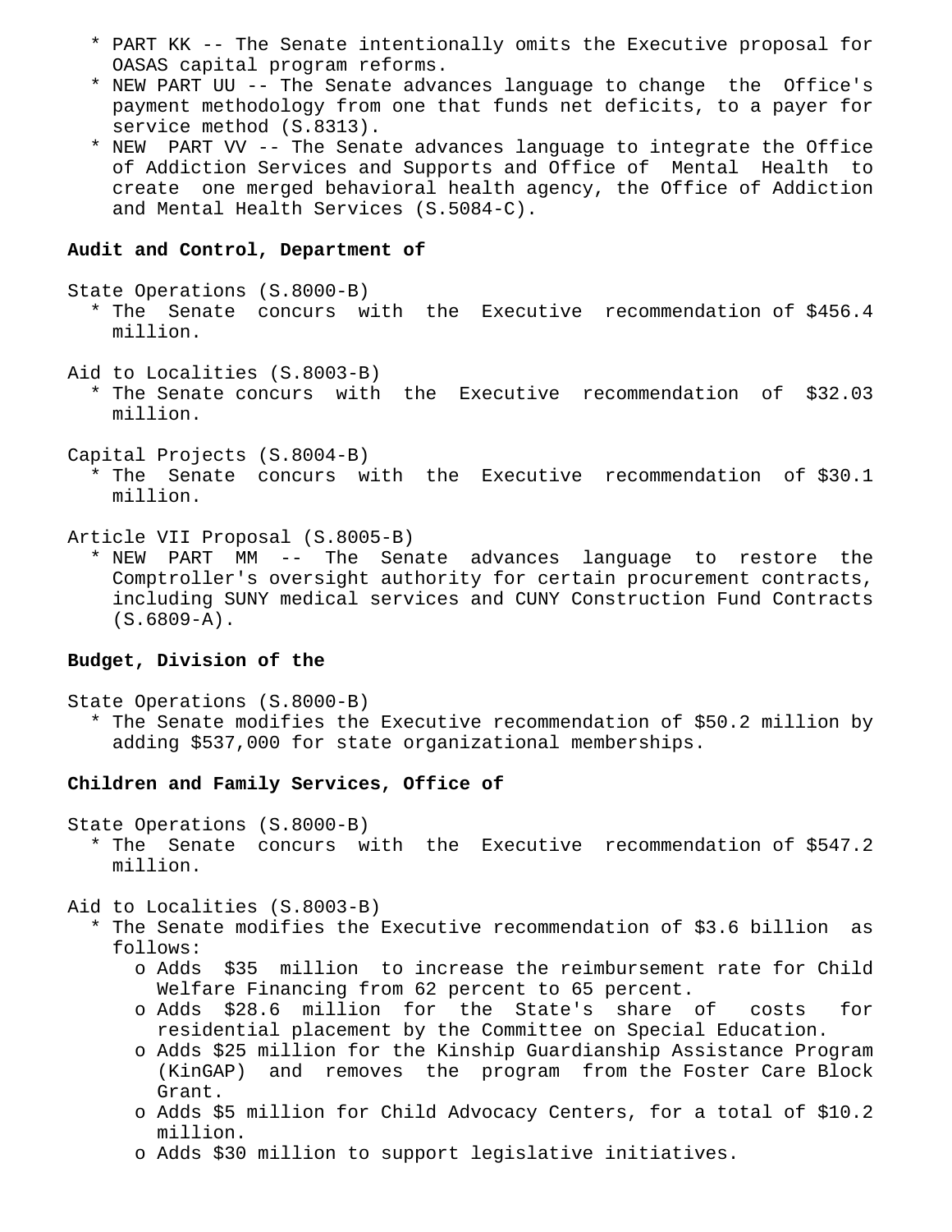* PART KK -- The Senate intentionally omits the Executive proposal for OASAS capital program reforms.
* NEW PART UU -- The Senate advances language to change the Office's payment methodology from one that funds net deficits, to a payer for service method (S.8313).
* NEW PART VV -- The Senate advances language to integrate the Office of Addiction Services and Supports and Office of Mental Health to create one merged behavioral health agency, the Office of Addiction and Mental Health Services (S.5084-C).

**Audit and Control, Department of**

State Operations (S.8000-B)

* The Senate concurs with the Executive recommendation of $456.4 million.

Aid to Localities (S.8003-B)

* The Senate concurs with the Executive recommendation of $32.03 million.

Capital Projects (S.8004-B)

* The Senate concurs with the Executive recommendation of $30.1 million.

Article VII Proposal (S.8005-B)

* NEW PART MM -- The Senate advances language to restore the Comptroller's oversight authority for certain procurement contracts, including SUNY medical services and CUNY Construction Fund Contracts (S.6809-A).

**Budget, Division of the**

State Operations (S.8000-B)

* The Senate modifies the Executive recommendation of $50.2 million by adding $537,000 for state organizational memberships.

**Children and Family Services, Office of**

State Operations (S.8000-B)

* The Senate concurs with the Executive recommendation of $547.2 million.

Aid to Localities (S.8003-B)

* The Senate modifies the Executive recommendation of $3.6 billion as follows:
  * Adds $35 million to increase the reimbursement rate for Child Welfare Financing from 62 percent to 65 percent.
  * Adds $28.6 million for the State's share of costs for residential placement by the Committee on Special Education.
  * Adds $25 million for the Kinship Guardianship Assistance Program (KinGAP) and removes the program from the Foster Care Block Grant.
  * Adds $5 million for Child Advocacy Centers, for a total of $10.2 million.
  * Adds $30 million to support legislative initiatives.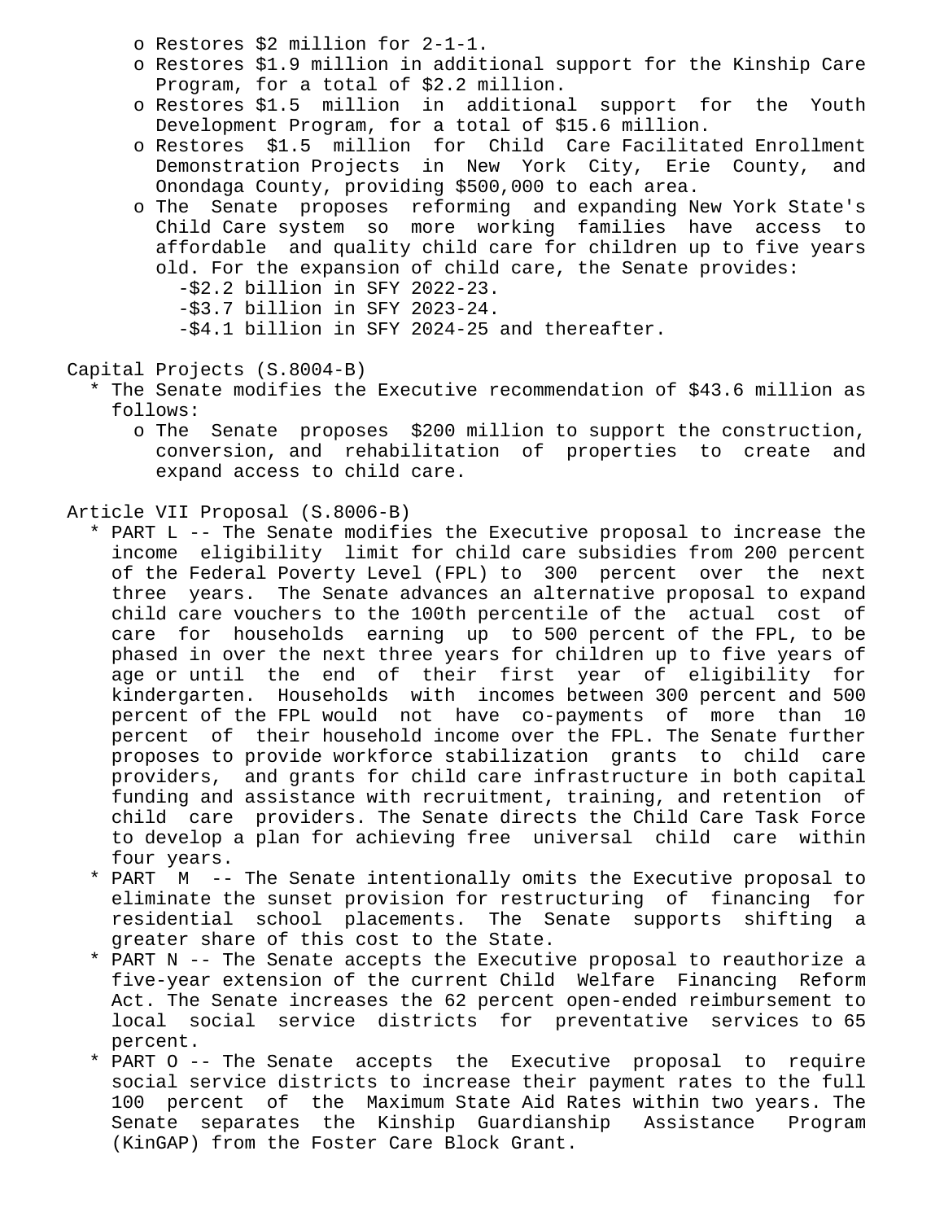- Restores $2 million for 2-1-1.
- Restores $1.9 million in additional support for the Kinship Care Program, for a total of $2.2 million.
- Restores $1.5 million in additional support for the Youth Development Program, for a total of $15.6 million.
- Restores $1.5 million for Child Care Facilitated Enrollment Demonstration Projects in New York City, Erie County, and Onondaga County, providing $500,000 to each area.
- The Senate proposes reforming and expanding New York State's Child Care system so more working families have access to affordable and quality child care for children up to five years old. For the expansion of child care, the Senate provides:
  - $2.2 billion in SFY 2022-23.
  - $3.7 billion in SFY 2023-24.
  - $4.1 billion in SFY 2024-25 and thereafter.

Capital Projects (S.8004-B)

- The Senate modifies the Executive recommendation of $43.6 million as follows:
  - The Senate proposes $200 million to support the construction, conversion, and rehabilitation of properties to create and expand access to child care.

Article VII Proposal (S.8006-B)

- PART L -- The Senate modifies the Executive proposal to increase the income eligibility limit for child care subsidies from 200 percent of the Federal Poverty Level (FPL) to 300 percent over the next three years. The Senate advances an alternative proposal to expand child care vouchers to the 100th percentile of the actual cost of care for households earning up to 500 percent of the FPL, to be phased in over the next three years for children up to five years of age or until the end of their first year of eligibility for kindergarten. Households with incomes between 300 percent and 500 percent of the FPL would not have co-payments of more than 10 percent of their household income over the FPL. The Senate further proposes to provide workforce stabilization grants to child care providers, and grants for child care infrastructure in both capital funding and assistance with recruitment, training, and retention of child care providers. The Senate directs the Child Care Task Force to develop a plan for achieving free universal child care within four years.
- PART M -- The Senate intentionally omits the Executive proposal to eliminate the sunset provision for restructuring of financing for residential school placements. The Senate supports shifting a greater share of this cost to the State.
- PART N -- The Senate accepts the Executive proposal to reauthorize a five-year extension of the current Child Welfare Financing Reform Act. The Senate increases the 62 percent open-ended reimbursement to local social service districts for preventative services to 65 percent.
- PART O -- The Senate accepts the Executive proposal to require social service districts to increase their payment rates to the full 100 percent of the Maximum State Aid Rates within two years. The Senate separates the Kinship Guardianship Assistance Program (KinGAP) from the Foster Care Block Grant.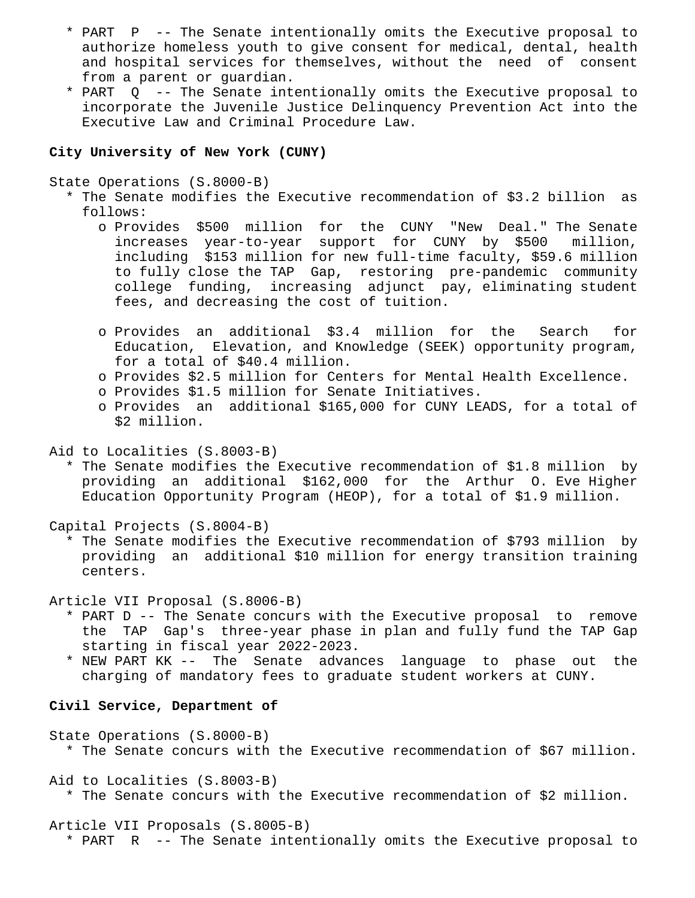* PART P -- The Senate intentionally omits the Executive proposal to authorize homeless youth to give consent for medical, dental, health and hospital services for themselves, without the need of consent from a parent or guardian.
* PART Q -- The Senate intentionally omits the Executive proposal to incorporate the Juvenile Justice Delinquency Prevention Act into the Executive Law and Criminal Procedure Law.

**City University of New York (CUNY)**

State Operations (S.8000-B)

* The Senate modifies the Executive recommendation of $3.2 billion as follows:
    - Provides $500 million for the CUNY "New Deal." The Senate increases year-to-year support for CUNY by $500 million, including $153 million for new full-time faculty, $59.6 million to fully close the TAP Gap, restoring pre-pandemic community college funding, increasing adjunct pay, eliminating student fees, and decreasing the cost of tuition.
    - Provides an additional $3.4 million for the Search for Education, Elevation, and Knowledge (SEEK) opportunity program, for a total of $40.4 million.
    - Provides $2.5 million for Centers for Mental Health Excellence.
    - Provides $1.5 million for Senate Initiatives.
    - Provides an additional $165,000 for CUNY LEADS, for a total of $2 million.

Aid to Localities (S.8003-B)

* The Senate modifies the Executive recommendation of $1.8 million by providing an additional $162,000 for the Arthur O. Eve Higher Education Opportunity Program (HEOP), for a total of $1.9 million.

Capital Projects (S.8004-B)

* The Senate modifies the Executive recommendation of $793 million by providing an additional $10 million for energy transition training centers.

Article VII Proposal (S.8006-B)

* PART D -- The Senate concurs with the Executive proposal to remove the TAP Gap's three-year phase in plan and fully fund the TAP Gap starting in fiscal year 2022-2023.
* NEW PART KK -- The Senate advances language to phase out the charging of mandatory fees to graduate student workers at CUNY.

**Civil Service, Department of**

State Operations (S.8000-B)

* The Senate concurs with the Executive recommendation of $67 million.

Aid to Localities (S.8003-B)

* The Senate concurs with the Executive recommendation of $2 million.

Article VII Proposals (S.8005-B)

* PART R -- The Senate intentionally omits the Executive proposal to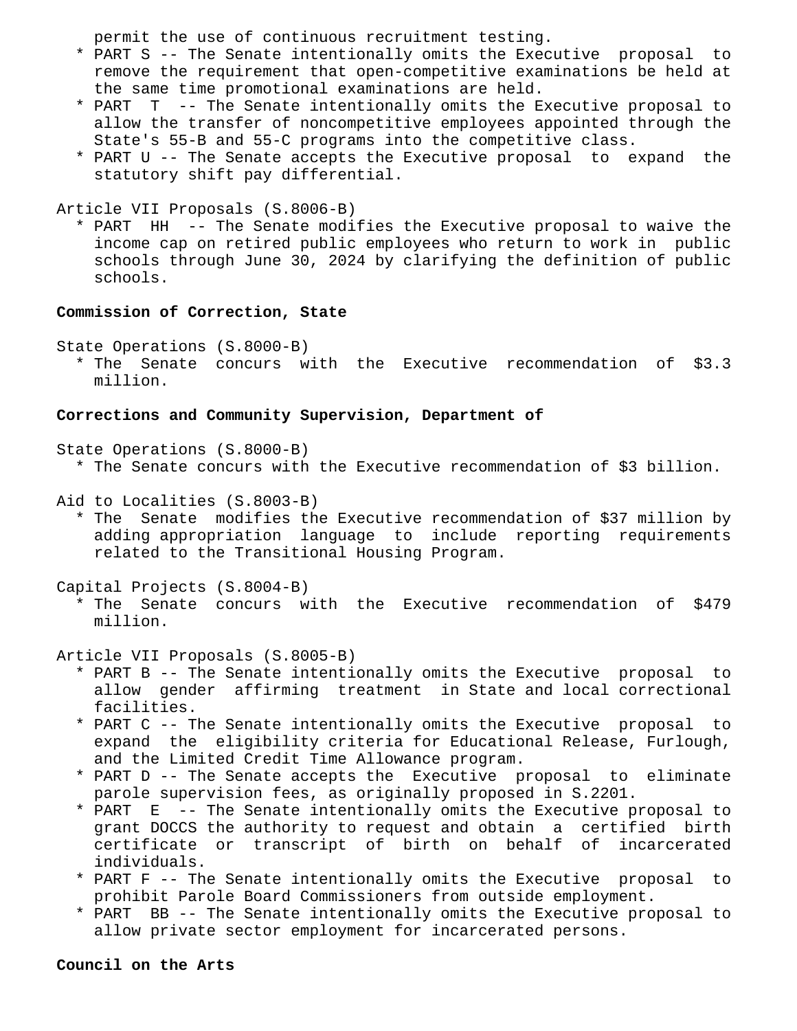permit the use of continuous recruitment testing.

* PART S -- The Senate intentionally omits the Executive proposal to remove the requirement that open-competitive examinations be held at the same time promotional examinations are held.
* PART T -- The Senate intentionally omits the Executive proposal to allow the transfer of noncompetitive employees appointed through the State's 55-B and 55-C programs into the competitive class.
* PART U -- The Senate accepts the Executive proposal to expand the statutory shift pay differential.

Article VII Proposals (S.8006-B)

* PART HH -- The Senate modifies the Executive proposal to waive the income cap on retired public employees who return to work in public schools through June 30, 2024 by clarifying the definition of public schools.

**Commission of Correction, State**

State Operations (S.8000-B)

* The Senate concurs with the Executive recommendation of $3.3 million.

**Corrections and Community Supervision, Department of**

State Operations (S.8000-B)

* The Senate concurs with the Executive recommendation of $3 billion.

Aid to Localities (S.8003-B)

* The Senate modifies the Executive recommendation of $37 million by adding appropriation language to include reporting requirements related to the Transitional Housing Program.

Capital Projects (S.8004-B)

* The Senate concurs with the Executive recommendation of $479 million.

Article VII Proposals (S.8005-B)

* PART B -- The Senate intentionally omits the Executive proposal to allow gender affirming treatment in State and local correctional facilities.
* PART C -- The Senate intentionally omits the Executive proposal to expand the eligibility criteria for Educational Release, Furlough, and the Limited Credit Time Allowance program.
* PART D -- The Senate accepts the Executive proposal to eliminate parole supervision fees, as originally proposed in S.2201.
* PART E -- The Senate intentionally omits the Executive proposal to grant DOCCS the authority to request and obtain a certified birth certificate or transcript of birth on behalf of incarcerated individuals.
* PART F -- The Senate intentionally omits the Executive proposal to prohibit Parole Board Commissioners from outside employment.
* PART BB -- The Senate intentionally omits the Executive proposal to allow private sector employment for incarcerated persons.

**Council on the Arts**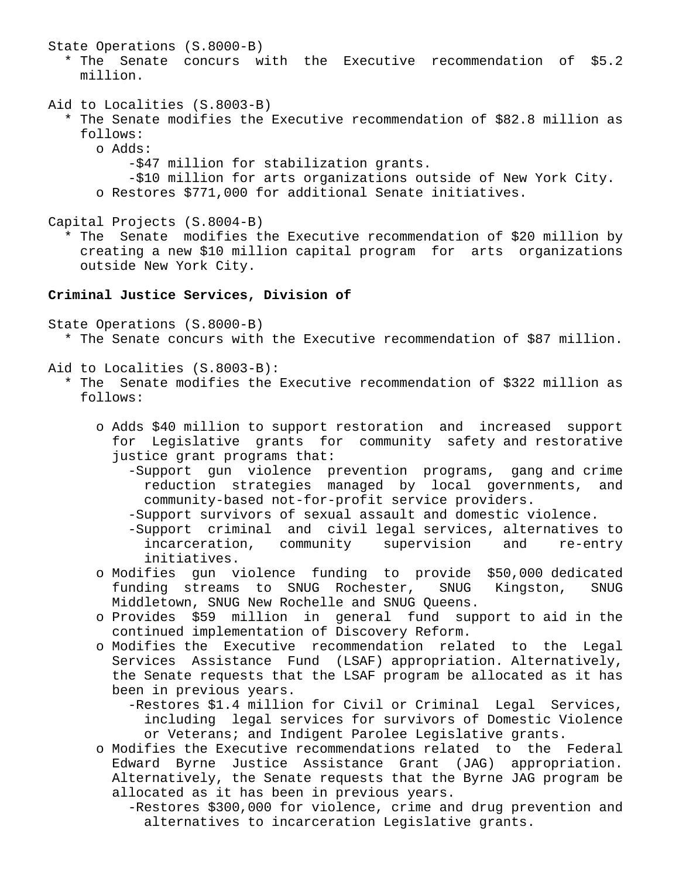State Operations (S.8000-B)

* The Senate concurs with the Executive recommendation of $5.2 million.

Aid to Localities (S.8003-B)

* The Senate modifies the Executive recommendation of $82.8 million as follows:
  - o Adds:
    - -$47 million for stabilization grants.
    - -$10 million for arts organizations outside of New York City.
  - o Restores $771,000 for additional Senate initiatives.

Capital Projects (S.8004-B)

* The Senate modifies the Executive recommendation of $20 million by creating a new $10 million capital program for arts organizations outside New York City.

**Criminal Justice Services, Division of**

State Operations (S.8000-B)

* The Senate concurs with the Executive recommendation of $87 million.

Aid to Localities (S.8003-B):

* The Senate modifies the Executive recommendation of $322 million as follows:
  - o Adds $40 million to support restoration and increased support for Legislative grants for community safety and restorative justice grant programs that:
    - -Support gun violence prevention programs, gang and crime reduction strategies managed by local governments, and community-based not-for-profit service providers.
    - -Support survivors of sexual assault and domestic violence.
    - -Support criminal and civil legal services, alternatives to incarceration, community supervision and re-entry initiatives.
  - o Modifies gun violence funding to provide $50,000 dedicated funding streams to SNUG Rochester, SNUG Kingston, SNUG Middletown, SNUG New Rochelle and SNUG Queens.
  - o Provides $59 million in general fund support to aid in the continued implementation of Discovery Reform.
  - o Modifies the Executive recommendation related to the Legal Services Assistance Fund (LSAF) appropriation. Alternatively, the Senate requests that the LSAF program be allocated as it has been in previous years.
    - -Restores $1.4 million for Civil or Criminal Legal Services, including legal services for survivors of Domestic Violence or Veterans; and Indigent Parolee Legislative grants.
  - o Modifies the Executive recommendations related to the Federal Edward Byrne Justice Assistance Grant (JAG) appropriation. Alternatively, the Senate requests that the Byrne JAG program be allocated as it has been in previous years.
    - -Restores $300,000 for violence, crime and drug prevention and alternatives to incarceration Legislative grants.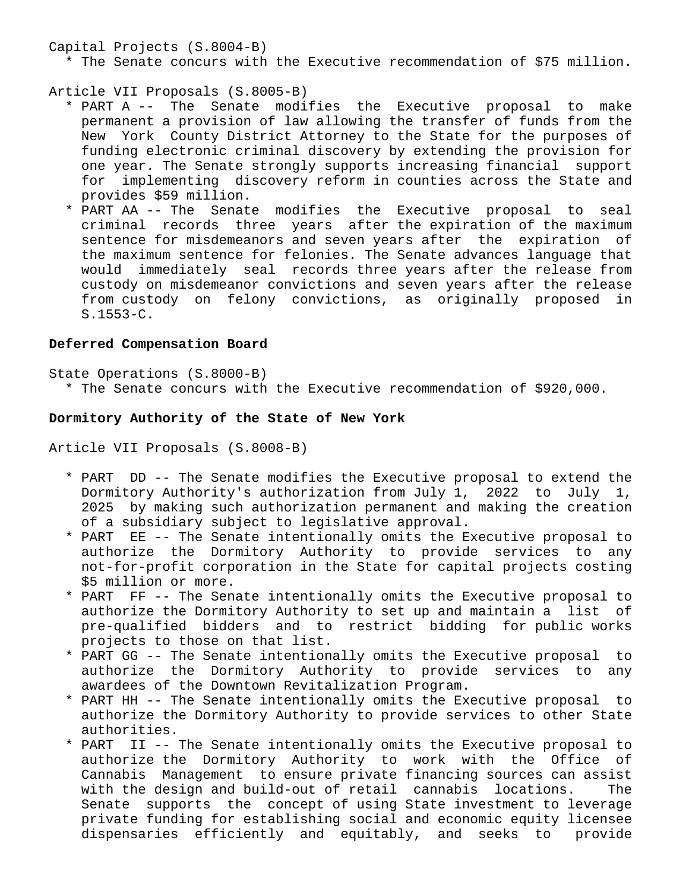Capital Projects (S.8004-B)

* The Senate concurs with the Executive recommendation of $75 million.

Article VII Proposals (S.8005-B)

* PART A -- The Senate modifies the Executive proposal to make permanent a provision of law allowing the transfer of funds from the New York County District Attorney to the State for the purposes of funding electronic criminal discovery by extending the provision for one year. The Senate strongly supports increasing financial support for implementing discovery reform in counties across the State and provides $59 million.
* PART AA -- The Senate modifies the Executive proposal to seal criminal records three years after the expiration of the maximum sentence for misdemeanors and seven years after the expiration of the maximum sentence for felonies. The Senate advances language that would immediately seal records three years after the release from custody on misdemeanor convictions and seven years after the release from custody on felony convictions, as originally proposed in S.1553-C.

**Deferred Compensation Board**

State Operations (S.8000-B)

* The Senate concurs with the Executive recommendation of $920,000.

**Dormitory Authority of the State of New York**

Article VII Proposals (S.8008-B)

* PART DD -- The Senate modifies the Executive proposal to extend the Dormitory Authority's authorization from July 1, 2022 to July 1, 2025 by making such authorization permanent and making the creation of a subsidiary subject to legislative approval.
* PART EE -- The Senate intentionally omits the Executive proposal to authorize the Dormitory Authority to provide services to any not-for-profit corporation in the State for capital projects costing $5 million or more.
* PART FF -- The Senate intentionally omits the Executive proposal to authorize the Dormitory Authority to set up and maintain a list of pre-qualified bidders and to restrict bidding for public works projects to those on that list.
* PART GG -- The Senate intentionally omits the Executive proposal to authorize the Dormitory Authority to provide services to any awardees of the Downtown Revitalization Program.
* PART HH -- The Senate intentionally omits the Executive proposal to authorize the Dormitory Authority to provide services to other State authorities.
* PART II -- The Senate intentionally omits the Executive proposal to authorize the Dormitory Authority to work with the Office of Cannabis Management to ensure private financing sources can assist with the design and build-out of retail cannabis locations. The Senate supports the concept of using State investment to leverage private funding for establishing social and economic equity licensee dispensaries efficiently and equitably, and seeks to provide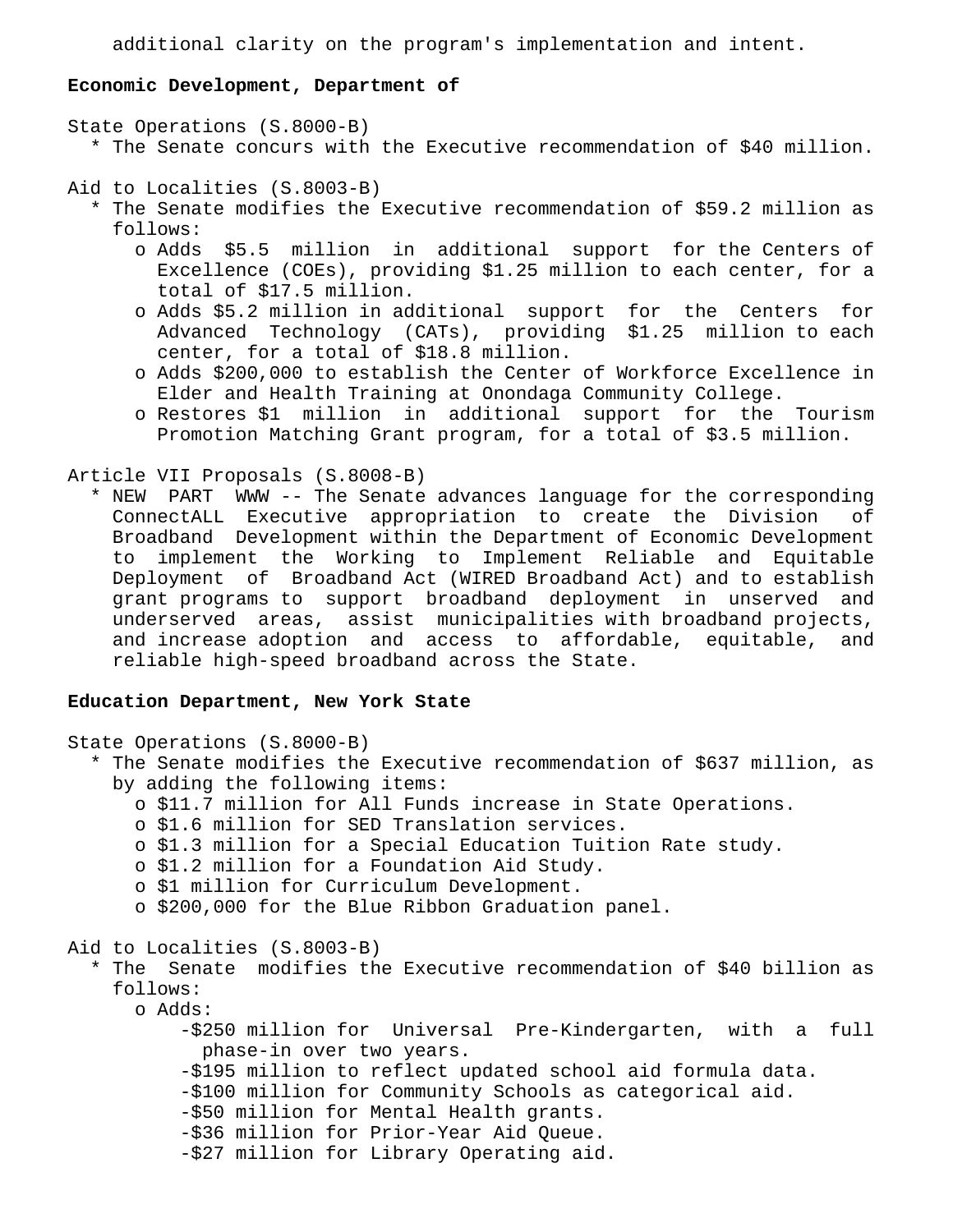additional clarity on the program's implementation and intent.

**Economic Development, Department of**

State Operations (S.8000-B)

* The Senate concurs with the Executive recommendation of $40 million.

Aid to Localities (S.8003-B)

* The Senate modifies the Executive recommendation of $59.2 million as follows:
  - Adds $5.5 million in additional support for the Centers of Excellence (COEs), providing $1.25 million to each center, for a total of $17.5 million.
  - Adds $5.2 million in additional support for the Centers for Advanced Technology (CATs), providing $1.25 million to each center, for a total of $18.8 million.
  - Adds $200,000 to establish the Center of Workforce Excellence in Elder and Health Training at Onondaga Community College.
  - Restores $1 million in additional support for the Tourism Promotion Matching Grant program, for a total of $3.5 million.

Article VII Proposals (S.8008-B)

* NEW PART WWW -- The Senate advances language for the corresponding ConnectALL Executive appropriation to create the Division of Broadband Development within the Department of Economic Development to implement the Working to Implement Reliable and Equitable Deployment of Broadband Act (WIRED Broadband Act) and to establish grant programs to support broadband deployment in unserved and underserved areas, assist municipalities with broadband projects, and increase adoption and access to affordable, equitable, and reliable high-speed broadband across the State.

**Education Department, New York State**

State Operations (S.8000-B)

* The Senate modifies the Executive recommendation of $637 million, as by adding the following items:
  - $11.7 million for All Funds increase in State Operations.
  - $1.6 million for SED Translation services.
  - $1.3 million for a Special Education Tuition Rate study.
  - $1.2 million for a Foundation Aid Study.
  - $1 million for Curriculum Development.
  - $200,000 for the Blue Ribbon Graduation panel.

Aid to Localities (S.8003-B)

* The Senate modifies the Executive recommendation of $40 billion as follows:
  - Adds:
    - -$250 million for Universal Pre-Kindergarten, with a full phase-in over two years.
    - -$195 million to reflect updated school aid formula data.
    - -$100 million for Community Schools as categorical aid.
    - -$50 million for Mental Health grants.
    - -$36 million for Prior-Year Aid Queue.
    - -$27 million for Library Operating aid.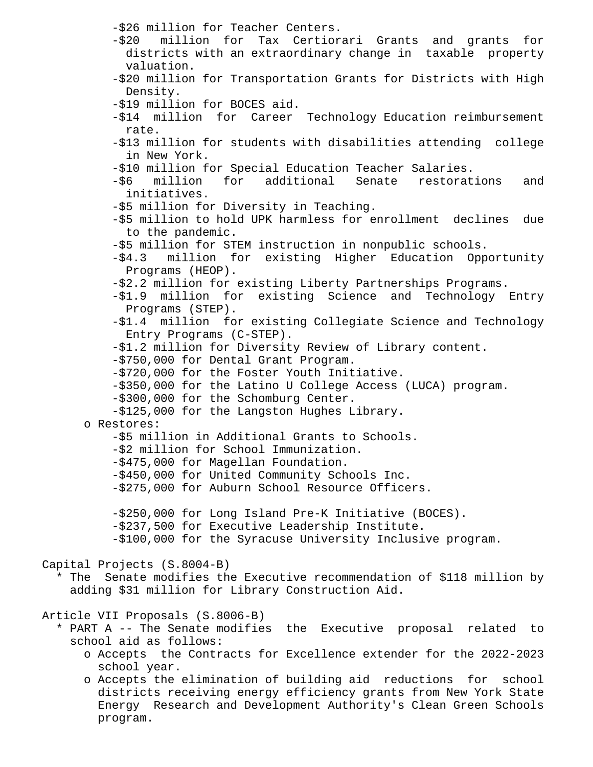- $26 million for Teacher Centers.
- $20 million for Tax Certiorari Grants and grants for districts with an extraordinary change in taxable property valuation.
- $20 million for Transportation Grants for Districts with High Density.
- $19 million for BOCES aid.
- $14 million for Career Technology Education reimbursement rate.
- $13 million for students with disabilities attending college in New York.
- $10 million for Special Education Teacher Salaries.
- $6 million for additional Senate restorations and initiatives.
- $5 million for Diversity in Teaching.
- $5 million to hold UPK harmless for enrollment declines due to the pandemic.
- $5 million for STEM instruction in nonpublic schools.
- $4.3 million for existing Higher Education Opportunity Programs (HEOP).
- $2.2 million for existing Liberty Partnerships Programs.
- $1.9 million for existing Science and Technology Entry Programs (STEP).
- $1.4 million for existing Collegiate Science and Technology Entry Programs (C-STEP).
- $1.2 million for Diversity Review of Library content.
- $750,000 for Dental Grant Program.
- $720,000 for the Foster Youth Initiative.
- $350,000 for the Latino U College Access (LUCA) program.
- $300,000 for the Schomburg Center.
- $125,000 for the Langston Hughes Library.

o Restores:

- $5 million in Additional Grants to Schools.
- $2 million for School Immunization.
- $475,000 for Magellan Foundation.
- $450,000 for United Community Schools Inc.
- $275,000 for Auburn School Resource Officers.
- $250,000 for Long Island Pre-K Initiative (BOCES).
- $237,500 for Executive Leadership Institute.
- $100,000 for the Syracuse University Inclusive program.

Capital Projects (S.8004-B)

* The Senate modifies the Executive recommendation of $118 million by adding $31 million for Library Construction Aid.

Article VII Proposals (S.8006-B)

* PART A -- The Senate modifies the Executive proposal related to school aid as follows:
  - o Accepts the Contracts for Excellence extender for the 2022-2023 school year.
  - o Accepts the elimination of building aid reductions for school districts receiving energy efficiency grants from New York State Energy Research and Development Authority's Clean Green Schools program.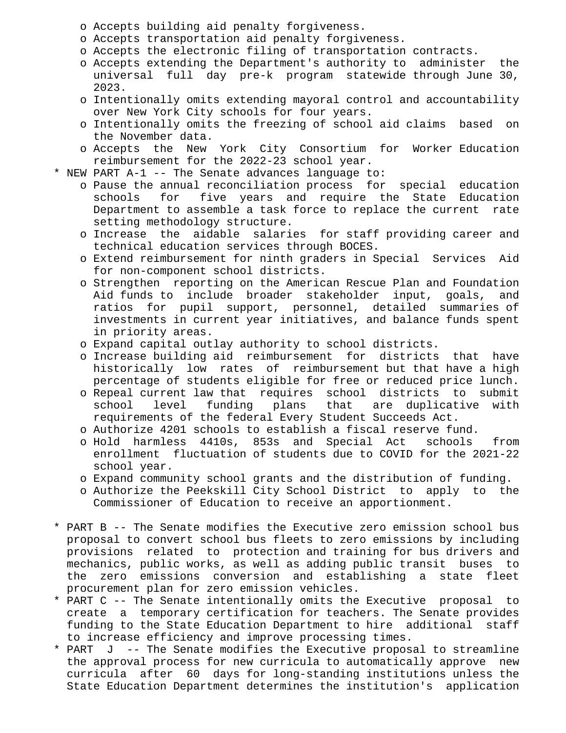- o Accepts building aid penalty forgiveness.
  - o Accepts transportation aid penalty forgiveness.
  - o Accepts the electronic filing of transportation contracts.
  - o Accepts extending the Department's authority to administer the universal full day pre-k program statewide through June 30, 2023.
  - o Intentionally omits extending mayoral control and accountability over New York City schools for four years.
  - o Intentionally omits the freezing of school aid claims based on the November data.
  - o Accepts the New York City Consortium for Worker Education reimbursement for the 2022-23 school year.

* NEW PART A-1 -- The Senate advances language to:
  - o Pause the annual reconciliation process for special education schools for five years and require the State Education Department to assemble a task force to replace the current rate setting methodology structure.
  - o Increase the aidable salaries for staff providing career and technical education services through BOCES.
  - o Extend reimbursement for ninth graders in Special Services Aid for non-component school districts.
  - o Strengthen reporting on the American Rescue Plan and Foundation Aid funds to include broader stakeholder input, goals, and ratios for pupil support, personnel, detailed summaries of investments in current year initiatives, and balance funds spent in priority areas.
  - o Expand capital outlay authority to school districts.
  - o Increase building aid reimbursement for districts that have historically low rates of reimbursement but that have a high percentage of students eligible for free or reduced price lunch.
  - o Repeal current law that requires school districts to submit school level funding plans that are duplicative with requirements of the federal Every Student Succeeds Act.
  - o Authorize 4201 schools to establish a fiscal reserve fund.
  - o Hold harmless 4410s, 853s and Special Act schools from enrollment fluctuation of students due to COVID for the 2021-22 school year.
  - o Expand community school grants and the distribution of funding.
  - o Authorize the Peekskill City School District to apply to the Commissioner of Education to receive an apportionment.

* PART B -- The Senate modifies the Executive zero emission school bus proposal to convert school bus fleets to zero emissions by including provisions related to protection and training for bus drivers and mechanics, public works, as well as adding public transit buses to the zero emissions conversion and establishing a state fleet procurement plan for zero emission vehicles.
* PART C -- The Senate intentionally omits the Executive proposal to create a temporary certification for teachers. The Senate provides funding to the State Education Department to hire additional staff to increase efficiency and improve processing times.
* PART J -- The Senate modifies the Executive proposal to streamline the approval process for new curricula to automatically approve new curricula after 60 days for long-standing institutions unless the State Education Department determines the institution's application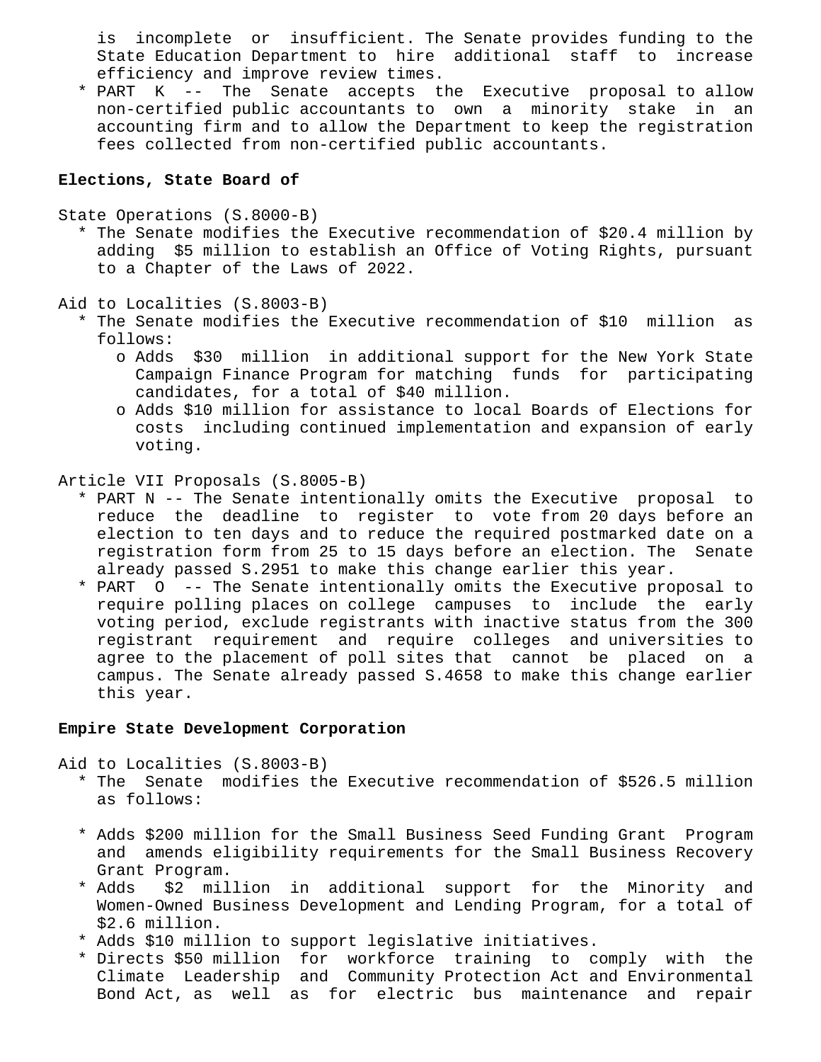is incomplete or insufficient. The Senate provides funding to the State Education Department to hire additional staff to increase efficiency and improve review times.

* PART K -- The Senate accepts the Executive proposal to allow non-certified public accountants to own a minority stake in an accounting firm and to allow the Department to keep the registration fees collected from non-certified public accountants.

**Elections, State Board of**

State Operations (S.8000-B)

* The Senate modifies the Executive recommendation of $20.4 million by adding $5 million to establish an Office of Voting Rights, pursuant to a Chapter of the Laws of 2022.

Aid to Localities (S.8003-B)

* The Senate modifies the Executive recommendation of $10 million as follows:
  - Adds $30 million in additional support for the New York State Campaign Finance Program for matching funds for participating candidates, for a total of $40 million.
  - Adds $10 million for assistance to local Boards of Elections for costs including continued implementation and expansion of early voting.

Article VII Proposals (S.8005-B)

* PART N -- The Senate intentionally omits the Executive proposal to reduce the deadline to register to vote from 20 days before an election to ten days and to reduce the required postmarked date on a registration form from 25 to 15 days before an election. The Senate already passed S.2951 to make this change earlier this year.
* PART O -- The Senate intentionally omits the Executive proposal to require polling places on college campuses to include the early voting period, exclude registrants with inactive status from the 300 registrant requirement and require colleges and universities to agree to the placement of poll sites that cannot be placed on a campus. The Senate already passed S.4658 to make this change earlier this year.

**Empire State Development Corporation**

Aid to Localities (S.8003-B)

* The Senate modifies the Executive recommendation of $526.5 million as follows:

* Adds $200 million for the Small Business Seed Funding Grant Program and amends eligibility requirements for the Small Business Recovery Grant Program.
* Adds $2 million in additional support for the Minority and Women-Owned Business Development and Lending Program, for a total of $2.6 million.
* Adds $10 million to support legislative initiatives.
* Directs $50 million for workforce training to comply with the Climate Leadership and Community Protection Act and Environmental Bond Act, as well as for electric bus maintenance and repair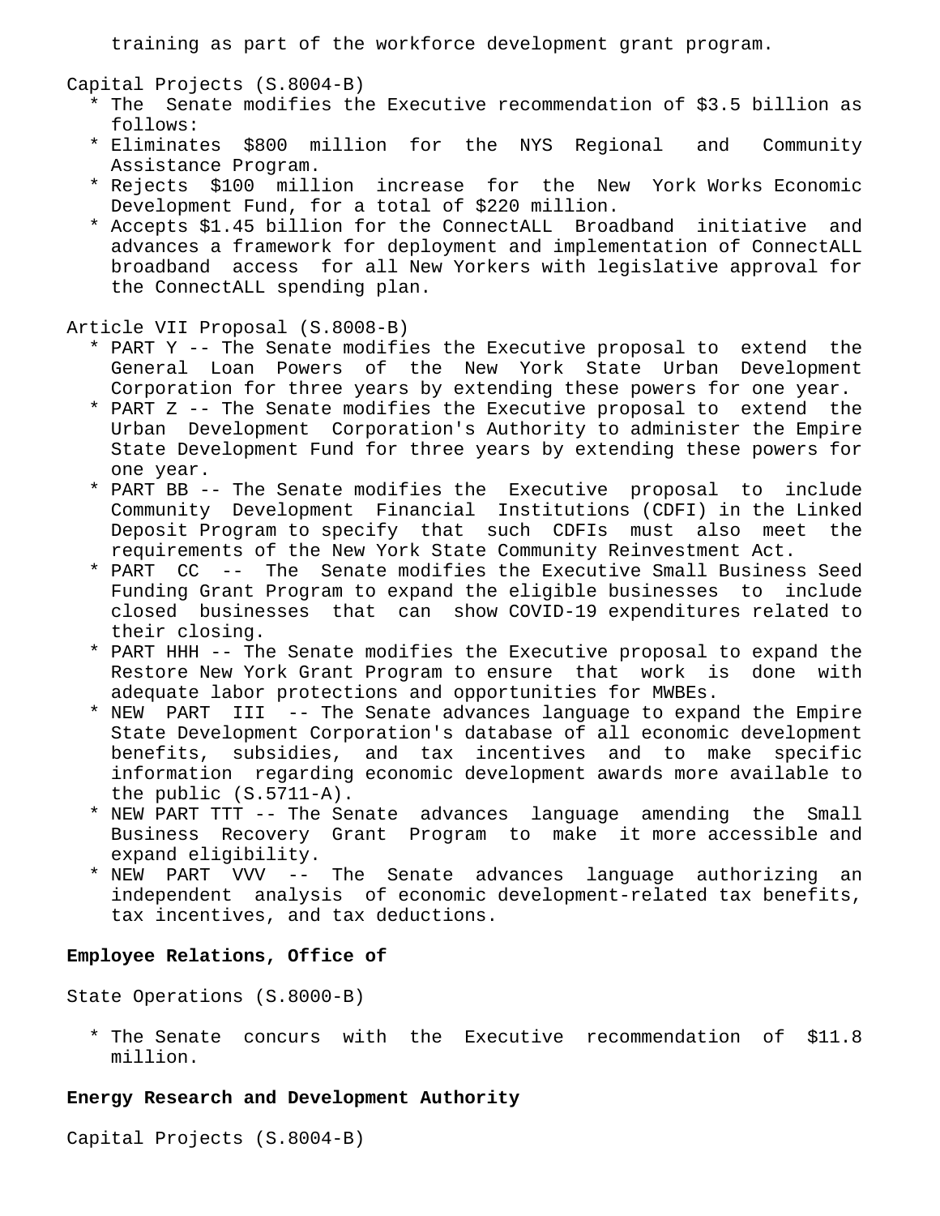training as part of the workforce development grant program.

Capital Projects (S.8004-B)

* The Senate modifies the Executive recommendation of $3.5 billion as follows:
* Eliminates $800 million for the NYS Regional and Community Assistance Program.
* Rejects $100 million increase for the New York Works Economic Development Fund, for a total of $220 million.
* Accepts $1.45 billion for the ConnectALL Broadband initiative and advances a framework for deployment and implementation of ConnectALL broadband access for all New Yorkers with legislative approval for the ConnectALL spending plan.

Article VII Proposal (S.8008-B)

* PART Y -- The Senate modifies the Executive proposal to extend the General Loan Powers of the New York State Urban Development Corporation for three years by extending these powers for one year.
* PART Z -- The Senate modifies the Executive proposal to extend the Urban Development Corporation's Authority to administer the Empire State Development Fund for three years by extending these powers for one year.
* PART BB -- The Senate modifies the Executive proposal to include Community Development Financial Institutions (CDFI) in the Linked Deposit Program to specify that such CDFIs must also meet the requirements of the New York State Community Reinvestment Act.
* PART CC -- The Senate modifies the Executive Small Business Seed Funding Grant Program to expand the eligible businesses to include closed businesses that can show COVID-19 expenditures related to their closing.
* PART HHH -- The Senate modifies the Executive proposal to expand the Restore New York Grant Program to ensure that work is done with adequate labor protections and opportunities for MWBEs.
* NEW PART III -- The Senate advances language to expand the Empire State Development Corporation's database of all economic development benefits, subsidies, and tax incentives and to make specific information regarding economic development awards more available to the public (S.5711-A).
* NEW PART TTT -- The Senate advances language amending the Small Business Recovery Grant Program to make it more accessible and expand eligibility.
* NEW PART VVV -- The Senate advances language authorizing an independent analysis of economic development-related tax benefits, tax incentives, and tax deductions.

**Employee Relations, Office of**

State Operations (S.8000-B)

* The Senate concurs with the Executive recommendation of $11.8 million.

**Energy Research and Development Authority**

Capital Projects (S.8004-B)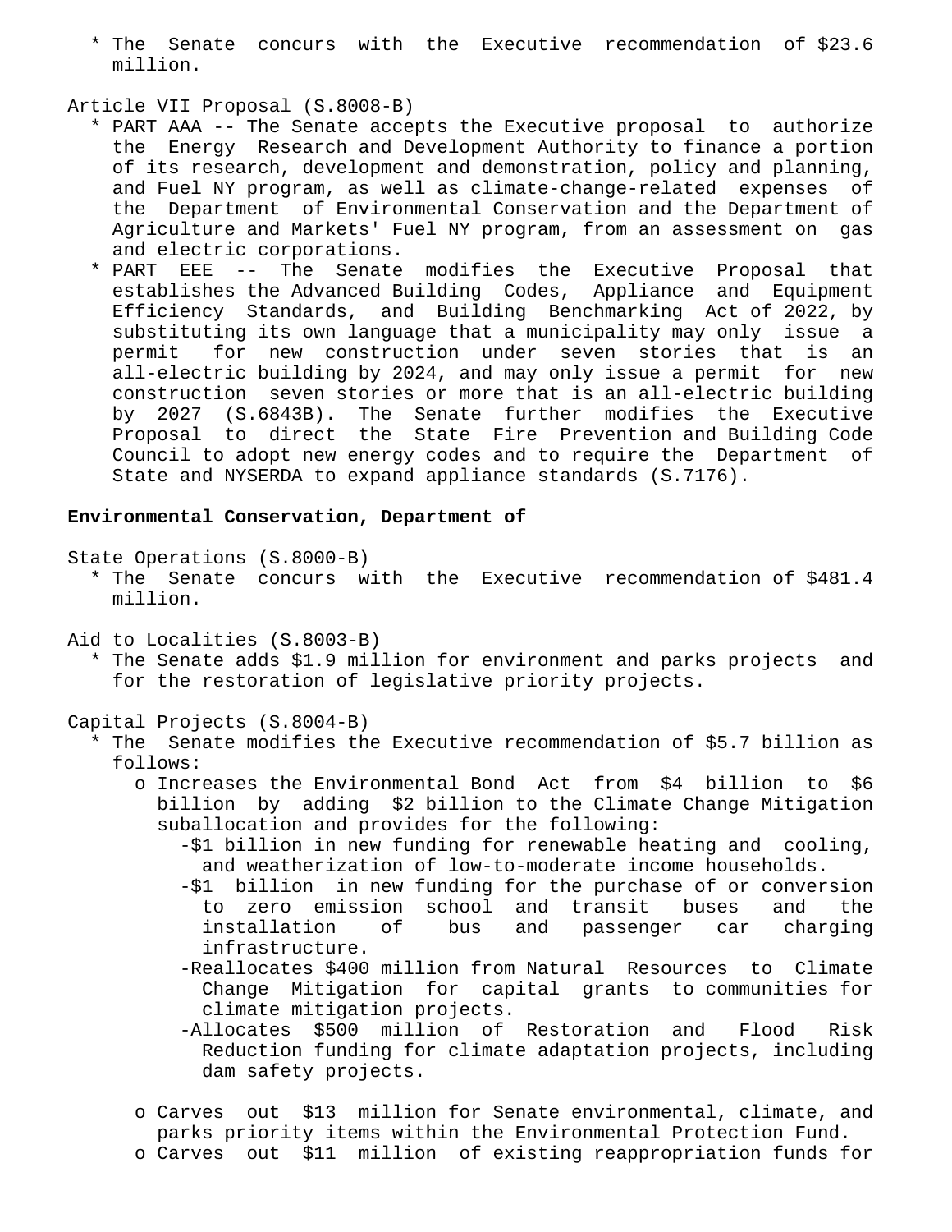* The Senate concurs with the Executive recommendation of $23.6 million.

Article VII Proposal (S.8008-B)

* PART AAA -- The Senate accepts the Executive proposal to authorize the Energy Research and Development Authority to finance a portion of its research, development and demonstration, policy and planning, and Fuel NY program, as well as climate-change-related expenses of the Department of Environmental Conservation and the Department of Agriculture and Markets' Fuel NY program, from an assessment on gas and electric corporations.
* PART EEE -- The Senate modifies the Executive Proposal that establishes the Advanced Building Codes, Appliance and Equipment Efficiency Standards, and Building Benchmarking Act of 2022, by substituting its own language that a municipality may only issue a permit for new construction under seven stories that is an all-electric building by 2024, and may only issue a permit for new construction seven stories or more that is an all-electric building by 2027 (S.6843B). The Senate further modifies the Executive Proposal to direct the State Fire Prevention and Building Code Council to adopt new energy codes and to require the Department of State and NYSERDA to expand appliance standards (S.7176).

**Environmental Conservation, Department of**

State Operations (S.8000-B)

* The Senate concurs with the Executive recommendation of $481.4 million.

Aid to Localities (S.8003-B)

* The Senate adds $1.9 million for environment and parks projects and for the restoration of legislative priority projects.

Capital Projects (S.8004-B)

* The Senate modifies the Executive recommendation of $5.7 billion as follows:
  - Increases the Environmental Bond Act from $4 billion to $6 billion by adding $2 billion to the Climate Change Mitigation suballocation and provides for the following:
    - $1 billion in new funding for renewable heating and cooling, and weatherization of low-to-moderate income households.
    - $1 billion in new funding for the purchase of or conversion to zero emission school and transit buses and the installation of bus and passenger car charging infrastructure.
    - Reallocates $400 million from Natural Resources to Climate Change Mitigation for capital grants to communities for climate mitigation projects.
    - Allocates $500 million of Restoration and Flood Risk Reduction funding for climate adaptation projects, including dam safety projects.
  - Carves out $13 million for Senate environmental, climate, and parks priority items within the Environmental Protection Fund.
  - Carves out $11 million of existing reappropriation funds for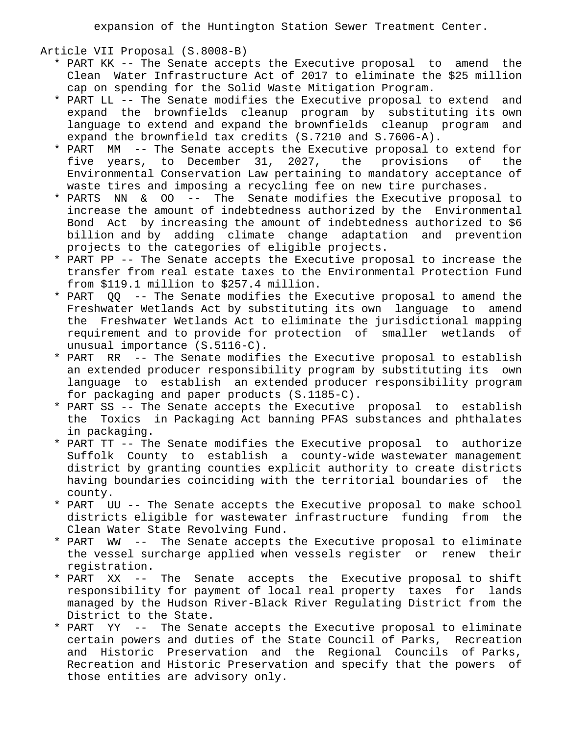expansion of the Huntington Station Sewer Treatment Center.

Article VII Proposal (S.8008-B)

* PART KK -- The Senate accepts the Executive proposal to amend the Clean Water Infrastructure Act of 2017 to eliminate the $25 million cap on spending for the Solid Waste Mitigation Program.
* PART LL -- The Senate modifies the Executive proposal to extend and expand the brownfields cleanup program by substituting its own language to extend and expand the brownfields cleanup program and expand the brownfield tax credits (S.7210 and S.7606-A).
* PART MM -- The Senate accepts the Executive proposal to extend for five years, to December 31, 2027, the provisions of the Environmental Conservation Law pertaining to mandatory acceptance of waste tires and imposing a recycling fee on new tire purchases.
* PARTS NN & OO -- The Senate modifies the Executive proposal to increase the amount of indebtedness authorized by the Environmental Bond Act by increasing the amount of indebtedness authorized to $6 billion and by adding climate change adaptation and prevention projects to the categories of eligible projects.
* PART PP -- The Senate accepts the Executive proposal to increase the transfer from real estate taxes to the Environmental Protection Fund from $119.1 million to $257.4 million.
* PART QQ -- The Senate modifies the Executive proposal to amend the Freshwater Wetlands Act by substituting its own language to amend the Freshwater Wetlands Act to eliminate the jurisdictional mapping requirement and to provide for protection of smaller wetlands of unusual importance (S.5116-C).
* PART RR -- The Senate modifies the Executive proposal to establish an extended producer responsibility program by substituting its own language to establish an extended producer responsibility program for packaging and paper products (S.1185-C).
* PART SS -- The Senate accepts the Executive proposal to establish the Toxics in Packaging Act banning PFAS substances and phthalates in packaging.
* PART TT -- The Senate modifies the Executive proposal to authorize Suffolk County to establish a county-wide wastewater management district by granting counties explicit authority to create districts having boundaries coinciding with the territorial boundaries of the county.
* PART UU -- The Senate accepts the Executive proposal to make school districts eligible for wastewater infrastructure funding from the Clean Water State Revolving Fund.
* PART WW -- The Senate accepts the Executive proposal to eliminate the vessel surcharge applied when vessels register or renew their registration.
* PART XX -- The Senate accepts the Executive proposal to shift responsibility for payment of local real property taxes for lands managed by the Hudson River-Black River Regulating District from the District to the State.
* PART YY -- The Senate accepts the Executive proposal to eliminate certain powers and duties of the State Council of Parks, Recreation and Historic Preservation and the Regional Councils of Parks, Recreation and Historic Preservation and specify that the powers of those entities are advisory only.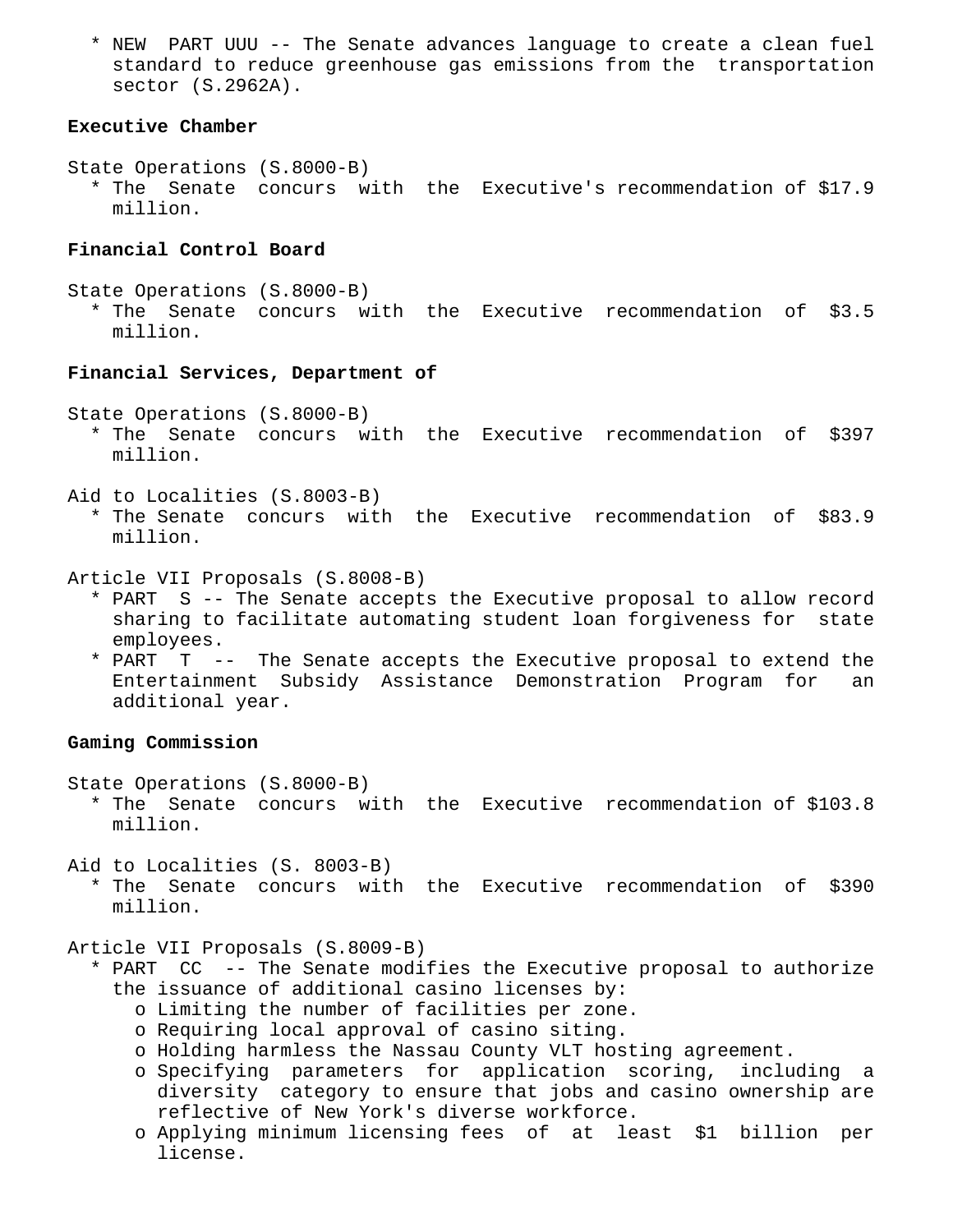* NEW PART UUU -- The Senate advances language to create a clean fuel standard to reduce greenhouse gas emissions from the transportation sector (S.2962A).

**Executive Chamber**

State Operations (S.8000-B)

* The Senate concurs with the Executive's recommendation of $17.9 million.

**Financial Control Board**

State Operations (S.8000-B)

* The Senate concurs with the Executive recommendation of $3.5 million.

**Financial Services, Department of**

State Operations (S.8000-B)

* The Senate concurs with the Executive recommendation of $397 million.

Aid to Localities (S.8003-B)

* The Senate concurs with the Executive recommendation of $83.9 million.

Article VII Proposals (S.8008-B)

* PART S -- The Senate accepts the Executive proposal to allow record sharing to facilitate automating student loan forgiveness for state employees.
* PART T -- The Senate accepts the Executive proposal to extend the Entertainment Subsidy Assistance Demonstration Program for an additional year.

**Gaming Commission**

State Operations (S.8000-B)

* The Senate concurs with the Executive recommendation of $103.8 million.

Aid to Localities (S. 8003-B)

* The Senate concurs with the Executive recommendation of $390 million.

Article VII Proposals (S.8009-B)

* PART CC -- The Senate modifies the Executive proposal to authorize the issuance of additional casino licenses by:
  - Limiting the number of facilities per zone.
  - Requiring local approval of casino siting.
  - Holding harmless the Nassau County VLT hosting agreement.
  - Specifying parameters for application scoring, including a diversity category to ensure that jobs and casino ownership are reflective of New York's diverse workforce.
  - Applying minimum licensing fees of at least $1 billion per license.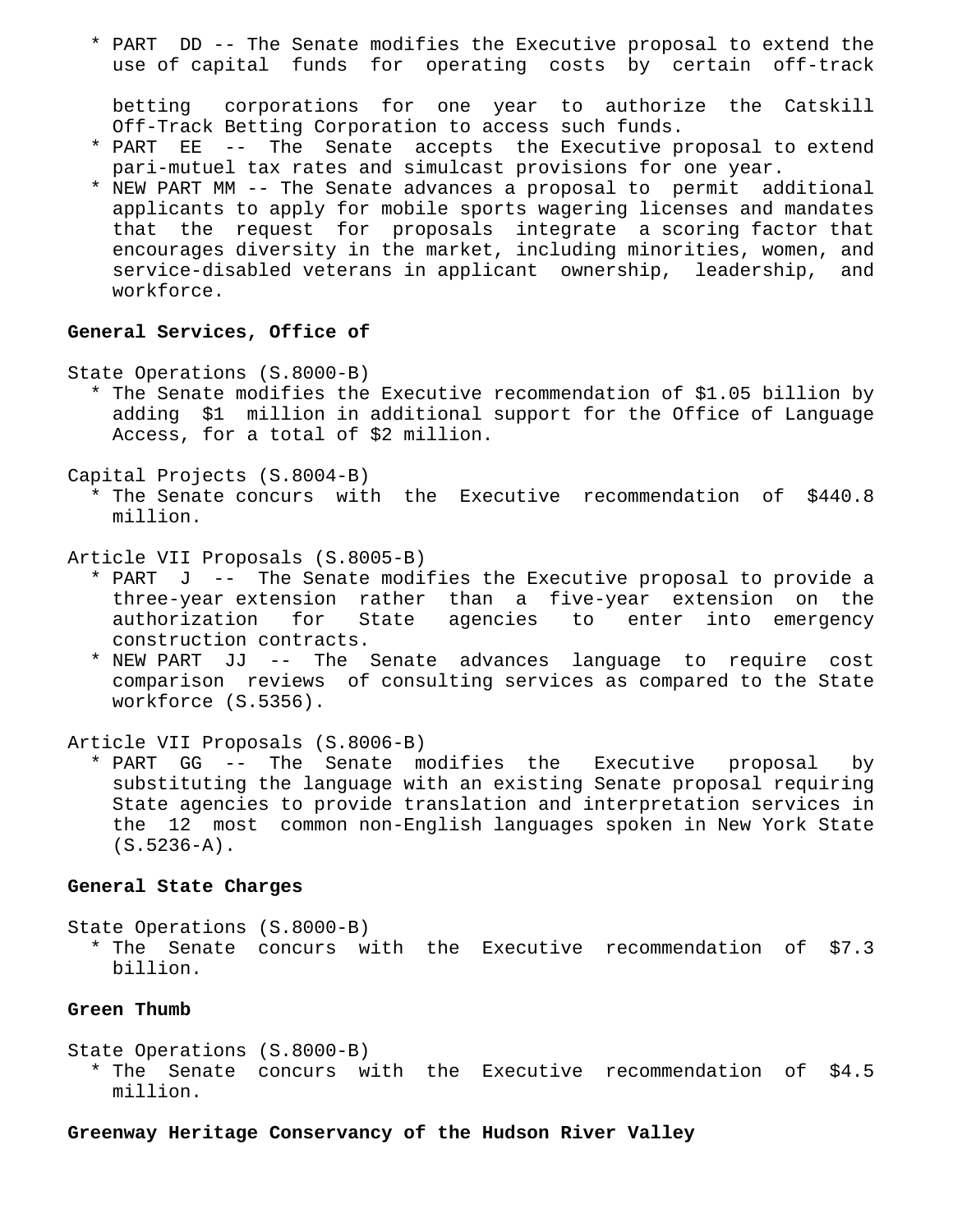* PART DD -- The Senate modifies the Executive proposal to extend the use of capital funds for operating costs by certain off-track betting corporations for one year to authorize the Catskill Off-Track Betting Corporation to access such funds.
* PART EE -- The Senate accepts the Executive proposal to extend pari-mutuel tax rates and simulcast provisions for one year.
* NEW PART MM -- The Senate advances a proposal to permit additional applicants to apply for mobile sports wagering licenses and mandates that the request for proposals integrate a scoring factor that encourages diversity in the market, including minorities, women, and service-disabled veterans in applicant ownership, leadership, and workforce.

**General Services, Office of**

State Operations (S.8000-B)

* The Senate modifies the Executive recommendation of $1.05 billion by adding $1 million in additional support for the Office of Language Access, for a total of $2 million.

Capital Projects (S.8004-B)

* The Senate concurs with the Executive recommendation of $440.8 million.

Article VII Proposals (S.8005-B)

* PART J -- The Senate modifies the Executive proposal to provide a three-year extension rather than a five-year extension on the authorization for State agencies to enter into emergency construction contracts.
* NEW PART JJ -- The Senate advances language to require cost comparison reviews of consulting services as compared to the State workforce (S.5356).

Article VII Proposals (S.8006-B)

* PART GG -- The Senate modifies the Executive proposal by substituting the language with an existing Senate proposal requiring State agencies to provide translation and interpretation services in the 12 most common non-English languages spoken in New York State (S.5236-A).

**General State Charges**

State Operations (S.8000-B)

* The Senate concurs with the Executive recommendation of $7.3 billion.

**Green Thumb**

State Operations (S.8000-B)

* The Senate concurs with the Executive recommendation of $4.5 million.

**Greenway Heritage Conservancy of the Hudson River Valley**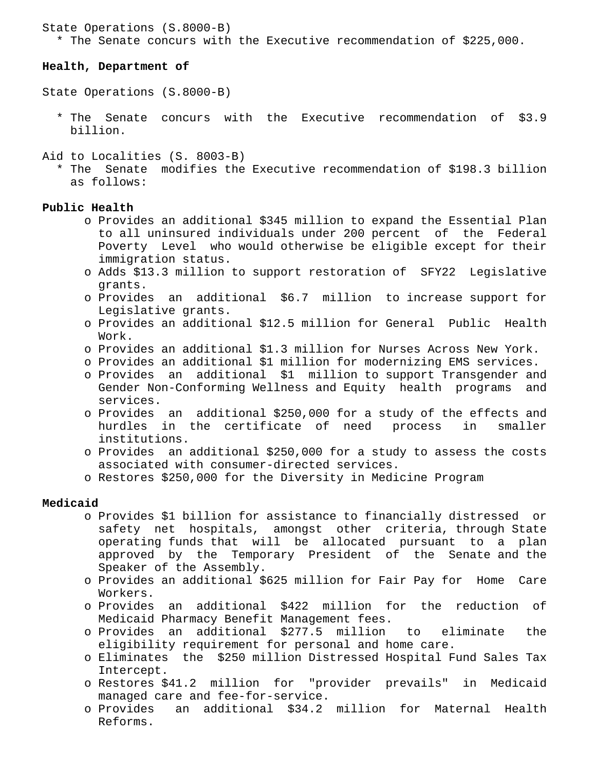State Operations (S.8000-B)

* The Senate concurs with the Executive recommendation of $225,000.

**Health, Department of**

State Operations (S.8000-B)

* The Senate concurs with the Executive recommendation of $3.9 billion.

Aid to Localities (S. 8003-B)

* The Senate modifies the Executive recommendation of $198.3 billion as follows:

**Public Health**

- Provides an additional $345 million to expand the Essential Plan to all uninsured individuals under 200 percent of the Federal Poverty Level who would otherwise be eligible except for their immigration status.
- Adds $13.3 million to support restoration of SFY22 Legislative grants.
- Provides an additional $6.7 million to increase support for Legislative grants.
- Provides an additional $12.5 million for General Public Health Work.
- Provides an additional $1.3 million for Nurses Across New York.
- Provides an additional $1 million for modernizing EMS services.
- Provides an additional $1 million to support Transgender and Gender Non-Conforming Wellness and Equity health programs and services.
- Provides an additional $250,000 for a study of the effects and hurdles in the certificate of need process in smaller institutions.
- Provides an additional $250,000 for a study to assess the costs associated with consumer-directed services.
- Restores $250,000 for the Diversity in Medicine Program

**Medicaid**

- Provides $1 billion for assistance to financially distressed or safety net hospitals, amongst other criteria, through State operating funds that will be allocated pursuant to a plan approved by the Temporary President of the Senate and the Speaker of the Assembly.
- Provides an additional $625 million for Fair Pay for Home Care Workers.
- Provides an additional $422 million for the reduction of Medicaid Pharmacy Benefit Management fees.
- Provides an additional $277.5 million to eliminate the eligibility requirement for personal and home care.
- Eliminates the $250 million Distressed Hospital Fund Sales Tax Intercept.
- Restores $41.2 million for "provider prevails" in Medicaid managed care and fee-for-service.
- Provides an additional $34.2 million for Maternal Health Reforms.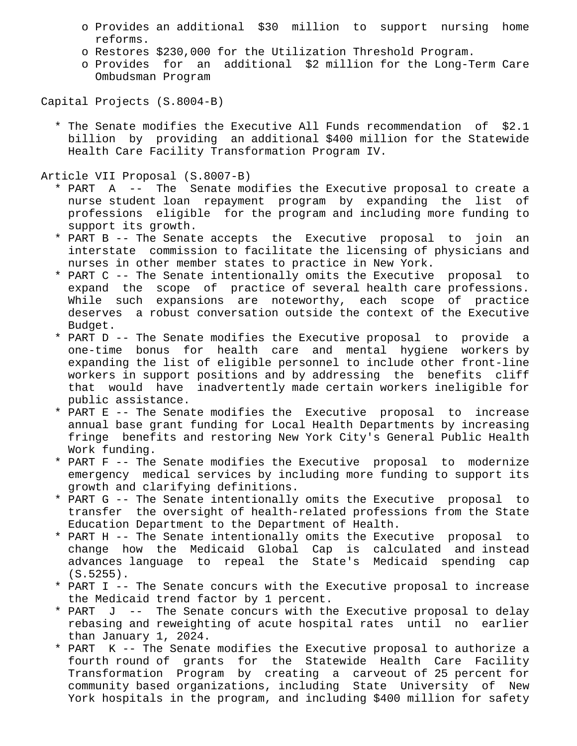- o Provides an additional $30 million to support nursing home reforms.
- o Restores $230,000 for the Utilization Threshold Program.
- o Provides for an additional $2 million for the Long-Term Care Ombudsman Program

Capital Projects (S.8004-B)

* The Senate modifies the Executive All Funds recommendation of $2.1 billion by providing an additional $400 million for the Statewide Health Care Facility Transformation Program IV.

Article VII Proposal (S.8007-B)

* PART A -- The Senate modifies the Executive proposal to create a nurse student loan repayment program by expanding the list of professions eligible for the program and including more funding to support its growth.
* PART B -- The Senate accepts the Executive proposal to join an interstate commission to facilitate the licensing of physicians and nurses in other member states to practice in New York.
* PART C -- The Senate intentionally omits the Executive proposal to expand the scope of practice of several health care professions. While such expansions are noteworthy, each scope of practice deserves a robust conversation outside the context of the Executive Budget.
* PART D -- The Senate modifies the Executive proposal to provide a one-time bonus for health care and mental hygiene workers by expanding the list of eligible personnel to include other front-line workers in support positions and by addressing the benefits cliff that would have inadvertently made certain workers ineligible for public assistance.
* PART E -- The Senate modifies the Executive proposal to increase annual base grant funding for Local Health Departments by increasing fringe benefits and restoring New York City's General Public Health Work funding.
* PART F -- The Senate modifies the Executive proposal to modernize emergency medical services by including more funding to support its growth and clarifying definitions.
* PART G -- The Senate intentionally omits the Executive proposal to transfer the oversight of health-related professions from the State Education Department to the Department of Health.
* PART H -- The Senate intentionally omits the Executive proposal to change how the Medicaid Global Cap is calculated and instead advances language to repeal the State's Medicaid spending cap (S.5255).
* PART I -- The Senate concurs with the Executive proposal to increase the Medicaid trend factor by 1 percent.
* PART J -- The Senate concurs with the Executive proposal to delay rebasing and reweighting of acute hospital rates until no earlier than January 1, 2024.
* PART K -- The Senate modifies the Executive proposal to authorize a fourth round of grants for the Statewide Health Care Facility Transformation Program by creating a carveout of 25 percent for community based organizations, including State University of New York hospitals in the program, and including $400 million for safety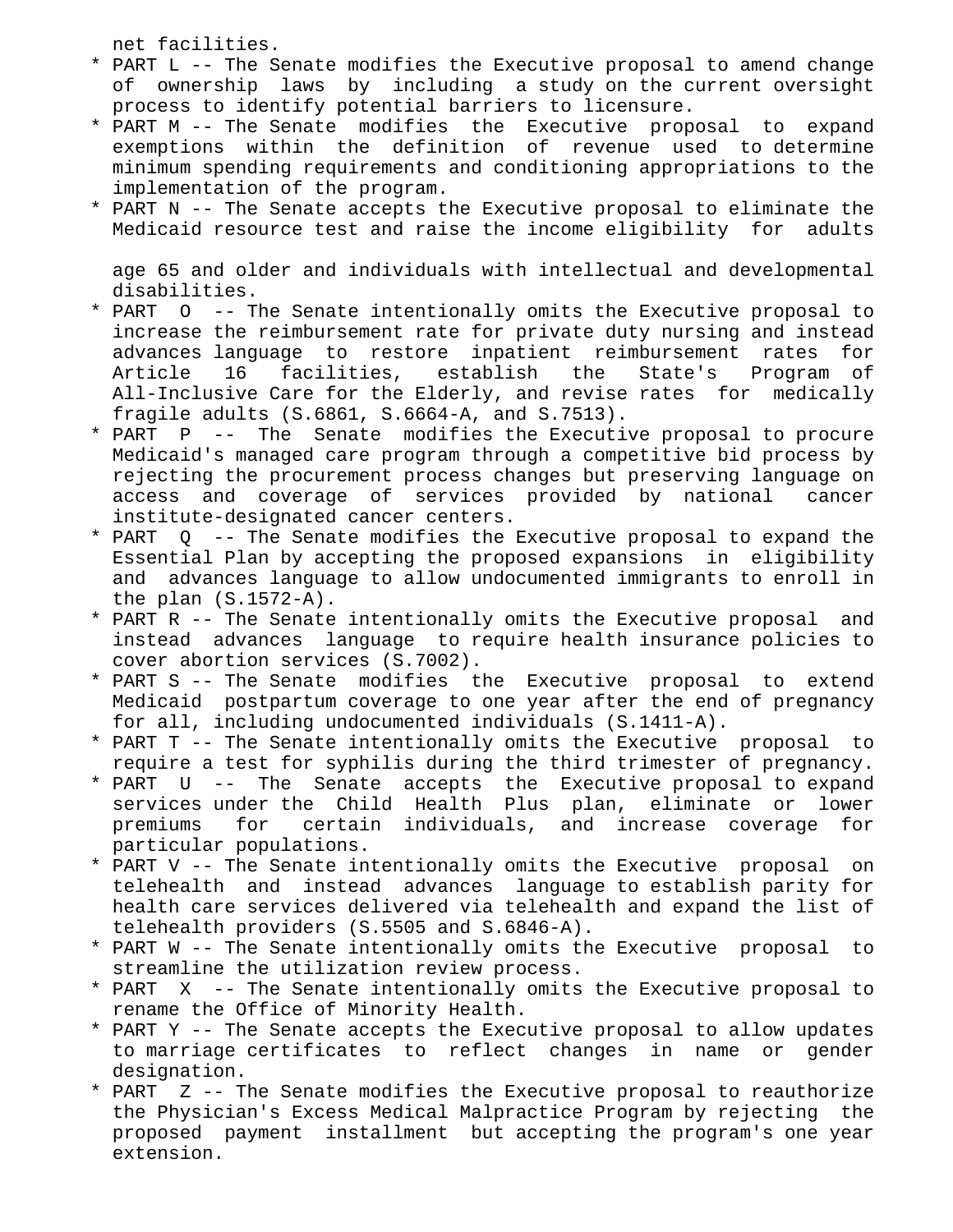net facilities.

* PART L -- The Senate modifies the Executive proposal to amend change of ownership laws by including a study on the current oversight process to identify potential barriers to licensure.
* PART M -- The Senate modifies the Executive proposal to expand exemptions within the definition of revenue used to determine minimum spending requirements and conditioning appropriations to the implementation of the program.
* PART N -- The Senate accepts the Executive proposal to eliminate the Medicaid resource test and raise the income eligibility for adults age 65 and older and individuals with intellectual and developmental disabilities.
* PART O -- The Senate intentionally omits the Executive proposal to increase the reimbursement rate for private duty nursing and instead advances language to restore inpatient reimbursement rates for Article 16 facilities, establish the State's Program of All-Inclusive Care for the Elderly, and revise rates for medically fragile adults (S.6861, S.6664-A, and S.7513).
* PART P -- The Senate modifies the Executive proposal to procure Medicaid's managed care program through a competitive bid process by rejecting the procurement process changes but preserving language on access and coverage of services provided by national cancer institute-designated cancer centers.
* PART Q -- The Senate modifies the Executive proposal to expand the Essential Plan by accepting the proposed expansions in eligibility and advances language to allow undocumented immigrants to enroll in the plan (S.1572-A).
* PART R -- The Senate intentionally omits the Executive proposal and instead advances language to require health insurance policies to cover abortion services (S.7002).
* PART S -- The Senate modifies the Executive proposal to extend Medicaid postpartum coverage to one year after the end of pregnancy for all, including undocumented individuals (S.1411-A).
* PART T -- The Senate intentionally omits the Executive proposal to require a test for syphilis during the third trimester of pregnancy.
* PART U -- The Senate accepts the Executive proposal to expand services under the Child Health Plus plan, eliminate or lower premiums for certain individuals, and increase coverage for particular populations.
* PART V -- The Senate intentionally omits the Executive proposal on telehealth and instead advances language to establish parity for health care services delivered via telehealth and expand the list of telehealth providers (S.5505 and S.6846-A).
* PART W -- The Senate intentionally omits the Executive proposal to streamline the utilization review process.
* PART X -- The Senate intentionally omits the Executive proposal to rename the Office of Minority Health.
* PART Y -- The Senate accepts the Executive proposal to allow updates to marriage certificates to reflect changes in name or gender designation.
* PART Z -- The Senate modifies the Executive proposal to reauthorize the Physician's Excess Medical Malpractice Program by rejecting the proposed payment installment but accepting the program's one year extension.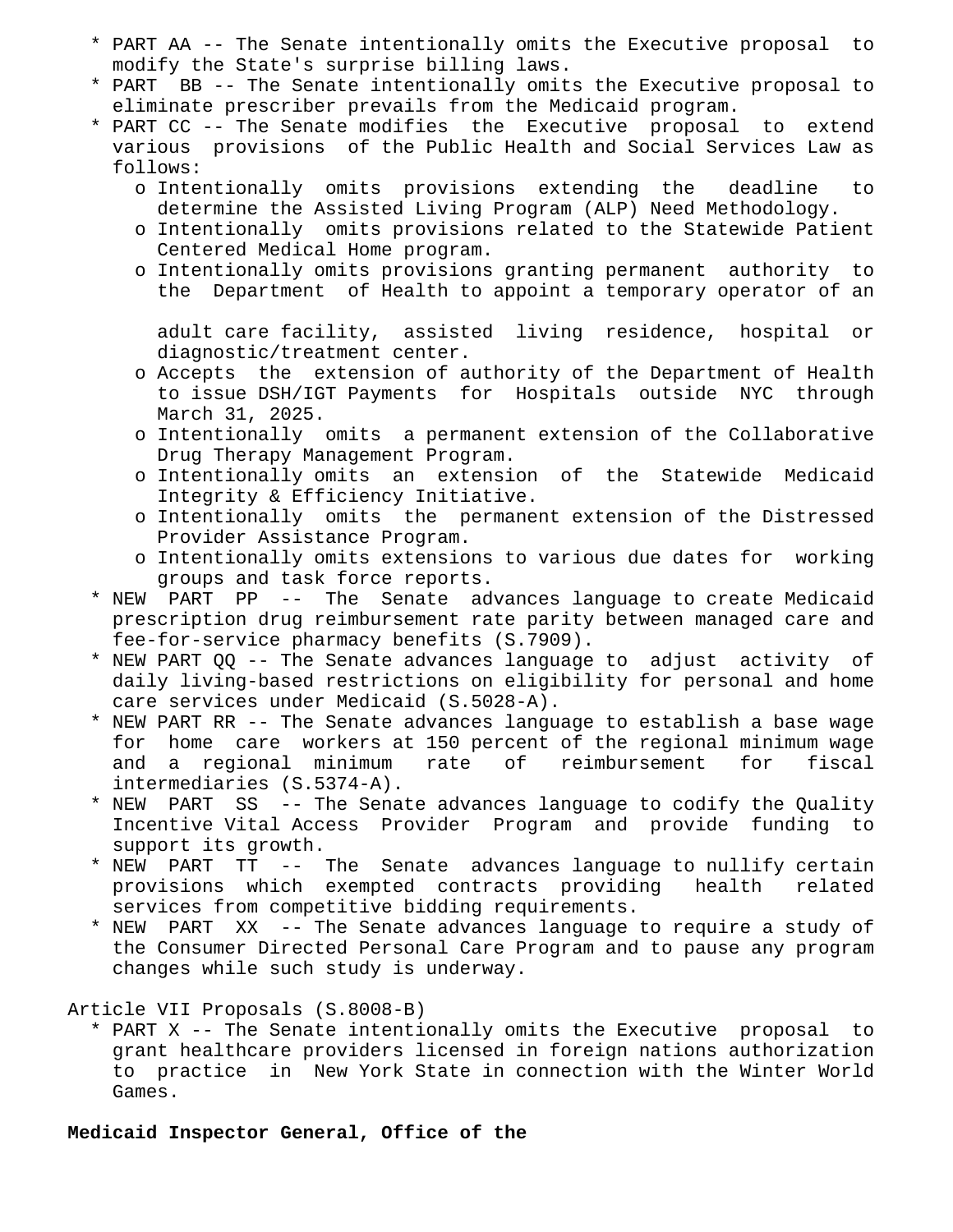* PART AA -- The Senate intentionally omits the Executive proposal to modify the State's surprise billing laws.
* PART BB -- The Senate intentionally omits the Executive proposal to eliminate prescriber prevails from the Medicaid program.
* PART CC -- The Senate modifies the Executive proposal to extend various provisions of the Public Health and Social Services Law as follows:
  - o Intentionally omits provisions extending the deadline to determine the Assisted Living Program (ALP) Need Methodology.
  - o Intentionally omits provisions related to the Statewide Patient Centered Medical Home program.
  - o Intentionally omits provisions granting permanent authority to the Department of Health to appoint a temporary operator of an adult care facility, assisted living residence, hospital or diagnostic/treatment center.
  - o Accepts the extension of authority of the Department of Health to issue DSH/IGT Payments for Hospitals outside NYC through March 31, 2025.
  - o Intentionally omits a permanent extension of the Collaborative Drug Therapy Management Program.
  - o Intentionally omits an extension of the Statewide Medicaid Integrity & Efficiency Initiative.
  - o Intentionally omits the permanent extension of the Distressed Provider Assistance Program.
  - o Intentionally omits extensions to various due dates for working groups and task force reports.
* NEW PART PP -- The Senate advances language to create Medicaid prescription drug reimbursement rate parity between managed care and fee-for-service pharmacy benefits (S.7909).
* NEW PART QQ -- The Senate advances language to adjust activity of daily living-based restrictions on eligibility for personal and home care services under Medicaid (S.5028-A).
* NEW PART RR -- The Senate advances language to establish a base wage for home care workers at 150 percent of the regional minimum wage and a regional minimum rate of reimbursement for fiscal intermediaries (S.5374-A).
* NEW PART SS -- The Senate advances language to codify the Quality Incentive Vital Access Provider Program and provide funding to support its growth.
* NEW PART TT -- The Senate advances language to nullify certain provisions which exempted contracts providing health related services from competitive bidding requirements.
* NEW PART XX -- The Senate advances language to require a study of the Consumer Directed Personal Care Program and to pause any program changes while such study is underway.

Article VII Proposals (S.8008-B)

* PART X -- The Senate intentionally omits the Executive proposal to grant healthcare providers licensed in foreign nations authorization to practice in New York State in connection with the Winter World Games.

**Medicaid Inspector General, Office of the**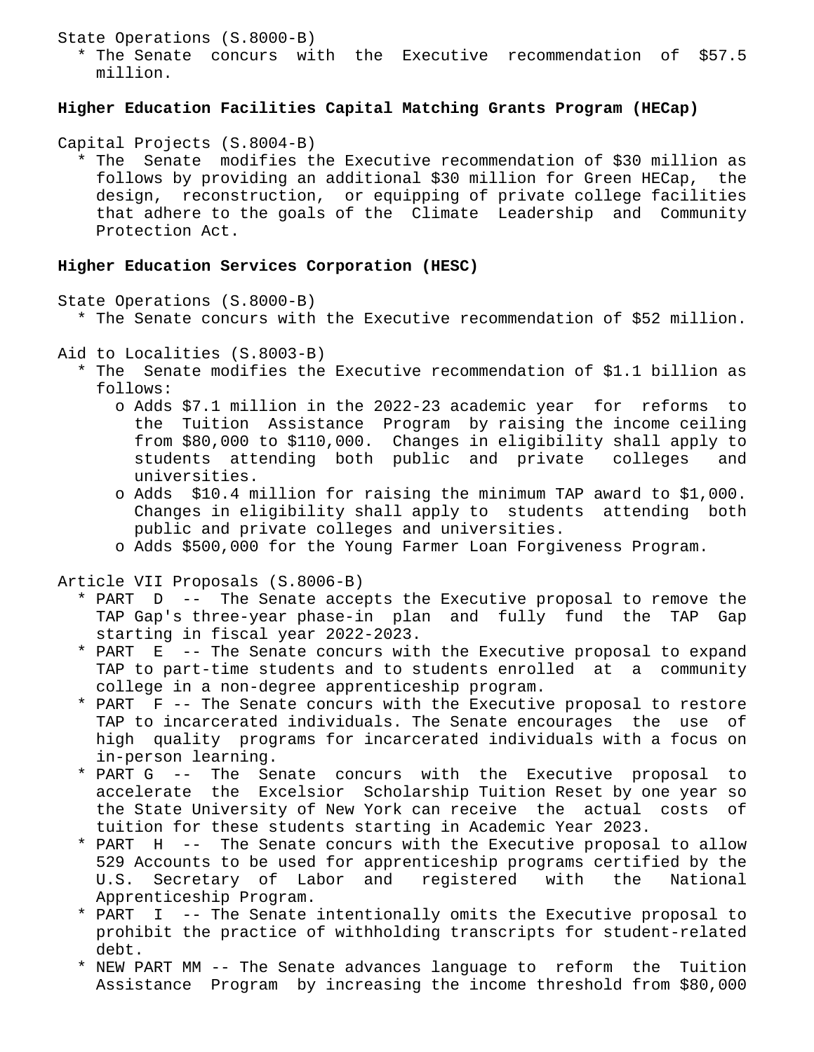State Operations (S.8000-B)

* The Senate concurs with the Executive recommendation of $57.5 million.

**Higher Education Facilities Capital Matching Grants Program (HECap)**

Capital Projects (S.8004-B)

* The Senate modifies the Executive recommendation of $30 million as follows by providing an additional $30 million for Green HECap, the design, reconstruction, or equipping of private college facilities that adhere to the goals of the Climate Leadership and Community Protection Act.

**Higher Education Services Corporation (HESC)**

State Operations (S.8000-B)

* The Senate concurs with the Executive recommendation of $52 million.

Aid to Localities (S.8003-B)

* The Senate modifies the Executive recommendation of $1.1 billion as follows:
    - Adds $7.1 million in the 2022-23 academic year for reforms to the Tuition Assistance Program by raising the income ceiling from $80,000 to $110,000. Changes in eligibility shall apply to students attending both public and private colleges and universities.
    - Adds $10.4 million for raising the minimum TAP award to $1,000. Changes in eligibility shall apply to students attending both public and private colleges and universities.
    - Adds $500,000 for the Young Farmer Loan Forgiveness Program.

Article VII Proposals (S.8006-B)

* PART D -- The Senate accepts the Executive proposal to remove the TAP Gap's three-year phase-in plan and fully fund the TAP Gap starting in fiscal year 2022-2023.
* PART E -- The Senate concurs with the Executive proposal to expand TAP to part-time students and to students enrolled at a community college in a non-degree apprenticeship program.
* PART F -- The Senate concurs with the Executive proposal to restore TAP to incarcerated individuals. The Senate encourages the use of high quality programs for incarcerated individuals with a focus on in-person learning.
* PART G -- The Senate concurs with the Executive proposal to accelerate the Excelsior Scholarship Tuition Reset by one year so the State University of New York can receive the actual costs of tuition for these students starting in Academic Year 2023.
* PART H -- The Senate concurs with the Executive proposal to allow 529 Accounts to be used for apprenticeship programs certified by the U.S. Secretary of Labor and registered with the National Apprenticeship Program.
* PART I -- The Senate intentionally omits the Executive proposal to prohibit the practice of withholding transcripts for student-related debt.
* NEW PART MM -- The Senate advances language to reform the Tuition Assistance Program by increasing the income threshold from $80,000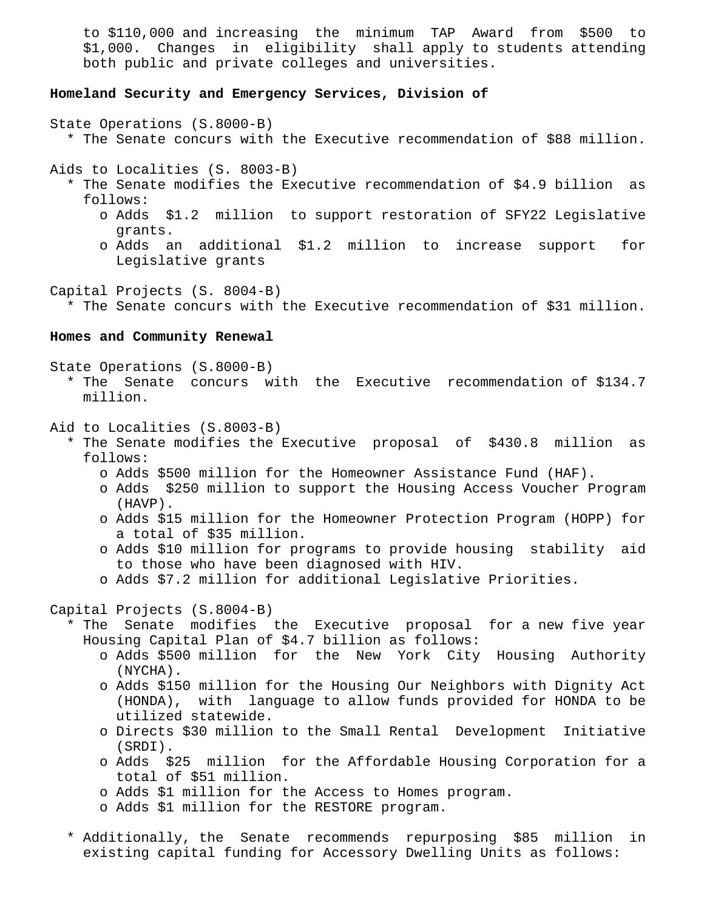to $110,000 and increasing the minimum TAP Award from $500 to $1,000. Changes in eligibility shall apply to students attending both public and private colleges and universities.

**Homeland Security and Emergency Services, Division of**

State Operations (S.8000-B)

* The Senate concurs with the Executive recommendation of $88 million.

Aids to Localities (S. 8003-B)

* The Senate modifies the Executive recommendation of $4.9 billion as follows:
  - Adds $1.2 million to support restoration of SFY22 Legislative grants.
  - Adds an additional $1.2 million to increase support for Legislative grants

Capital Projects (S. 8004-B)

* The Senate concurs with the Executive recommendation of $31 million.

**Homes and Community Renewal**

State Operations (S.8000-B)

* The Senate concurs with the Executive recommendation of $134.7 million.

Aid to Localities (S.8003-B)

* The Senate modifies the Executive proposal of $430.8 million as follows:
  - Adds $500 million for the Homeowner Assistance Fund (HAF).
  - Adds $250 million to support the Housing Access Voucher Program (HAVP).
  - Adds $15 million for the Homeowner Protection Program (HOPP) for a total of $35 million.
  - Adds $10 million for programs to provide housing stability aid to those who have been diagnosed with HIV.
  - Adds $7.2 million for additional Legislative Priorities.

Capital Projects (S.8004-B)

* The Senate modifies the Executive proposal for a new five year Housing Capital Plan of $4.7 billion as follows:
  - Adds $500 million for the New York City Housing Authority (NYCHA).
  - Adds $150 million for the Housing Our Neighbors with Dignity Act (HONDA), with language to allow funds provided for HONDA to be utilized statewide.
  - Directs $30 million to the Small Rental Development Initiative (SRDI).
  - Adds $25 million for the Affordable Housing Corporation for a total of $51 million.
  - Adds $1 million for the Access to Homes program.
  - Adds $1 million for the RESTORE program.

* Additionally, the Senate recommends repurposing $85 million in existing capital funding for Accessory Dwelling Units as follows: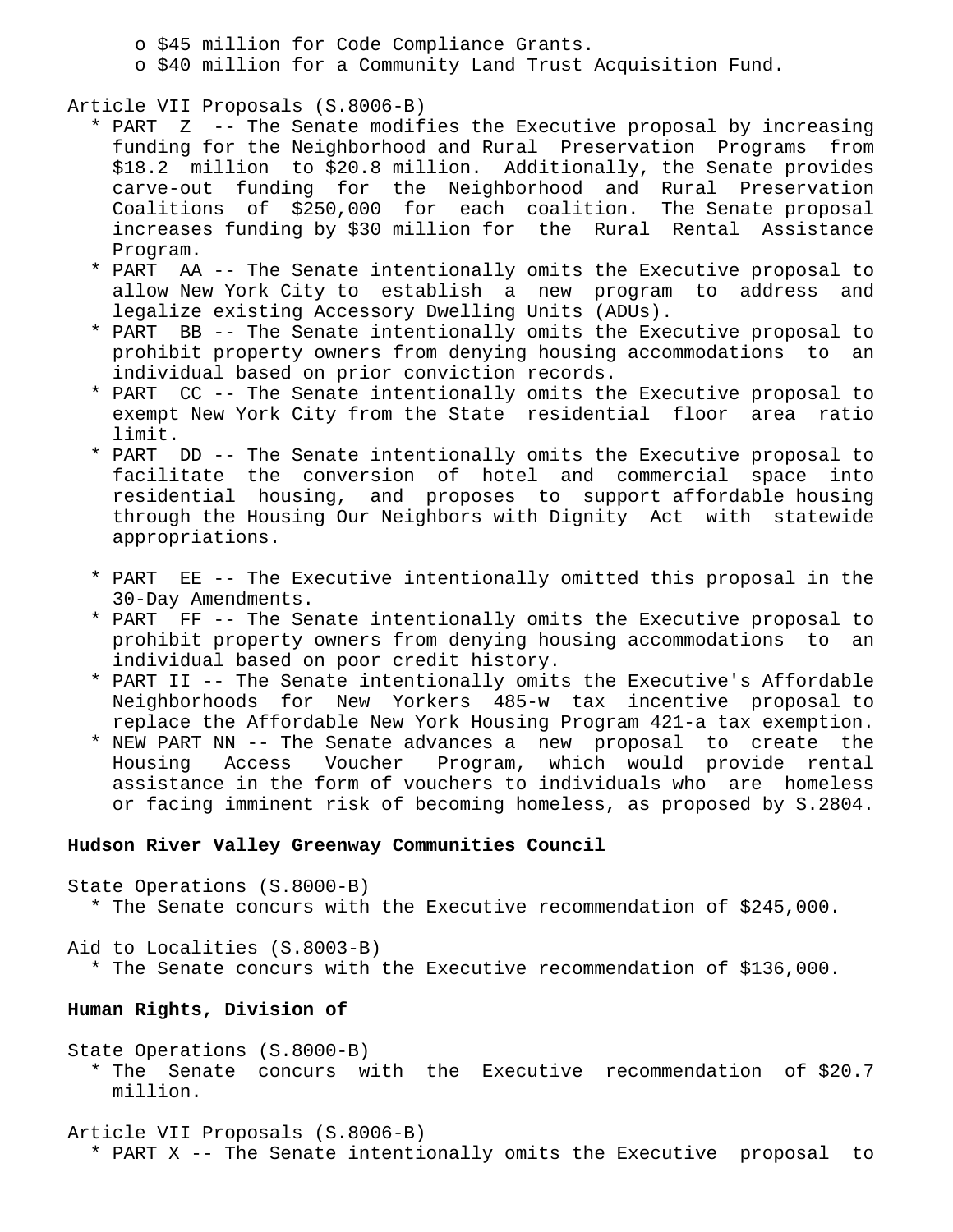- o $45 million for Code Compliance Grants.
  - o $40 million for a Community Land Trust Acquisition Fund.

Article VII Proposals (S.8006-B)

* PART Z -- The Senate modifies the Executive proposal by increasing funding for the Neighborhood and Rural Preservation Programs from $18.2 million to $20.8 million. Additionally, the Senate provides carve-out funding for the Neighborhood and Rural Preservation Coalitions of $250,000 for each coalition. The Senate proposal increases funding by $30 million for the Rural Rental Assistance Program.
* PART AA -- The Senate intentionally omits the Executive proposal to allow New York City to establish a new program to address and legalize existing Accessory Dwelling Units (ADUs).
* PART BB -- The Senate intentionally omits the Executive proposal to prohibit property owners from denying housing accommodations to an individual based on prior conviction records.
* PART CC -- The Senate intentionally omits the Executive proposal to exempt New York City from the State residential floor area ratio limit.
* PART DD -- The Senate intentionally omits the Executive proposal to facilitate the conversion of hotel and commercial space into residential housing, and proposes to support affordable housing through the Housing Our Neighbors with Dignity Act with statewide appropriations.

* PART EE -- The Executive intentionally omitted this proposal in the 30-Day Amendments.
* PART FF -- The Senate intentionally omits the Executive proposal to prohibit property owners from denying housing accommodations to an individual based on poor credit history.
* PART II -- The Senate intentionally omits the Executive's Affordable Neighborhoods for New Yorkers 485-w tax incentive proposal to replace the Affordable New York Housing Program 421-a tax exemption.
* NEW PART NN -- The Senate advances a new proposal to create the Housing Access Voucher Program, which would provide rental assistance in the form of vouchers to individuals who are homeless or facing imminent risk of becoming homeless, as proposed by S.2804.

**Hudson River Valley Greenway Communities Council**

State Operations (S.8000-B)

* The Senate concurs with the Executive recommendation of $245,000.

Aid to Localities (S.8003-B)

* The Senate concurs with the Executive recommendation of $136,000.

**Human Rights, Division of**

State Operations (S.8000-B)

* The Senate concurs with the Executive recommendation of $20.7 million.

Article VII Proposals (S.8006-B)

* PART X -- The Senate intentionally omits the Executive proposal to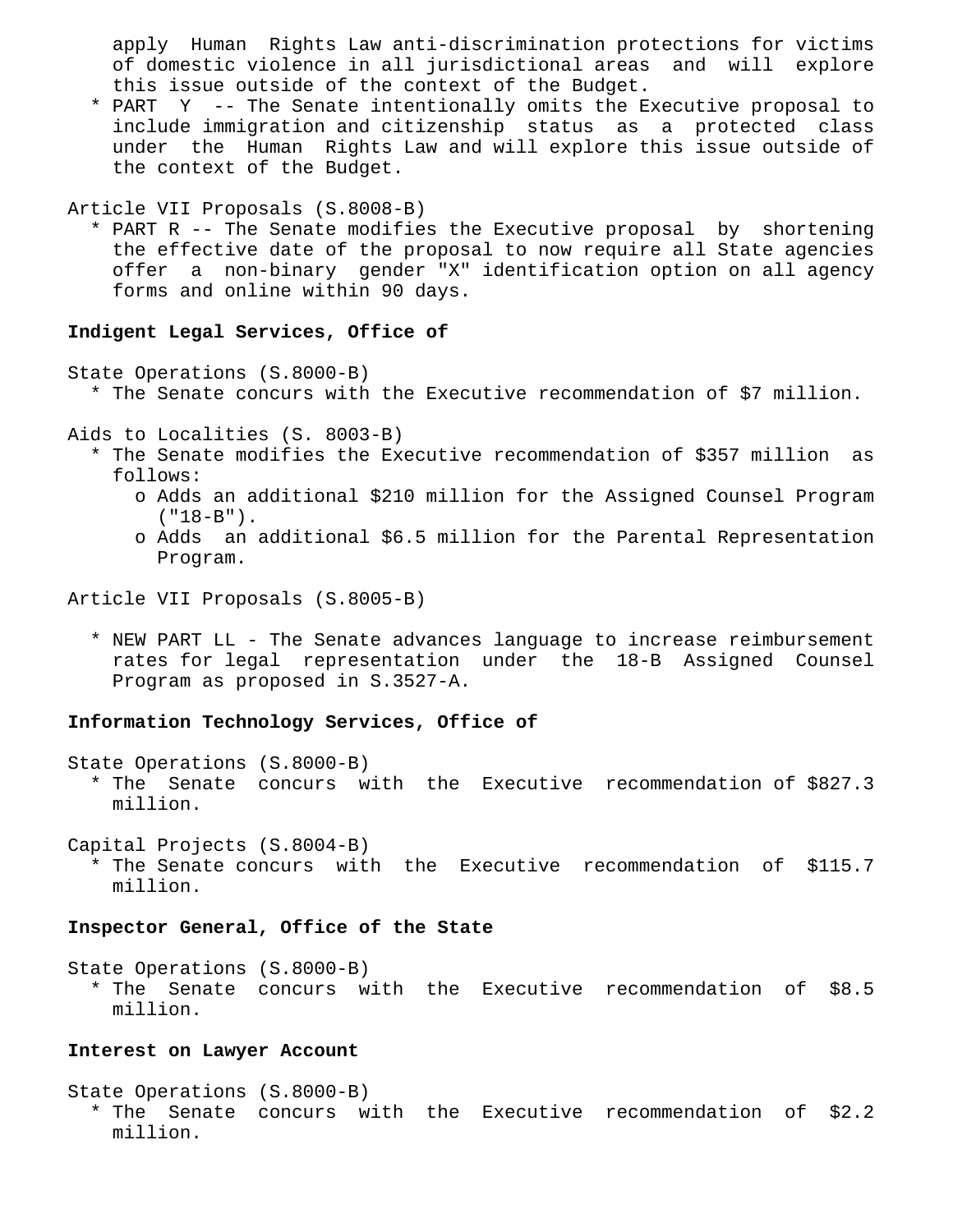apply Human Rights Law anti-discrimination protections for victims of domestic violence in all jurisdictional areas and will explore this issue outside of the context of the Budget.

* PART Y -- The Senate intentionally omits the Executive proposal to include immigration and citizenship status as a protected class under the Human Rights Law and will explore this issue outside of the context of the Budget.

Article VII Proposals (S.8008-B)

* PART R -- The Senate modifies the Executive proposal by shortening the effective date of the proposal to now require all State agencies offer a non-binary gender "X" identification option on all agency forms and online within 90 days.

**Indigent Legal Services, Office of**

State Operations (S.8000-B)

* The Senate concurs with the Executive recommendation of $7 million.

Aids to Localities (S. 8003-B)

* The Senate modifies the Executive recommendation of $357 million as follows:
  - o Adds an additional $210 million for the Assigned Counsel Program ("18-B").
  - o Adds an additional $6.5 million for the Parental Representation Program.

Article VII Proposals (S.8005-B)

* NEW PART LL - The Senate advances language to increase reimbursement rates for legal representation under the 18-B Assigned Counsel Program as proposed in S.3527-A.

**Information Technology Services, Office of**

State Operations (S.8000-B)

* The Senate concurs with the Executive recommendation of $827.3 million.

Capital Projects (S.8004-B)

* The Senate concurs with the Executive recommendation of $115.7 million.

**Inspector General, Office of the State**

State Operations (S.8000-B)

* The Senate concurs with the Executive recommendation of $8.5 million.

**Interest on Lawyer Account**

State Operations (S.8000-B)

* The Senate concurs with the Executive recommendation of $2.2 million.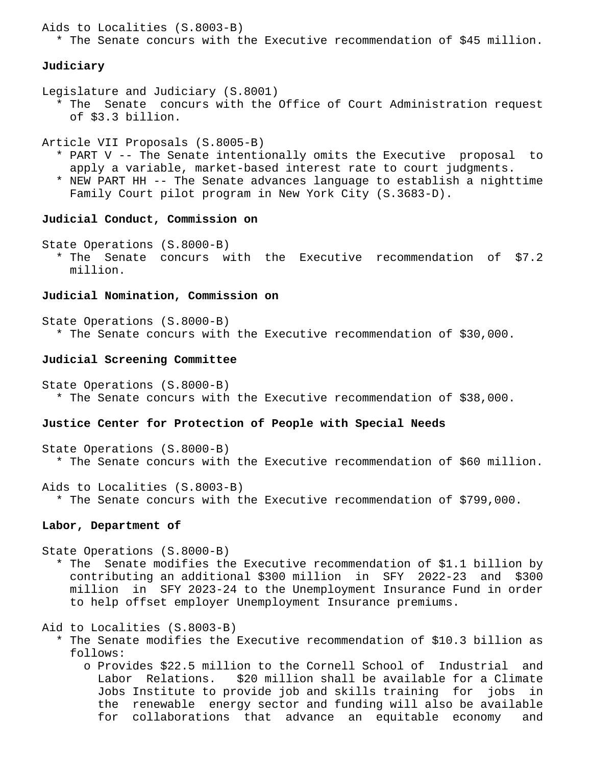Aids to Localities (S.8003-B)
* The Senate concurs with the Executive recommendation of $45 million.

**Judiciary**

Legislature and Judiciary (S.8001)
* The Senate concurs with the Office of Court Administration request of $3.3 billion.

Article VII Proposals (S.8005-B)
* PART V -- The Senate intentionally omits the Executive proposal to apply a variable, market-based interest rate to court judgments.
* NEW PART HH -- The Senate advances language to establish a nighttime Family Court pilot program in New York City (S.3683-D).

**Judicial Conduct, Commission on**

State Operations (S.8000-B)
* The Senate concurs with the Executive recommendation of $7.2 million.

**Judicial Nomination, Commission on**

State Operations (S.8000-B)
* The Senate concurs with the Executive recommendation of $30,000.

**Judicial Screening Committee**

State Operations (S.8000-B)
* The Senate concurs with the Executive recommendation of $38,000.

**Justice Center for Protection of People with Special Needs**

State Operations (S.8000-B)
* The Senate concurs with the Executive recommendation of $60 million.

Aids to Localities (S.8003-B)
* The Senate concurs with the Executive recommendation of $799,000.

**Labor, Department of**

State Operations (S.8000-B)
* The Senate modifies the Executive recommendation of $1.1 billion by contributing an additional $300 million in SFY 2022-23 and $300 million in SFY 2023-24 to the Unemployment Insurance Fund in order to help offset employer Unemployment Insurance premiums.

Aid to Localities (S.8003-B)
* The Senate modifies the Executive recommendation of $10.3 billion as follows:
  - o Provides $22.5 million to the Cornell School of Industrial and Labor Relations. $20 million shall be available for a Climate Jobs Institute to provide job and skills training for jobs in the renewable energy sector and funding will also be available for collaborations that advance an equitable economy and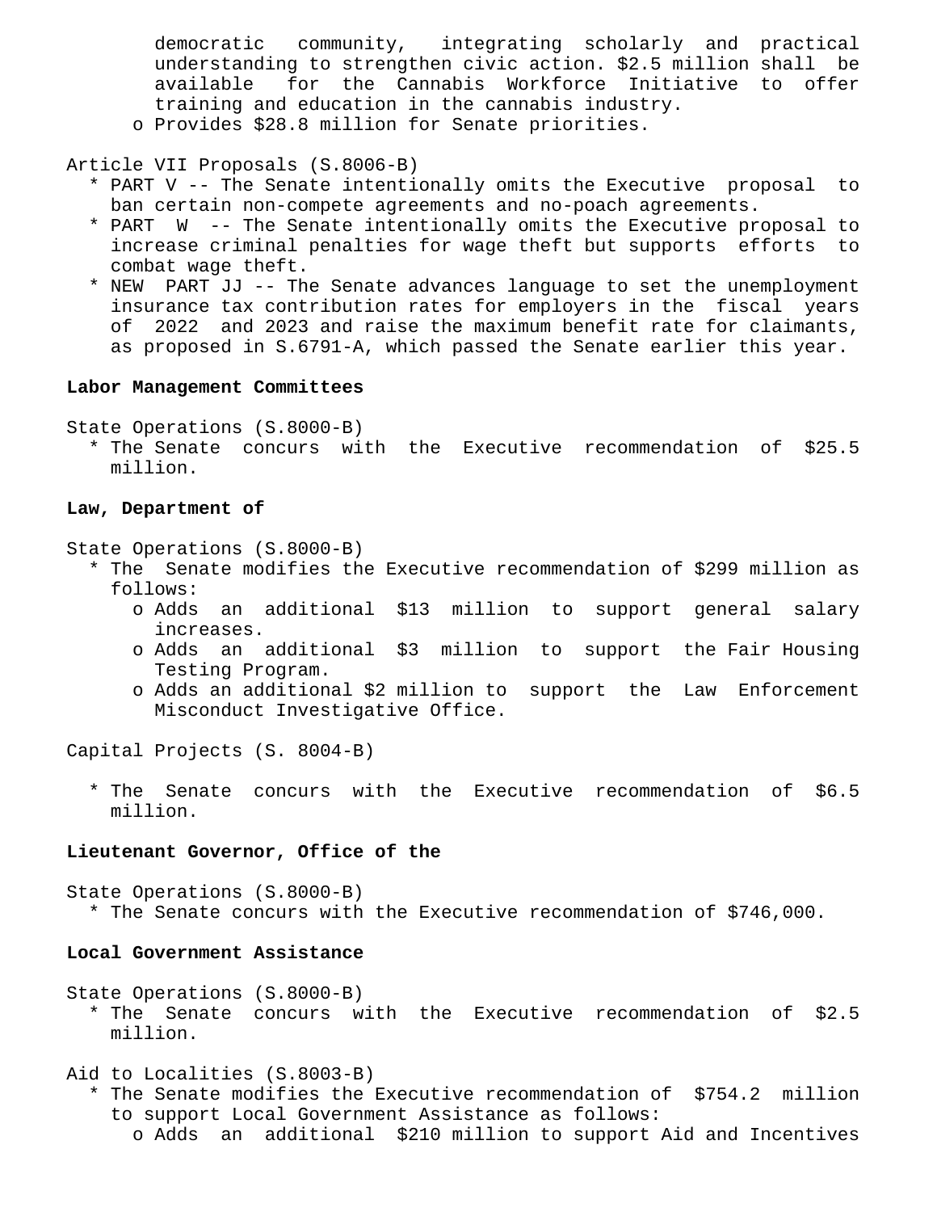democratic community, integrating scholarly and practical understanding to strengthen civic action. $2.5 million shall be available for the Cannabis Workforce Initiative to offer training and education in the cannabis industry.
    - Provides $28.8 million for Senate priorities.

Article VII Proposals (S.8006-B)

- PART V -- The Senate intentionally omits the Executive proposal to ban certain non-compete agreements and no-poach agreements.
- PART W -- The Senate intentionally omits the Executive proposal to increase criminal penalties for wage theft but supports efforts to combat wage theft.
- NEW PART JJ -- The Senate advances language to set the unemployment insurance tax contribution rates for employers in the fiscal years of 2022 and 2023 and raise the maximum benefit rate for claimants, as proposed in S.6791-A, which passed the Senate earlier this year.

**Labor Management Committees**

State Operations (S.8000-B)

- The Senate concurs with the Executive recommendation of $25.5 million.

**Law, Department of**

State Operations (S.8000-B)

- The Senate modifies the Executive recommendation of $299 million as follows:
    - Adds an additional $13 million to support general salary increases.
    - Adds an additional $3 million to support the Fair Housing Testing Program.
    - Adds an additional $2 million to support the Law Enforcement Misconduct Investigative Office.

Capital Projects (S. 8004-B)

- The Senate concurs with the Executive recommendation of $6.5 million.

**Lieutenant Governor, Office of the**

State Operations (S.8000-B)

- The Senate concurs with the Executive recommendation of $746,000.

**Local Government Assistance**

State Operations (S.8000-B)

- The Senate concurs with the Executive recommendation of $2.5 million.

Aid to Localities (S.8003-B)

- The Senate modifies the Executive recommendation of $754.2 million to support Local Government Assistance as follows:
    - Adds an additional $210 million to support Aid and Incentives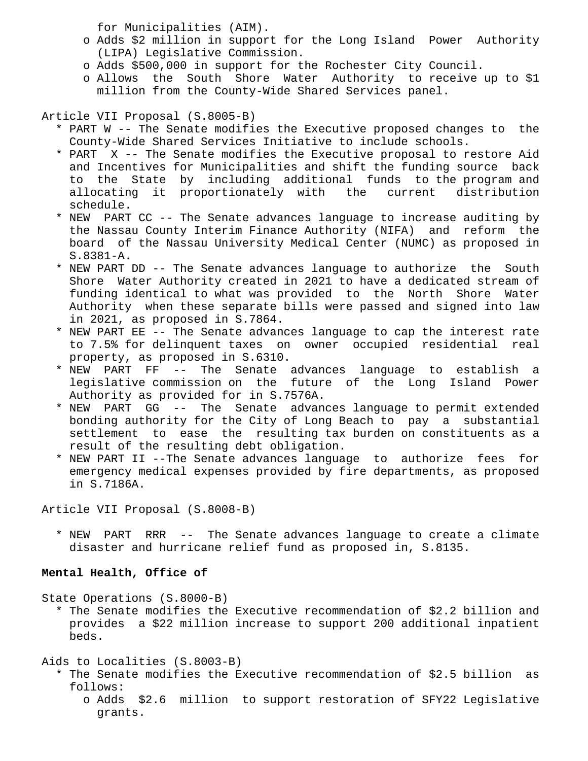for Municipalities (AIM).
  - Adds $2 million in support for the Long Island Power Authority (LIPA) Legislative Commission.
  - Adds $500,000 in support for the Rochester City Council.
  - Allows the South Shore Water Authority to receive up to $1 million from the County-Wide Shared Services panel.

Article VII Proposal (S.8005-B)

- PART W -- The Senate modifies the Executive proposed changes to the County-Wide Shared Services Initiative to include schools.
- PART X -- The Senate modifies the Executive proposal to restore Aid and Incentives for Municipalities and shift the funding source back to the State by including additional funds to the program and allocating it proportionately with the current distribution schedule.
- NEW PART CC -- The Senate advances language to increase auditing by the Nassau County Interim Finance Authority (NIFA) and reform the board of the Nassau University Medical Center (NUMC) as proposed in S.8381-A.
- NEW PART DD -- The Senate advances language to authorize the South Shore Water Authority created in 2021 to have a dedicated stream of funding identical to what was provided to the North Shore Water Authority when these separate bills were passed and signed into law in 2021, as proposed in S.7864.
- NEW PART EE -- The Senate advances language to cap the interest rate to 7.5% for delinquent taxes on owner occupied residential real property, as proposed in S.6310.
- NEW PART FF -- The Senate advances language to establish a legislative commission on the future of the Long Island Power Authority as provided for in S.7576A.
- NEW PART GG -- The Senate advances language to permit extended bonding authority for the City of Long Beach to pay a substantial settlement to ease the resulting tax burden on constituents as a result of the resulting debt obligation.
- NEW PART II --The Senate advances language to authorize fees for emergency medical expenses provided by fire departments, as proposed in S.7186A.

Article VII Proposal (S.8008-B)

- NEW PART RRR -- The Senate advances language to create a climate disaster and hurricane relief fund as proposed in, S.8135.

**Mental Health, Office of**

State Operations (S.8000-B)

- The Senate modifies the Executive recommendation of $2.2 billion and provides a $22 million increase to support 200 additional inpatient beds.

Aids to Localities (S.8003-B)

- The Senate modifies the Executive recommendation of $2.5 billion as follows:
  - Adds $2.6 million to support restoration of SFY22 Legislative grants.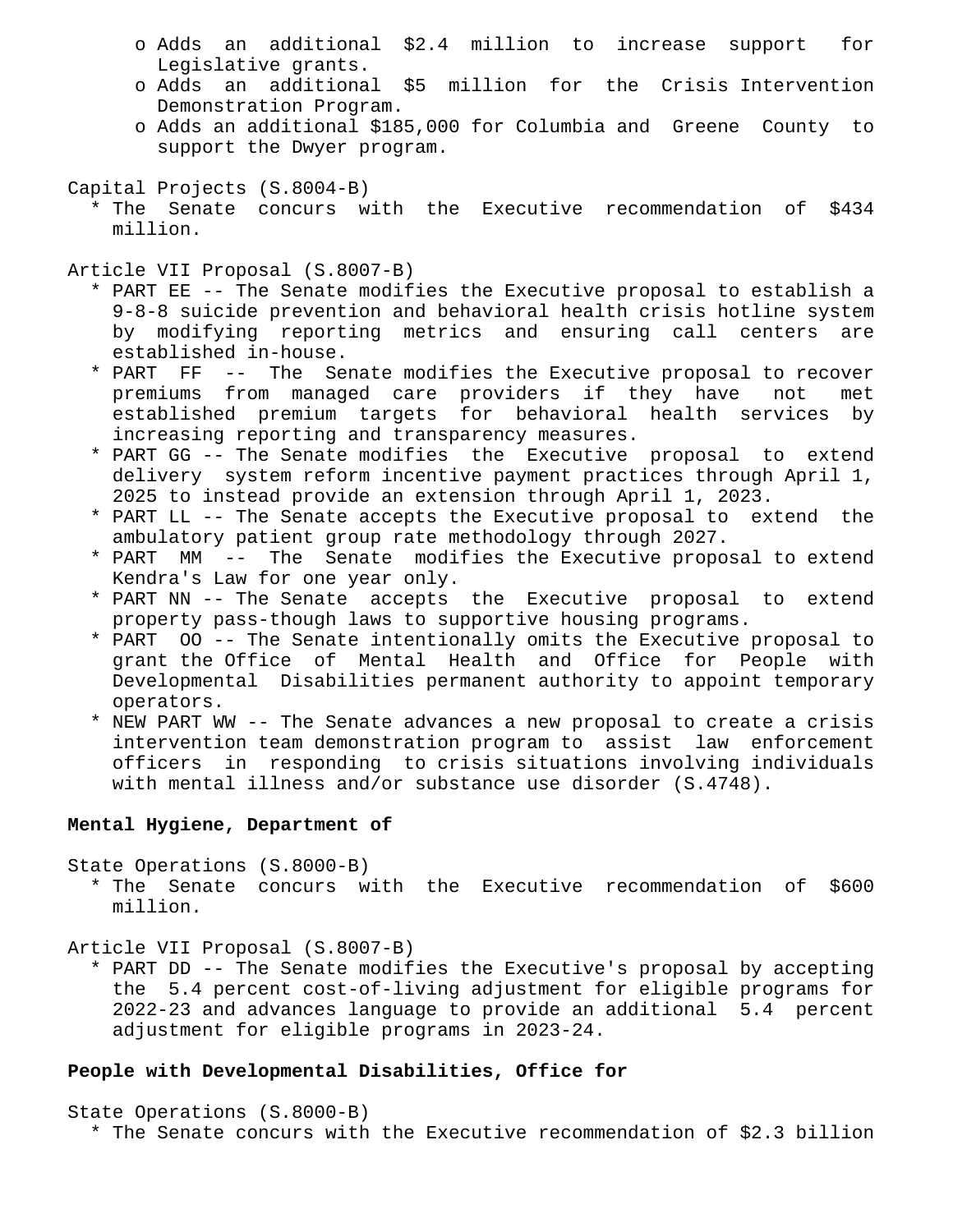- o Adds an additional $2.4 million to increase support for Legislative grants.
- o Adds an additional $5 million for the Crisis Intervention Demonstration Program.
- o Adds an additional $185,000 for Columbia and Greene County to support the Dwyer program.

Capital Projects (S.8004-B)

* The Senate concurs with the Executive recommendation of $434 million.

Article VII Proposal (S.8007-B)

* PART EE -- The Senate modifies the Executive proposal to establish a 9-8-8 suicide prevention and behavioral health crisis hotline system by modifying reporting metrics and ensuring call centers are established in-house.
* PART FF -- The Senate modifies the Executive proposal to recover premiums from managed care providers if they have not met established premium targets for behavioral health services by increasing reporting and transparency measures.
* PART GG -- The Senate modifies the Executive proposal to extend delivery system reform incentive payment practices through April 1, 2025 to instead provide an extension through April 1, 2023.
* PART LL -- The Senate accepts the Executive proposal to extend the ambulatory patient group rate methodology through 2027.
* PART MM -- The Senate modifies the Executive proposal to extend Kendra's Law for one year only.
* PART NN -- The Senate accepts the Executive proposal to extend property pass-though laws to supportive housing programs.
* PART OO -- The Senate intentionally omits the Executive proposal to grant the Office of Mental Health and Office for People with Developmental Disabilities permanent authority to appoint temporary operators.
* NEW PART WW -- The Senate advances a new proposal to create a crisis intervention team demonstration program to assist law enforcement officers in responding to crisis situations involving individuals with mental illness and/or substance use disorder (S.4748).

**Mental Hygiene, Department of**

State Operations (S.8000-B)

* The Senate concurs with the Executive recommendation of $600 million.

Article VII Proposal (S.8007-B)

* PART DD -- The Senate modifies the Executive's proposal by accepting the 5.4 percent cost-of-living adjustment for eligible programs for 2022-23 and advances language to provide an additional 5.4 percent adjustment for eligible programs in 2023-24.

**People with Developmental Disabilities, Office for**

State Operations (S.8000-B)

* The Senate concurs with the Executive recommendation of $2.3 billion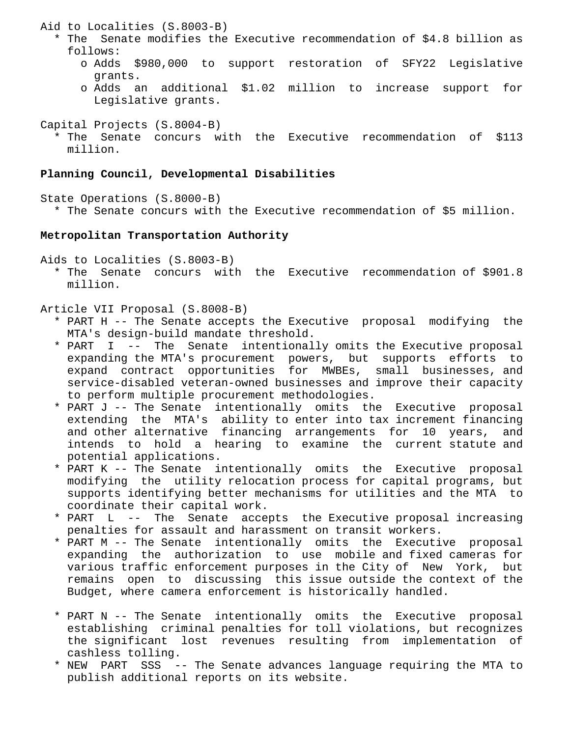Aid to Localities (S.8003-B)

* The Senate modifies the Executive recommendation of $4.8 billion as follows:
  - Adds $980,000 to support restoration of SFY22 Legislative grants.
  - Adds an additional $1.02 million to increase support for Legislative grants.

Capital Projects (S.8004-B)

* The Senate concurs with the Executive recommendation of $113 million.

**Planning Council, Developmental Disabilities**

State Operations (S.8000-B)

* The Senate concurs with the Executive recommendation of $5 million.

**Metropolitan Transportation Authority**

Aids to Localities (S.8003-B)

* The Senate concurs with the Executive recommendation of $901.8 million.

Article VII Proposal (S.8008-B)

* PART H -- The Senate accepts the Executive proposal modifying the MTA's design-build mandate threshold.
* PART I -- The Senate intentionally omits the Executive proposal expanding the MTA's procurement powers, but supports efforts to expand contract opportunities for MWBEs, small businesses, and service-disabled veteran-owned businesses and improve their capacity to perform multiple procurement methodologies.
* PART J -- The Senate intentionally omits the Executive proposal extending the MTA's ability to enter into tax increment financing and other alternative financing arrangements for 10 years, and intends to hold a hearing to examine the current statute and potential applications.
* PART K -- The Senate intentionally omits the Executive proposal modifying the utility relocation process for capital programs, but supports identifying better mechanisms for utilities and the MTA to coordinate their capital work.
* PART L -- The Senate accepts the Executive proposal increasing penalties for assault and harassment on transit workers.
* PART M -- The Senate intentionally omits the Executive proposal expanding the authorization to use mobile and fixed cameras for various traffic enforcement purposes in the City of New York, but remains open to discussing this issue outside the context of the Budget, where camera enforcement is historically handled.
* PART N -- The Senate intentionally omits the Executive proposal establishing criminal penalties for toll violations, but recognizes the significant lost revenues resulting from implementation of cashless tolling.
* NEW PART SSS -- The Senate advances language requiring the MTA to publish additional reports on its website.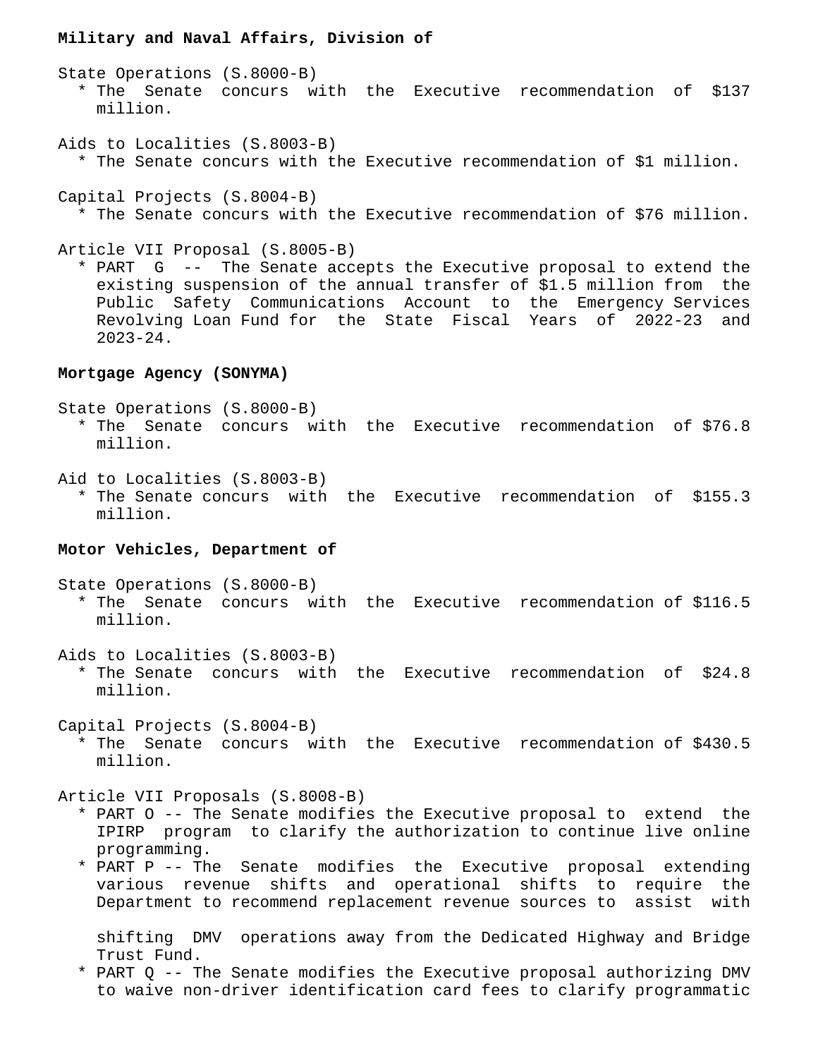**Military and Naval Affairs, Division of**

State Operations (S.8000-B)
- The Senate concurs with the Executive recommendation of $137 million.

Aids to Localities (S.8003-B)
- The Senate concurs with the Executive recommendation of $1 million.

Capital Projects (S.8004-B)
- The Senate concurs with the Executive recommendation of $76 million.

Article VII Proposal (S.8005-B)
- PART G -- The Senate accepts the Executive proposal to extend the existing suspension of the annual transfer of $1.5 million from the Public Safety Communications Account to the Emergency Services Revolving Loan Fund for the State Fiscal Years of 2022-23 and 2023-24.

**Mortgage Agency (SONYMA)**

State Operations (S.8000-B)
- The Senate concurs with the Executive recommendation of $76.8 million.

Aid to Localities (S.8003-B)
- The Senate concurs with the Executive recommendation of $155.3 million.

**Motor Vehicles, Department of**

State Operations (S.8000-B)
- The Senate concurs with the Executive recommendation of $116.5 million.

Aids to Localities (S.8003-B)
- The Senate concurs with the Executive recommendation of $24.8 million.

Capital Projects (S.8004-B)
- The Senate concurs with the Executive recommendation of $430.5 million.

Article VII Proposals (S.8008-B)
- PART O -- The Senate modifies the Executive proposal to extend the IPIRP program to clarify the authorization to continue live online programming.
- PART P -- The Senate modifies the Executive proposal extending various revenue shifts and operational shifts to require the Department to recommend replacement revenue sources to assist with shifting DMV operations away from the Dedicated Highway and Bridge Trust Fund.
- PART Q -- The Senate modifies the Executive proposal authorizing DMV to waive non-driver identification card fees to clarify programmatic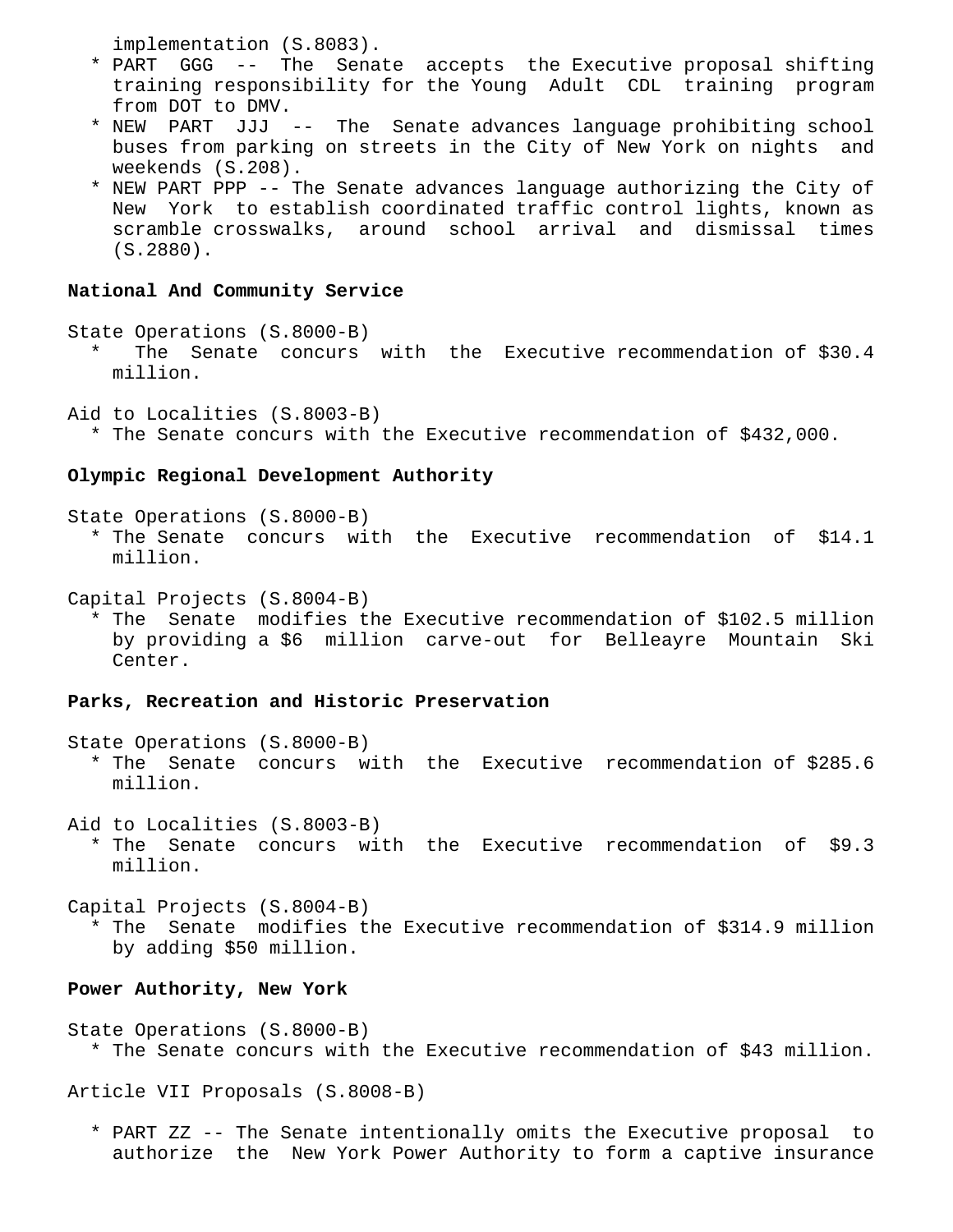implementation (S.8083).

* PART GGG -- The Senate accepts the Executive proposal shifting training responsibility for the Young Adult CDL training program from DOT to DMV.
* NEW PART JJJ -- The Senate advances language prohibiting school buses from parking on streets in the City of New York on nights and weekends (S.208).
* NEW PART PPP -- The Senate advances language authorizing the City of New York to establish coordinated traffic control lights, known as scramble crosswalks, around school arrival and dismissal times (S.2880).

**National And Community Service**

State Operations (S.8000-B)

* The Senate concurs with the Executive recommendation of $30.4 million.

Aid to Localities (S.8003-B)

* The Senate concurs with the Executive recommendation of $432,000.

**Olympic Regional Development Authority**

State Operations (S.8000-B)

* The Senate concurs with the Executive recommendation of $14.1 million.

Capital Projects (S.8004-B)

* The Senate modifies the Executive recommendation of $102.5 million by providing a $6 million carve-out for Belleayre Mountain Ski Center.

**Parks, Recreation and Historic Preservation**

State Operations (S.8000-B)

* The Senate concurs with the Executive recommendation of $285.6 million.

Aid to Localities (S.8003-B)

* The Senate concurs with the Executive recommendation of $9.3 million.

Capital Projects (S.8004-B)

* The Senate modifies the Executive recommendation of $314.9 million by adding $50 million.

**Power Authority, New York**

State Operations (S.8000-B)

* The Senate concurs with the Executive recommendation of $43 million.

Article VII Proposals (S.8008-B)

* PART ZZ -- The Senate intentionally omits the Executive proposal to authorize the New York Power Authority to form a captive insurance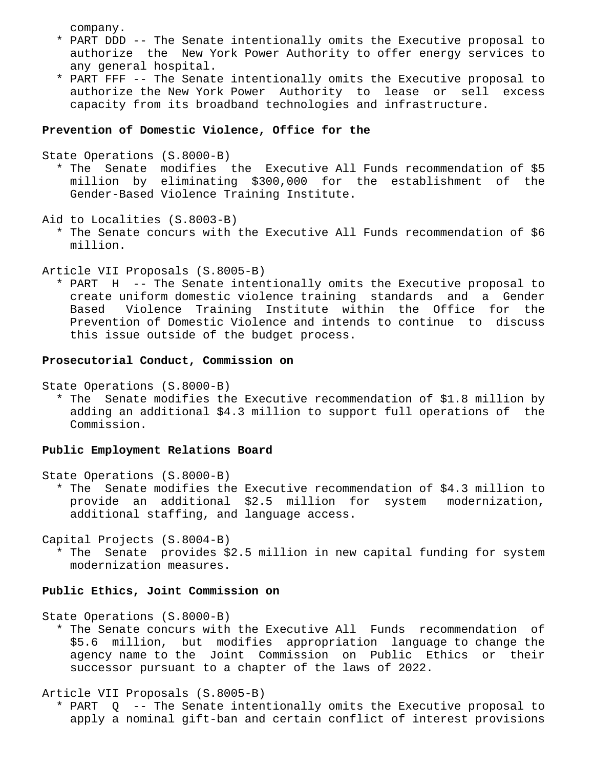company.

* PART DDD -- The Senate intentionally omits the Executive proposal to authorize the New York Power Authority to offer energy services to any general hospital.
* PART FFF -- The Senate intentionally omits the Executive proposal to authorize the New York Power Authority to lease or sell excess capacity from its broadband technologies and infrastructure.

**Prevention of Domestic Violence, Office for the**

State Operations (S.8000-B)

* The Senate modifies the Executive All Funds recommendation of $5 million by eliminating $300,000 for the establishment of the Gender-Based Violence Training Institute.

Aid to Localities (S.8003-B)

* The Senate concurs with the Executive All Funds recommendation of $6 million.

Article VII Proposals (S.8005-B)

* PART H -- The Senate intentionally omits the Executive proposal to create uniform domestic violence training standards and a Gender Based Violence Training Institute within the Office for the Prevention of Domestic Violence and intends to continue to discuss this issue outside of the budget process.

**Prosecutorial Conduct, Commission on**

State Operations (S.8000-B)

* The Senate modifies the Executive recommendation of $1.8 million by adding an additional $4.3 million to support full operations of the Commission.

**Public Employment Relations Board**

State Operations (S.8000-B)

* The Senate modifies the Executive recommendation of $4.3 million to provide an additional $2.5 million for system modernization, additional staffing, and language access.

Capital Projects (S.8004-B)

* The Senate provides $2.5 million in new capital funding for system modernization measures.

**Public Ethics, Joint Commission on**

State Operations (S.8000-B)

* The Senate concurs with the Executive All Funds recommendation of $5.6 million, but modifies appropriation language to change the agency name to the Joint Commission on Public Ethics or their successor pursuant to a chapter of the laws of 2022.

Article VII Proposals (S.8005-B)

* PART Q -- The Senate intentionally omits the Executive proposal to apply a nominal gift-ban and certain conflict of interest provisions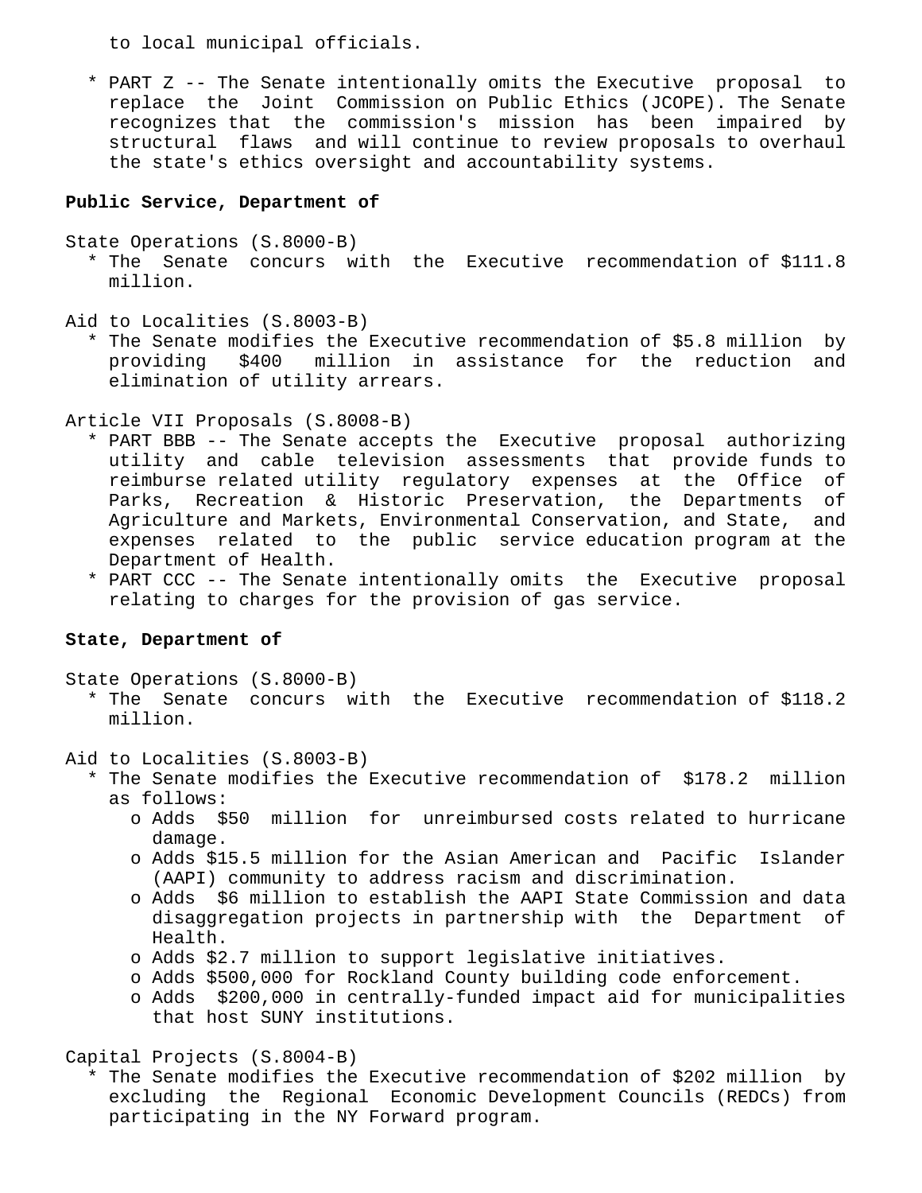to local municipal officials.

* PART Z -- The Senate intentionally omits the Executive proposal to replace the Joint Commission on Public Ethics (JCOPE). The Senate recognizes that the commission's mission has been impaired by structural flaws and will continue to review proposals to overhaul the state's ethics oversight and accountability systems.

**Public Service, Department of**

State Operations (S.8000-B)

* The Senate concurs with the Executive recommendation of $111.8 million.

Aid to Localities (S.8003-B)

* The Senate modifies the Executive recommendation of $5.8 million by providing $400 million in assistance for the reduction and elimination of utility arrears.

Article VII Proposals (S.8008-B)

* PART BBB -- The Senate accepts the Executive proposal authorizing utility and cable television assessments that provide funds to reimburse related utility regulatory expenses at the Office of Parks, Recreation & Historic Preservation, the Departments of Agriculture and Markets, Environmental Conservation, and State, and expenses related to the public service education program at the Department of Health.
* PART CCC -- The Senate intentionally omits the Executive proposal relating to charges for the provision of gas service.

**State, Department of**

State Operations (S.8000-B)

* The Senate concurs with the Executive recommendation of $118.2 million.

Aid to Localities (S.8003-B)

* The Senate modifies the Executive recommendation of $178.2 million as follows:
  * Adds $50 million for unreimbursed costs related to hurricane damage.
  * Adds $15.5 million for the Asian American and Pacific Islander (AAPI) community to address racism and discrimination.
  * Adds $6 million to establish the AAPI State Commission and data disaggregation projects in partnership with the Department of Health.
  * Adds $2.7 million to support legislative initiatives.
  * Adds $500,000 for Rockland County building code enforcement.
  * Adds $200,000 in centrally-funded impact aid for municipalities that host SUNY institutions.

Capital Projects (S.8004-B)

* The Senate modifies the Executive recommendation of $202 million by excluding the Regional Economic Development Councils (REDCs) from participating in the NY Forward program.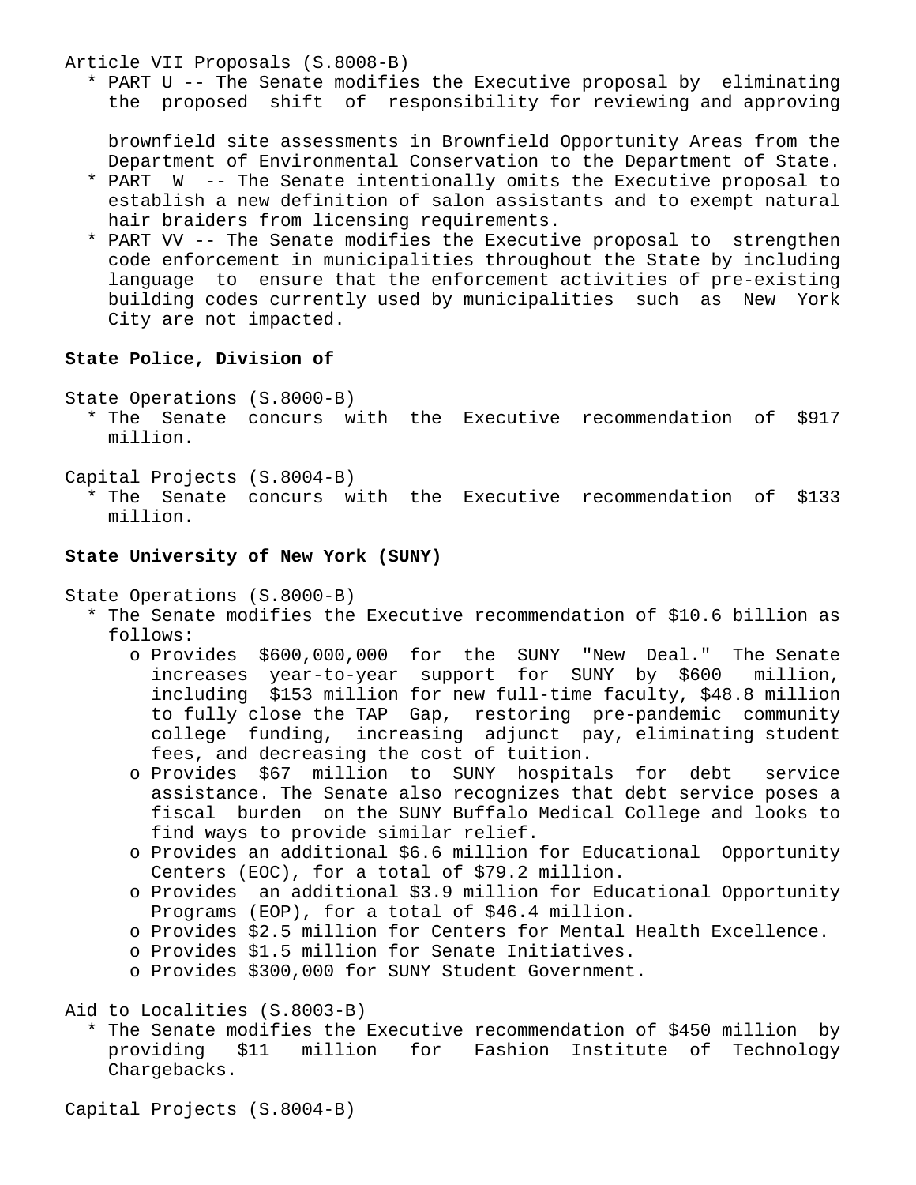Article VII Proposals (S.8008-B)

- PART U -- The Senate modifies the Executive proposal by eliminating the proposed shift of responsibility for reviewing and approving brownfield site assessments in Brownfield Opportunity Areas from the Department of Environmental Conservation to the Department of State.
- PART W -- The Senate intentionally omits the Executive proposal to establish a new definition of salon assistants and to exempt natural hair braiders from licensing requirements.
- PART VV -- The Senate modifies the Executive proposal to strengthen code enforcement in municipalities throughout the State by including language to ensure that the enforcement activities of pre-existing building codes currently used by municipalities such as New York City are not impacted.

**State Police, Division of**

State Operations (S.8000-B)

- The Senate concurs with the Executive recommendation of $917 million.

Capital Projects (S.8004-B)

- The Senate concurs with the Executive recommendation of $133 million.

**State University of New York (SUNY)**

State Operations (S.8000-B)

- The Senate modifies the Executive recommendation of $10.6 billion as follows:
  - Provides $600,000,000 for the SUNY "New Deal." The Senate increases year-to-year support for SUNY by $600 million, including $153 million for new full-time faculty, $48.8 million to fully close the TAP Gap, restoring pre-pandemic community college funding, increasing adjunct pay, eliminating student fees, and decreasing the cost of tuition.
  - Provides $67 million to SUNY hospitals for debt service assistance. The Senate also recognizes that debt service poses a fiscal burden on the SUNY Buffalo Medical College and looks to find ways to provide similar relief.
  - Provides an additional $6.6 million for Educational Opportunity Centers (EOC), for a total of $79.2 million.
  - Provides an additional $3.9 million for Educational Opportunity Programs (EOP), for a total of $46.4 million.
  - Provides $2.5 million for Centers for Mental Health Excellence.
  - Provides $1.5 million for Senate Initiatives.
  - Provides $300,000 for SUNY Student Government.

Aid to Localities (S.8003-B)

- The Senate modifies the Executive recommendation of $450 million by providing $11 million for Fashion Institute of Technology Chargebacks.

Capital Projects (S.8004-B)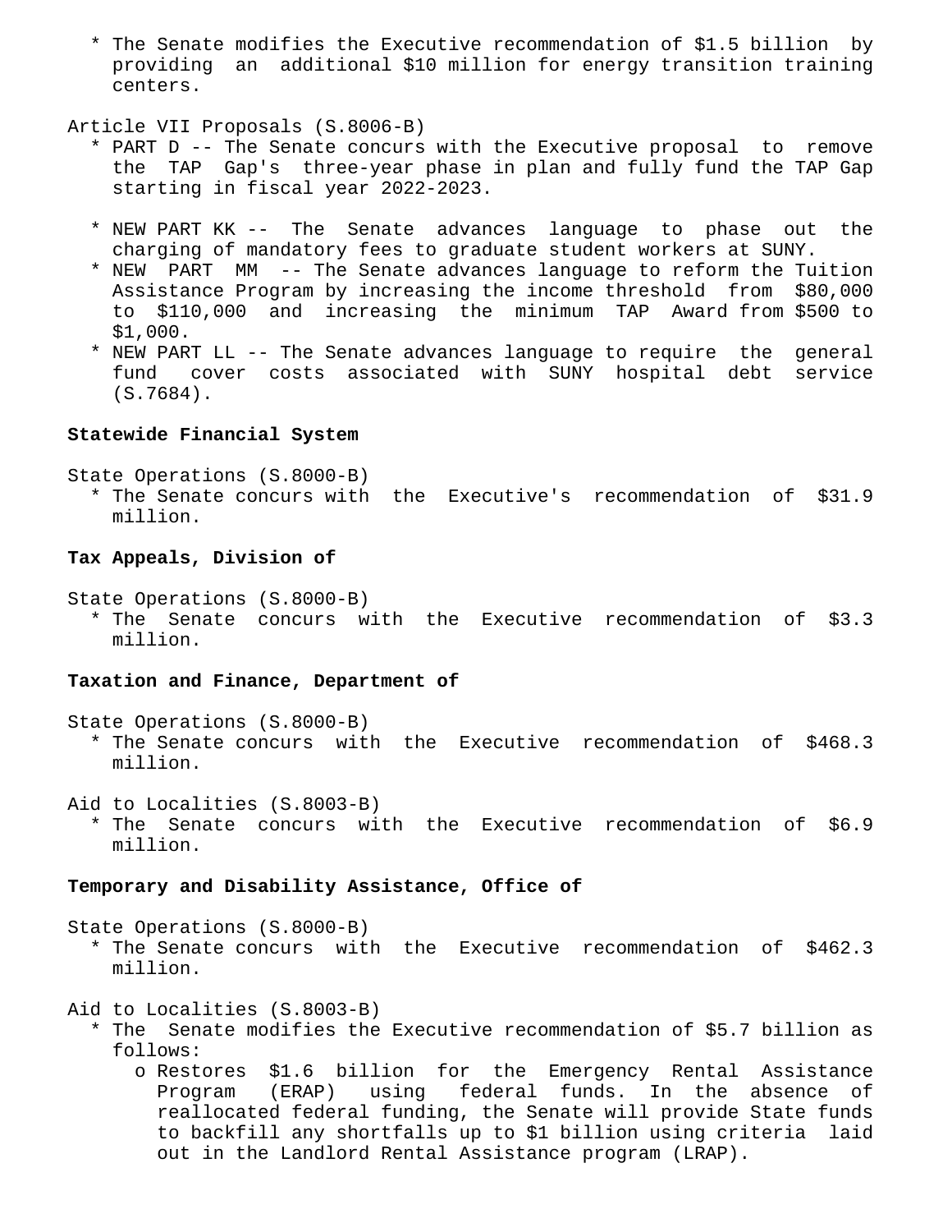* The Senate modifies the Executive recommendation of $1.5 billion by providing an additional $10 million for energy transition training centers.

Article VII Proposals (S.8006-B)

* PART D -- The Senate concurs with the Executive proposal to remove the TAP Gap's three-year phase in plan and fully fund the TAP Gap starting in fiscal year 2022-2023.

* NEW PART KK -- The Senate advances language to phase out the charging of mandatory fees to graduate student workers at SUNY.
* NEW PART MM -- The Senate advances language to reform the Tuition Assistance Program by increasing the income threshold from $80,000 to $110,000 and increasing the minimum TAP Award from $500 to $1,000.
* NEW PART LL -- The Senate advances language to require the general fund cover costs associated with SUNY hospital debt service (S.7684).

**Statewide Financial System**

State Operations (S.8000-B)

* The Senate concurs with the Executive's recommendation of $31.9 million.

**Tax Appeals, Division of**

State Operations (S.8000-B)

* The Senate concurs with the Executive recommendation of $3.3 million.

**Taxation and Finance, Department of**

State Operations (S.8000-B)

* The Senate concurs with the Executive recommendation of $468.3 million.

Aid to Localities (S.8003-B)

* The Senate concurs with the Executive recommendation of $6.9 million.

**Temporary and Disability Assistance, Office of**

State Operations (S.8000-B)

* The Senate concurs with the Executive recommendation of $462.3 million.

Aid to Localities (S.8003-B)

* The Senate modifies the Executive recommendation of $5.7 billion as follows:
  * o Restores $1.6 billion for the Emergency Rental Assistance Program (ERAP) using federal funds. In the absence of reallocated federal funding, the Senate will provide State funds to backfill any shortfalls up to $1 billion using criteria laid out in the Landlord Rental Assistance program (LRAP).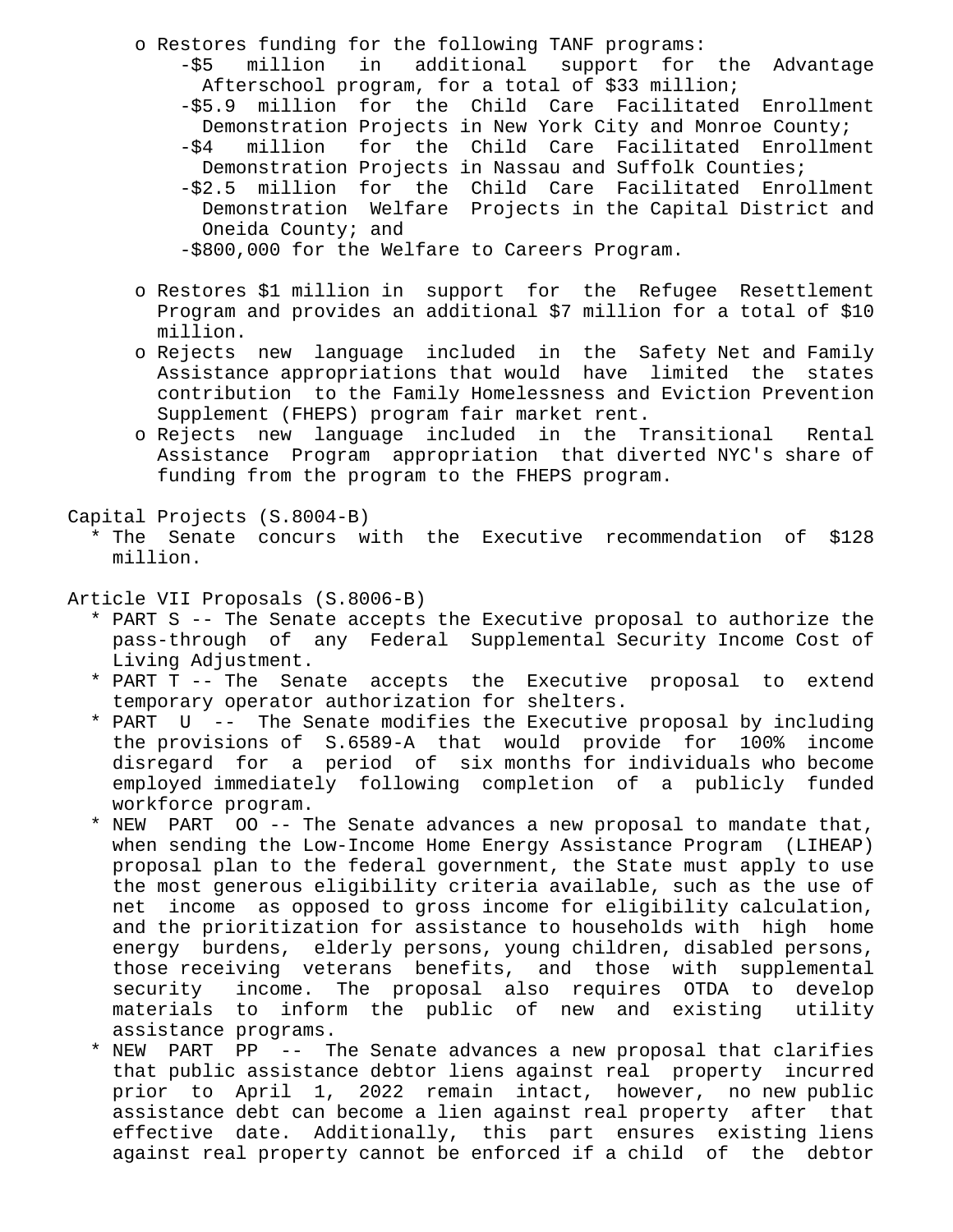- Restores funding for the following TANF programs:
  - $5 million in additional support for the Advantage Afterschool program, for a total of $33 million;
  - $5.9 million for the Child Care Facilitated Enrollment Demonstration Projects in New York City and Monroe County;
  - $4 million for the Child Care Facilitated Enrollment Demonstration Projects in Nassau and Suffolk Counties;
  - $2.5 million for the Child Care Facilitated Enrollment Demonstration Welfare Projects in the Capital District and Oneida County; and
  - $800,000 for the Welfare to Careers Program.

- Restores $1 million in support for the Refugee Resettlement Program and provides an additional $7 million for a total of $10 million.
- Rejects new language included in the Safety Net and Family Assistance appropriations that would have limited the states contribution to the Family Homelessness and Eviction Prevention Supplement (FHEPS) program fair market rent.
- Rejects new language included in the Transitional Rental Assistance Program appropriation that diverted NYC's share of funding from the program to the FHEPS program.

Capital Projects (S.8004-B)

* The Senate concurs with the Executive recommendation of $128 million.

Article VII Proposals (S.8006-B)

* PART S -- The Senate accepts the Executive proposal to authorize the pass-through of any Federal Supplemental Security Income Cost of Living Adjustment.
* PART T -- The Senate accepts the Executive proposal to extend temporary operator authorization for shelters.
* PART U -- The Senate modifies the Executive proposal by including the provisions of S.6589-A that would provide for 100% income disregard for a period of six months for individuals who become employed immediately following completion of a publicly funded workforce program.
* NEW PART OO -- The Senate advances a new proposal to mandate that, when sending the Low-Income Home Energy Assistance Program (LIHEAP) proposal plan to the federal government, the State must apply to use the most generous eligibility criteria available, such as the use of net income as opposed to gross income for eligibility calculation, and the prioritization for assistance to households with high home energy burdens, elderly persons, young children, disabled persons, those receiving veterans benefits, and those with supplemental security income. The proposal also requires OTDA to develop materials to inform the public of new and existing utility assistance programs.
* NEW PART PP -- The Senate advances a new proposal that clarifies that public assistance debtor liens against real property incurred prior to April 1, 2022 remain intact, however, no new public assistance debt can become a lien against real property after that effective date. Additionally, this part ensures existing liens against real property cannot be enforced if a child of the debtor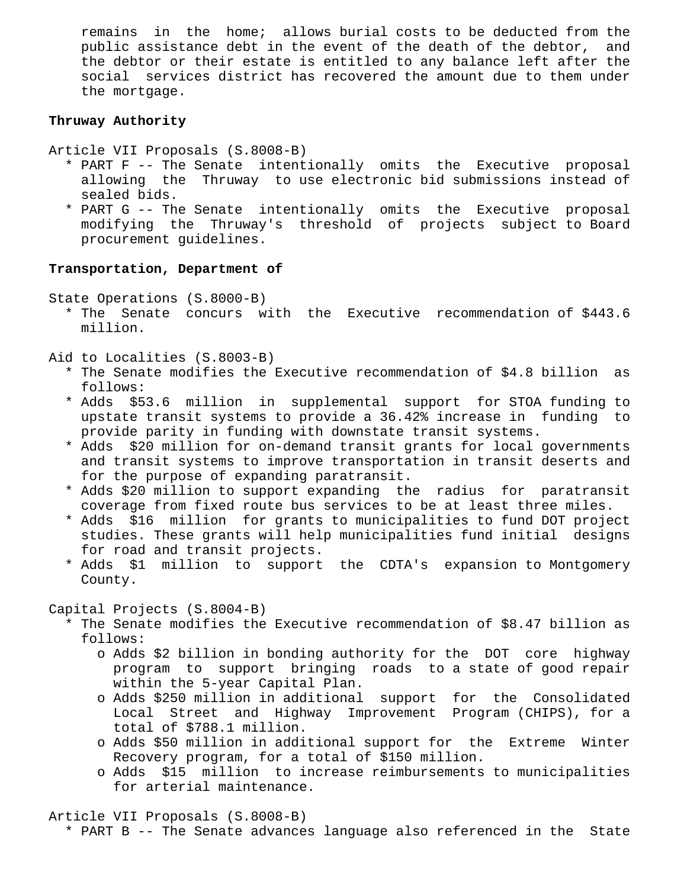remains in the home; allows burial costs to be deducted from the public assistance debt in the event of the death of the debtor, and the debtor or their estate is entitled to any balance left after the social services district has recovered the amount due to them under the mortgage.

**Thruway Authority**

Article VII Proposals (S.8008-B)

* PART F -- The Senate intentionally omits the Executive proposal allowing the Thruway to use electronic bid submissions instead of sealed bids.
* PART G -- The Senate intentionally omits the Executive proposal modifying the Thruway's threshold of projects subject to Board procurement guidelines.

**Transportation, Department of**

State Operations (S.8000-B)

* The Senate concurs with the Executive recommendation of $443.6 million.

Aid to Localities (S.8003-B)

* The Senate modifies the Executive recommendation of $4.8 billion as follows:
* Adds $53.6 million in supplemental support for STOA funding to upstate transit systems to provide a 36.42% increase in funding to provide parity in funding with downstate transit systems.
* Adds $20 million for on-demand transit grants for local governments and transit systems to improve transportation in transit deserts and for the purpose of expanding paratransit.
* Adds $20 million to support expanding the radius for paratransit coverage from fixed route bus services to be at least three miles.
* Adds $16 million for grants to municipalities to fund DOT project studies. These grants will help municipalities fund initial designs for road and transit projects.
* Adds $1 million to support the CDTA's expansion to Montgomery County.

Capital Projects (S.8004-B)

* The Senate modifies the Executive recommendation of $8.47 billion as follows:
  - Adds $2 billion in bonding authority for the DOT core highway program to support bringing roads to a state of good repair within the 5-year Capital Plan.
  - Adds $250 million in additional support for the Consolidated Local Street and Highway Improvement Program (CHIPS), for a total of $788.1 million.
  - Adds $50 million in additional support for the Extreme Winter Recovery program, for a total of $150 million.
  - Adds $15 million to increase reimbursements to municipalities for arterial maintenance.

Article VII Proposals (S.8008-B)

* PART B -- The Senate advances language also referenced in the State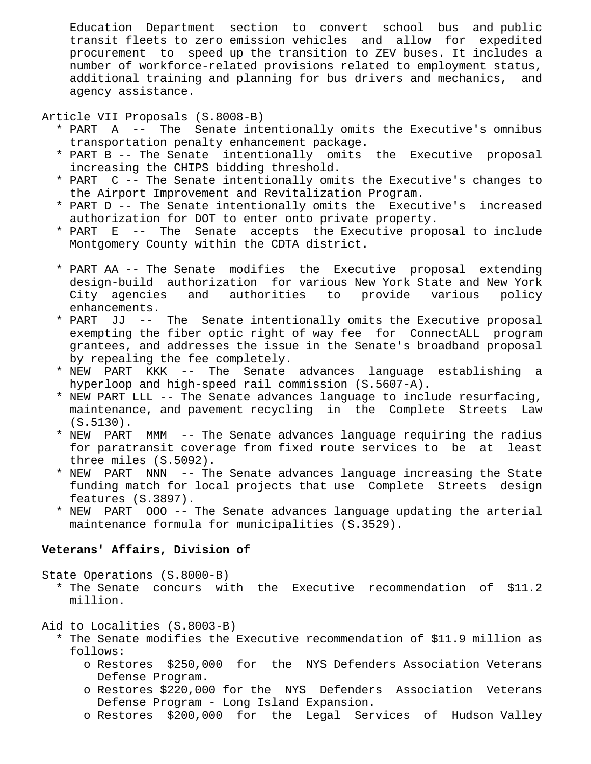Education Department section to convert school bus and public transit fleets to zero emission vehicles and allow for expedited procurement to speed up the transition to ZEV buses. It includes a number of workforce-related provisions related to employment status, additional training and planning for bus drivers and mechanics, and agency assistance.

Article VII Proposals (S.8008-B)

* PART A -- The Senate intentionally omits the Executive's omnibus transportation penalty enhancement package.
* PART B -- The Senate intentionally omits the Executive proposal increasing the CHIPS bidding threshold.
* PART C -- The Senate intentionally omits the Executive's changes to the Airport Improvement and Revitalization Program.
* PART D -- The Senate intentionally omits the Executive's increased authorization for DOT to enter onto private property.
* PART E -- The Senate accepts the Executive proposal to include Montgomery County within the CDTA district.

* PART AA -- The Senate modifies the Executive proposal extending design-build authorization for various New York State and New York City agencies and authorities to provide various policy enhancements.
* PART JJ -- The Senate intentionally omits the Executive proposal exempting the fiber optic right of way fee for ConnectALL program grantees, and addresses the issue in the Senate's broadband proposal by repealing the fee completely.
* NEW PART KKK -- The Senate advances language establishing a hyperloop and high-speed rail commission (S.5607-A).
* NEW PART LLL -- The Senate advances language to include resurfacing, maintenance, and pavement recycling in the Complete Streets Law (S.5130).
* NEW PART MMM -- The Senate advances language requiring the radius for paratransit coverage from fixed route services to be at least three miles (S.5092).
* NEW PART NNN -- The Senate advances language increasing the State funding match for local projects that use Complete Streets design features (S.3897).
* NEW PART OOO -- The Senate advances language updating the arterial maintenance formula for municipalities (S.3529).

**Veterans' Affairs, Division of**

State Operations (S.8000-B)

* The Senate concurs with the Executive recommendation of $11.2 million.

Aid to Localities (S.8003-B)

* The Senate modifies the Executive recommendation of $11.9 million as follows:
  - o Restores $250,000 for the NYS Defenders Association Veterans Defense Program.
  - o Restores $220,000 for the NYS Defenders Association Veterans Defense Program - Long Island Expansion.
  - o Restores $200,000 for the Legal Services of Hudson Valley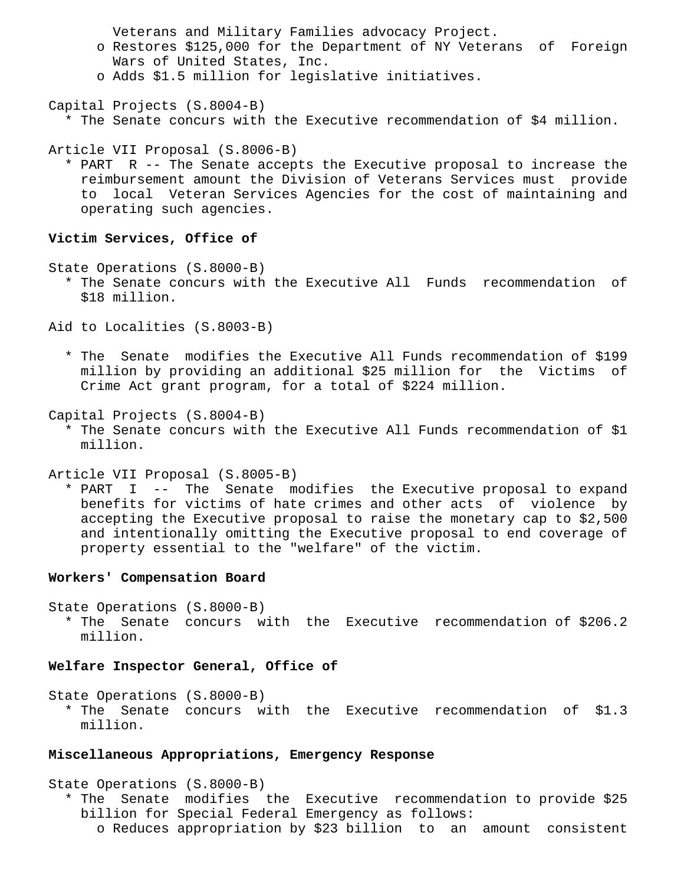Veterans and Military Families advocacy Project.
  - Restores $125,000 for the Department of NY Veterans of Foreign Wars of United States, Inc.
  - Adds $1.5 million for legislative initiatives.

Capital Projects (S.8004-B)
- The Senate concurs with the Executive recommendation of $4 million.

Article VII Proposal (S.8006-B)
- PART R -- The Senate accepts the Executive proposal to increase the reimbursement amount the Division of Veterans Services must provide to local Veteran Services Agencies for the cost of maintaining and operating such agencies.

**Victim Services, Office of**

State Operations (S.8000-B)
- The Senate concurs with the Executive All Funds recommendation of $18 million.

Aid to Localities (S.8003-B)

- The Senate modifies the Executive All Funds recommendation of $199 million by providing an additional $25 million for the Victims of Crime Act grant program, for a total of $224 million.

Capital Projects (S.8004-B)
- The Senate concurs with the Executive All Funds recommendation of $1 million.

Article VII Proposal (S.8005-B)
- PART I -- The Senate modifies the Executive proposal to expand benefits for victims of hate crimes and other acts of violence by accepting the Executive proposal to raise the monetary cap to $2,500 and intentionally omitting the Executive proposal to end coverage of property essential to the "welfare" of the victim.

**Workers' Compensation Board**

State Operations (S.8000-B)
- The Senate concurs with the Executive recommendation of $206.2 million.

**Welfare Inspector General, Office of**

State Operations (S.8000-B)
- The Senate concurs with the Executive recommendation of $1.3 million.

**Miscellaneous Appropriations, Emergency Response**

State Operations (S.8000-B)
- The Senate modifies the Executive recommendation to provide $25 billion for Special Federal Emergency as follows:
  - Reduces appropriation by $23 billion to an amount consistent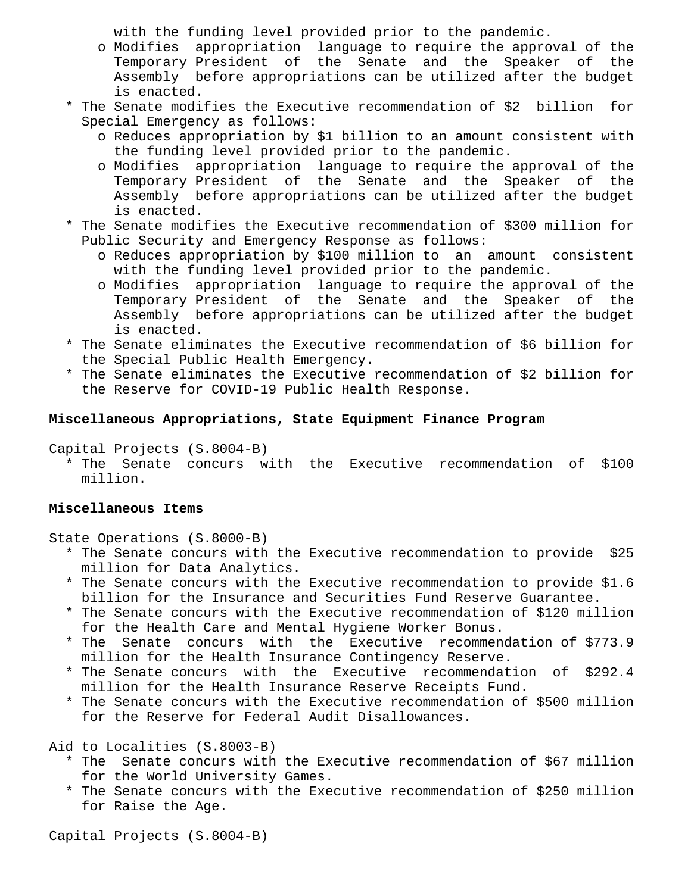with the funding level provided prior to the pandemic.
  - Modifies appropriation language to require the approval of the Temporary President of the Senate and the Speaker of the Assembly before appropriations can be utilized after the budget is enacted.
* The Senate modifies the Executive recommendation of $2 billion for Special Emergency as follows:
  - Reduces appropriation by $1 billion to an amount consistent with the funding level provided prior to the pandemic.
  - Modifies appropriation language to require the approval of the Temporary President of the Senate and the Speaker of the Assembly before appropriations can be utilized after the budget is enacted.
* The Senate modifies the Executive recommendation of $300 million for Public Security and Emergency Response as follows:
  - Reduces appropriation by $100 million to an amount consistent with the funding level provided prior to the pandemic.
  - Modifies appropriation language to require the approval of the Temporary President of the Senate and the Speaker of the Assembly before appropriations can be utilized after the budget is enacted.
* The Senate eliminates the Executive recommendation of $6 billion for the Special Public Health Emergency.
* The Senate eliminates the Executive recommendation of $2 billion for the Reserve for COVID-19 Public Health Response.

**Miscellaneous Appropriations, State Equipment Finance Program**

Capital Projects (S.8004-B)

* The Senate concurs with the Executive recommendation of $100 million.

**Miscellaneous Items**

State Operations (S.8000-B)

* The Senate concurs with the Executive recommendation to provide $25 million for Data Analytics.
* The Senate concurs with the Executive recommendation to provide $1.6 billion for the Insurance and Securities Fund Reserve Guarantee.
* The Senate concurs with the Executive recommendation of $120 million for the Health Care and Mental Hygiene Worker Bonus.
* The Senate concurs with the Executive recommendation of $773.9 million for the Health Insurance Contingency Reserve.
* The Senate concurs with the Executive recommendation of $292.4 million for the Health Insurance Reserve Receipts Fund.
* The Senate concurs with the Executive recommendation of $500 million for the Reserve for Federal Audit Disallowances.

Aid to Localities (S.8003-B)

* The Senate concurs with the Executive recommendation of $67 million for the World University Games.
* The Senate concurs with the Executive recommendation of $250 million for Raise the Age.

Capital Projects (S.8004-B)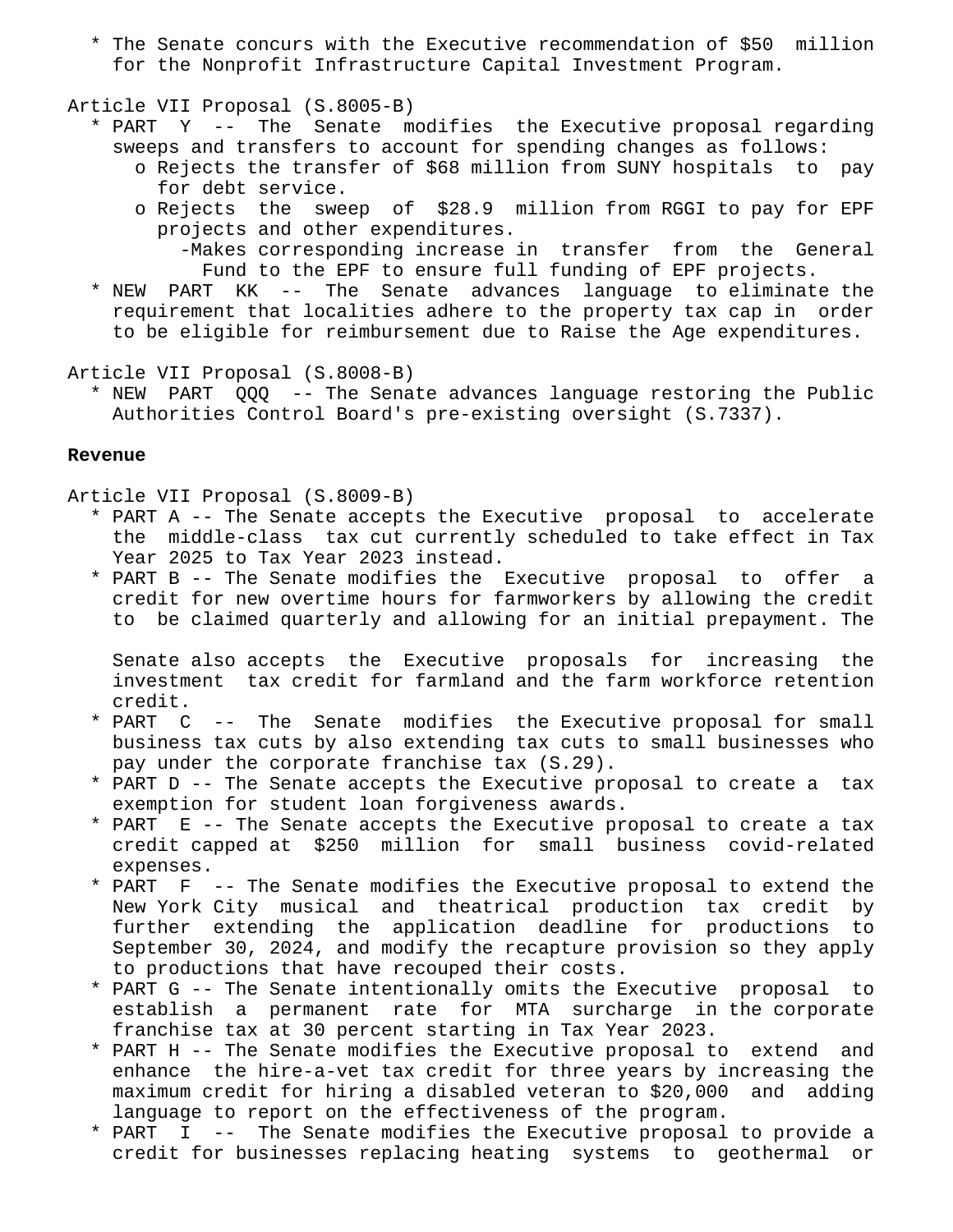* The Senate concurs with the Executive recommendation of $50 million for the Nonprofit Infrastructure Capital Investment Program.

Article VII Proposal (S.8005-B)

* PART Y -- The Senate modifies the Executive proposal regarding sweeps and transfers to account for spending changes as follows:
  - o Rejects the transfer of $68 million from SUNY hospitals to pay for debt service.
  - o Rejects the sweep of $28.9 million from RGGI to pay for EPF projects and other expenditures.
    - -Makes corresponding increase in transfer from the General Fund to the EPF to ensure full funding of EPF projects.
* NEW PART KK -- The Senate advances language to eliminate the requirement that localities adhere to the property tax cap in order to be eligible for reimbursement due to Raise the Age expenditures.

Article VII Proposal (S.8008-B)

* NEW PART QQQ -- The Senate advances language restoring the Public Authorities Control Board's pre-existing oversight (S.7337).

**Revenue**

Article VII Proposal (S.8009-B)

* PART A -- The Senate accepts the Executive proposal to accelerate the middle-class tax cut currently scheduled to take effect in Tax Year 2025 to Tax Year 2023 instead.
* PART B -- The Senate modifies the Executive proposal to offer a credit for new overtime hours for farmworkers by allowing the credit to be claimed quarterly and allowing for an initial prepayment. The

  Senate also accepts the Executive proposals for increasing the investment tax credit for farmland and the farm workforce retention credit.
* PART C -- The Senate modifies the Executive proposal for small business tax cuts by also extending tax cuts to small businesses who pay under the corporate franchise tax (S.29).
* PART D -- The Senate accepts the Executive proposal to create a tax exemption for student loan forgiveness awards.
* PART E -- The Senate accepts the Executive proposal to create a tax credit capped at $250 million for small business covid-related expenses.
* PART F -- The Senate modifies the Executive proposal to extend the New York City musical and theatrical production tax credit by further extending the application deadline for productions to September 30, 2024, and modify the recapture provision so they apply to productions that have recouped their costs.
* PART G -- The Senate intentionally omits the Executive proposal to establish a permanent rate for MTA surcharge in the corporate franchise tax at 30 percent starting in Tax Year 2023.
* PART H -- The Senate modifies the Executive proposal to extend and enhance the hire-a-vet tax credit for three years by increasing the maximum credit for hiring a disabled veteran to $20,000 and adding language to report on the effectiveness of the program.
* PART I -- The Senate modifies the Executive proposal to provide a credit for businesses replacing heating systems to geothermal or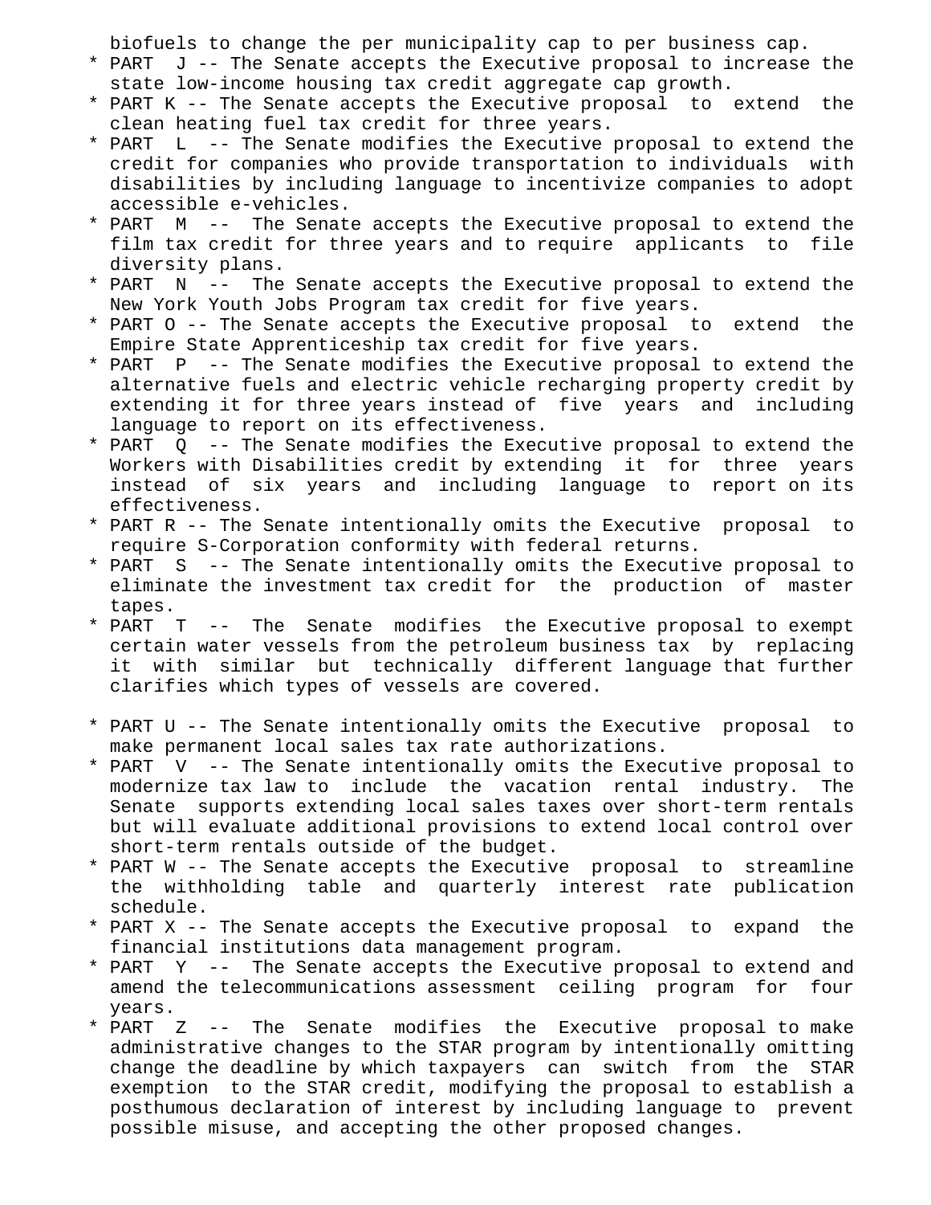biofuels to change the per municipality cap to per business cap.

* PART J -- The Senate accepts the Executive proposal to increase the state low-income housing tax credit aggregate cap growth.
* PART K -- The Senate accepts the Executive proposal to extend the clean heating fuel tax credit for three years.
* PART L -- The Senate modifies the Executive proposal to extend the credit for companies who provide transportation to individuals with disabilities by including language to incentivize companies to adopt accessible e-vehicles.
* PART M -- The Senate accepts the Executive proposal to extend the film tax credit for three years and to require applicants to file diversity plans.
* PART N -- The Senate accepts the Executive proposal to extend the New York Youth Jobs Program tax credit for five years.
* PART O -- The Senate accepts the Executive proposal to extend the Empire State Apprenticeship tax credit for five years.
* PART P -- The Senate modifies the Executive proposal to extend the alternative fuels and electric vehicle recharging property credit by extending it for three years instead of five years and including language to report on its effectiveness.
* PART Q -- The Senate modifies the Executive proposal to extend the Workers with Disabilities credit by extending it for three years instead of six years and including language to report on its effectiveness.
* PART R -- The Senate intentionally omits the Executive proposal to require S-Corporation conformity with federal returns.
* PART S -- The Senate intentionally omits the Executive proposal to eliminate the investment tax credit for the production of master tapes.
* PART T -- The Senate modifies the Executive proposal to exempt certain water vessels from the petroleum business tax by replacing it with similar but technically different language that further clarifies which types of vessels are covered.
* PART U -- The Senate intentionally omits the Executive proposal to make permanent local sales tax rate authorizations.
* PART V -- The Senate intentionally omits the Executive proposal to modernize tax law to include the vacation rental industry. The Senate supports extending local sales taxes over short-term rentals but will evaluate additional provisions to extend local control over short-term rentals outside of the budget.
* PART W -- The Senate accepts the Executive proposal to streamline the withholding table and quarterly interest rate publication schedule.
* PART X -- The Senate accepts the Executive proposal to expand the financial institutions data management program.
* PART Y -- The Senate accepts the Executive proposal to extend and amend the telecommunications assessment ceiling program for four years.
* PART Z -- The Senate modifies the Executive proposal to make administrative changes to the STAR program by intentionally omitting change the deadline by which taxpayers can switch from the STAR exemption to the STAR credit, modifying the proposal to establish a posthumous declaration of interest by including language to prevent possible misuse, and accepting the other proposed changes.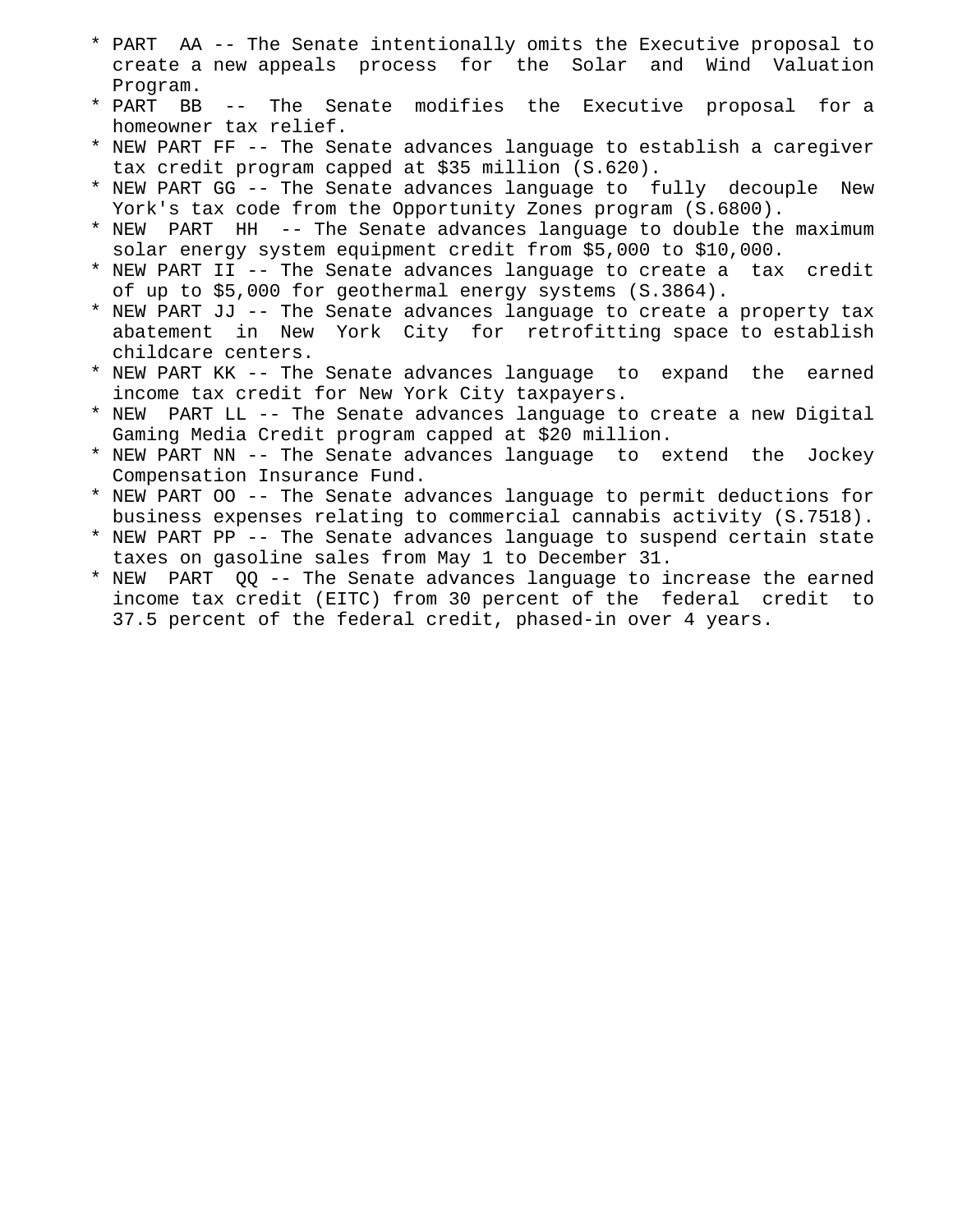* PART AA -- The Senate intentionally omits the Executive proposal to create a new appeals process for the Solar and Wind Valuation Program.
* PART BB -- The Senate modifies the Executive proposal for a homeowner tax relief.
* NEW PART FF -- The Senate advances language to establish a caregiver tax credit program capped at $35 million (S.620).
* NEW PART GG -- The Senate advances language to fully decouple New York's tax code from the Opportunity Zones program (S.6800).
* NEW PART HH -- The Senate advances language to double the maximum solar energy system equipment credit from $5,000 to $10,000.
* NEW PART II -- The Senate advances language to create a tax credit of up to $5,000 for geothermal energy systems (S.3864).
* NEW PART JJ -- The Senate advances language to create a property tax abatement in New York City for retrofitting space to establish childcare centers.
* NEW PART KK -- The Senate advances language to expand the earned income tax credit for New York City taxpayers.
* NEW PART LL -- The Senate advances language to create a new Digital Gaming Media Credit program capped at $20 million.
* NEW PART NN -- The Senate advances language to extend the Jockey Compensation Insurance Fund.
* NEW PART OO -- The Senate advances language to permit deductions for business expenses relating to commercial cannabis activity (S.7518).
* NEW PART PP -- The Senate advances language to suspend certain state taxes on gasoline sales from May 1 to December 31.
* NEW PART QQ -- The Senate advances language to increase the earned income tax credit (EITC) from 30 percent of the federal credit to 37.5 percent of the federal credit, phased-in over 4 years.